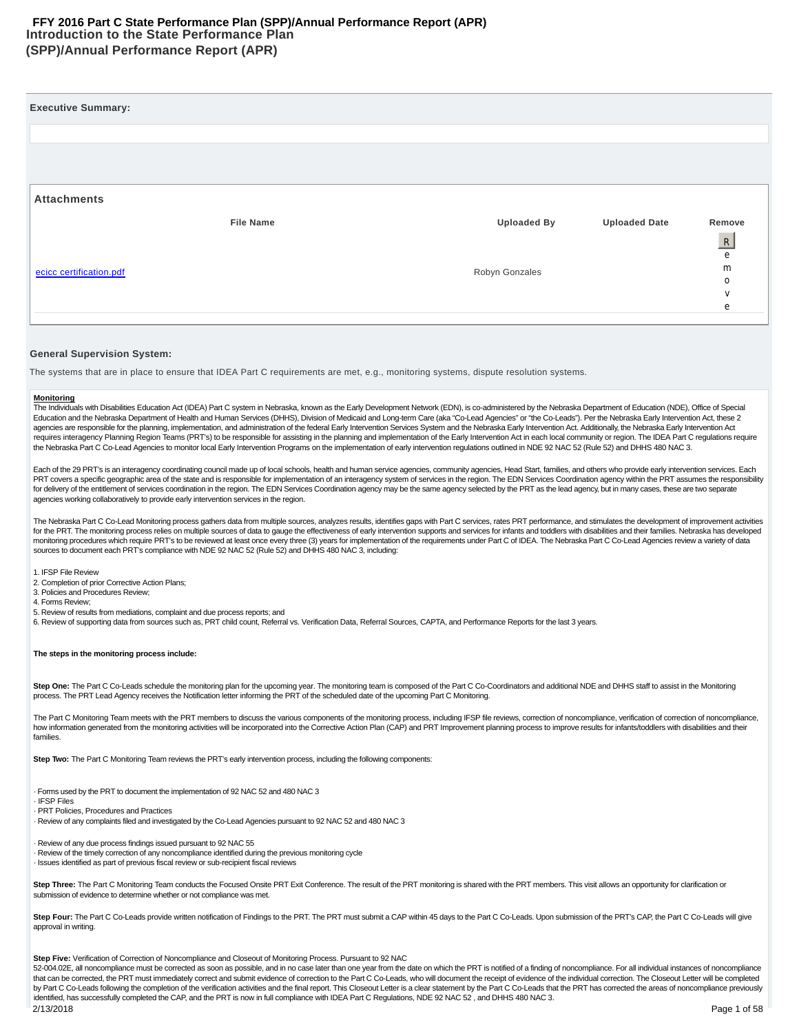# FFY 2016 Part C State Performance Plan (SPP)/Annual Performance Report (APR)

## Introduction to the State Performance Plan (SPP)/Annual Performance Report (APR)

### Executive Summary:

### Attachments

| File Name | Uploaded By | Uploaded Date | Remove |
|---|---|---|---|
| ecicc certification.pdf | Robyn Gonzales | | Remove |

### General Supervision System:

The systems that are in place to ensure that IDEA Part C requirements are met, e.g., monitoring systems, dispute resolution systems.

**Monitoring**

The Individuals with Disabilities Education Act (IDEA) Part C system in Nebraska, known as the Early Development Network (EDN), is co-administered by the Nebraska Department of Education (NDE), Office of Special Education and the Nebraska Department of Health and Human Services (DHHS), Division of Medicaid and Long-term Care (aka "Co-Lead Agencies" or "the Co-Leads"). Per the Nebraska Early Intervention Act, these 2 agencies are responsible for the planning, implementation, and administration of the federal Early Intervention Services System and the Nebraska Early Intervention Act. Additionally, the Nebraska Early Intervention Act requires interagency Planning Region Teams (PRT's) to be responsible for assisting in the planning and implementation of the Early Intervention Act in each local community or region. The IDEA Part C regulations require the Nebraska Part C Co-Lead Agencies to monitor local Early Intervention Programs on the implementation of early intervention regulations outlined in NDE 92 NAC 52 (Rule 52) and DHHS 480 NAC 3.

Each of the 29 PRT's is an interagency coordinating council made up of local schools, health and human service agencies, community agencies, Head Start, families, and others who provide early intervention services. Each PRT covers a specific geographic area of the state and is responsible for implementation of an interagency system of services in the region. The EDN Services Coordination agency within the PRT assumes the responsibility for delivery of the entitlement of services coordination in the region. The EDN Services Coordination agency may be the same agency selected by the PRT as the lead agency, but in many cases, these are two separate agencies working collaboratively to provide early intervention services in the region.

The Nebraska Part C Co-Lead Monitoring process gathers data from multiple sources, analyzes results, identifies gaps with Part C services, rates PRT performance, and stimulates the development of improvement activities for the PRT. The monitoring process relies on multiple sources of data to gauge the effectiveness of early intervention supports and services for infants and toddlers with disabilities and their families. Nebraska has developed monitoring procedures which require PRT's to be reviewed at least once every three (3) years for implementation of the requirements under Part C of IDEA. The Nebraska Part C Co-Lead Agencies review a variety of data sources to document each PRT's compliance with NDE 92 NAC 52 (Rule 52) and DHHS 480 NAC 3, including:

1. IFSP File Review
2. Completion of prior Corrective Action Plans;
3. Policies and Procedures Review;
4. Forms Review;
5. Review of results from mediations, complaint and due process reports; and
6. Review of supporting data from sources such as, PRT child count, Referral vs. Verification Data, Referral Sources, CAPTA, and Performance Reports for the last 3 years.

**The steps in the monitoring process include:**

**Step One:** The Part C Co-Leads schedule the monitoring plan for the upcoming year. The monitoring team is composed of the Part C Co-Coordinators and additional NDE and DHHS staff to assist in the Monitoring process. The PRT Lead Agency receives the Notification letter informing the PRT of the scheduled date of the upcoming Part C Monitoring.

The Part C Monitoring Team meets with the PRT members to discuss the various components of the monitoring process, including IFSP file reviews, correction of noncompliance, verification of correction of noncompliance, how information generated from the monitoring activities will be incorporated into the Corrective Action Plan (CAP) and PRT Improvement planning process to improve results for infants/toddlers with disabilities and their families.

**Step Two:** The Part C Monitoring Team reviews the PRT's early intervention process, including the following components:

- Forms used by the PRT to document the implementation of 92 NAC 52 and 480 NAC 3
- IFSP Files
- PRT Policies, Procedures and Practices
- Review of any complaints filed and investigated by the Co-Lead Agencies pursuant to 92 NAC 52 and 480 NAC 3
- Review of any due process findings issued pursuant to 92 NAC 55
- Review of the timely correction of any noncompliance identified during the previous monitoring cycle
- Issues identified as part of previous fiscal review or sub-recipient fiscal reviews

**Step Three:** The Part C Monitoring Team conducts the Focused Onsite PRT Exit Conference. The result of the PRT monitoring is shared with the PRT members. This visit allows an opportunity for clarification or submission of evidence to determine whether or not compliance was met.

**Step Four:** The Part C Co-Leads provide written notification of Findings to the PRT. The PRT must submit a CAP within 45 days to the Part C Co-Leads. Upon submission of the PRT's CAP, the Part C Co-Leads will give approval in writing.

**Step Five:** Verification of Correction of Noncompliance and Closeout of Monitoring Process. Pursuant to 92 NAC 52-004.02E, all noncompliance must be corrected as soon as possible, and in no case later than one year from the date on which the PRT is notified of a finding of noncompliance. For all individual instances of noncompliance that can be corrected, the PRT must immediately correct and submit evidence of correction to the Part C Co-Leads, who will document the receipt of evidence of the individual correction. The Closeout Letter will be completed by Part C Co-Leads following the completion of the verification activities and the final report. This Closeout Letter is a clear statement by the Part C Co-Leads that the PRT has corrected the areas of noncompliance previously identified, has successfully completed the CAP, and the PRT is now in full compliance with IDEA Part C Regulations, NDE 92 NAC 52 , and DHHS 480 NAC 3.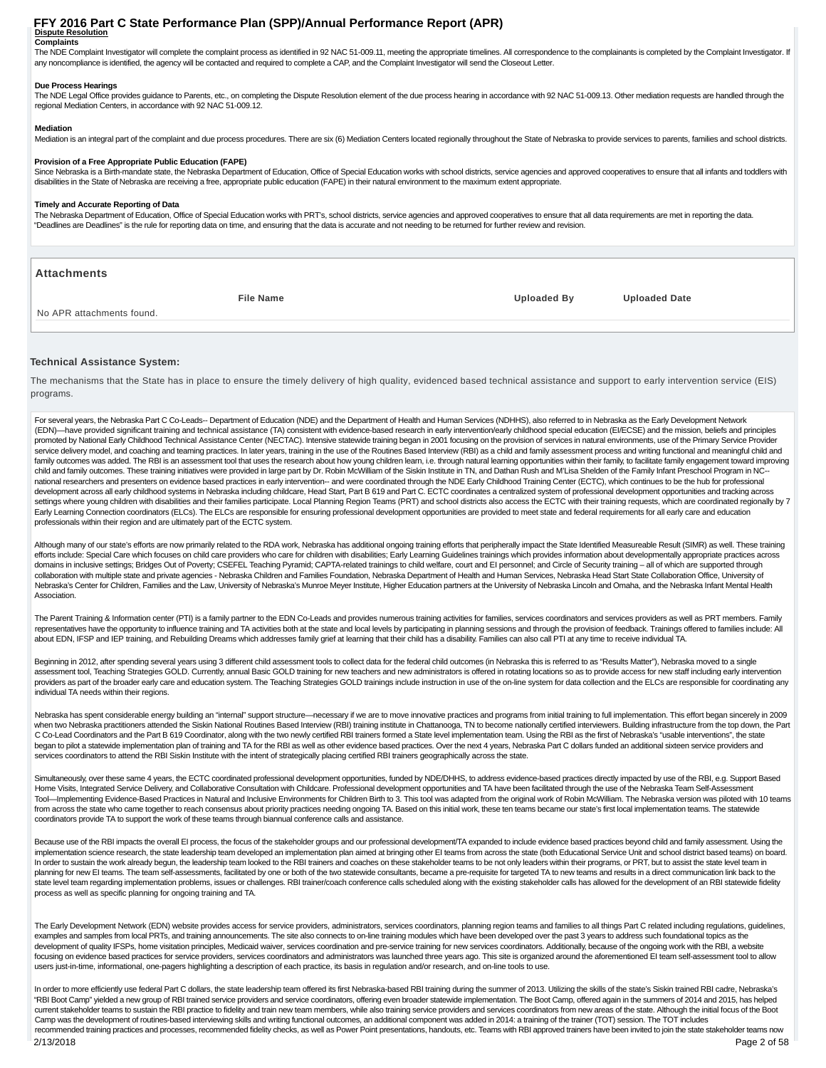## Dispute Resolution

**Complaints**

The NDE Complaint Investigator will complete the complaint process as identified in 92 NAC 51-009.11, meeting the appropriate timelines. All correspondence to the complainants is completed by the Complaint Investigator. If any noncompliance is identified, the agency will be contacted and required to complete a CAP, and the Complaint Investigator will send the Closeout Letter.

**Due Process Hearings**

The NDE Legal Office provides guidance to Parents, etc., on completing the Dispute Resolution element of the due process hearing in accordance with 92 NAC 51-009.13. Other mediation requests are handled through the regional Mediation Centers, in accordance with 92 NAC 51-009.12.

**Mediation**

Mediation is an integral part of the complaint and due process procedures. There are six (6) Mediation Centers located regionally throughout the State of Nebraska to provide services to parents, families and school districts.

**Provision of a Free Appropriate Public Education (FAPE)**

Since Nebraska is a Birth-mandate state, the Nebraska Department of Education, Office of Special Education works with school districts, service agencies and approved cooperatives to ensure that all infants and toddlers with disabilities in the State of Nebraska are receiving a free, appropriate public education (FAPE) in their natural environment to the maximum extent appropriate.

**Timely and Accurate Reporting of Data**

The Nebraska Department of Education, Office of Special Education works with PRT's, school districts, service agencies and approved cooperatives to ensure that all data requirements are met in reporting the data. "Deadlines are Deadlines" is the rule for reporting data on time, and ensuring that the data is accurate and not needing to be returned for further review and revision.

## Attachments

| File Name | Uploaded By | Uploaded Date |
| --- | --- | --- |
| No APR attachments found. | | |

### Technical Assistance System:

The mechanisms that the State has in place to ensure the timely delivery of high quality, evidenced based technical assistance and support to early intervention service (EIS) programs.

For several years, the Nebraska Part C Co-Leads-- Department of Education (NDE) and the Department of Health and Human Services (NDHHS), also referred to in Nebraska as the Early Development Network (EDN)—have provided significant training and technical assistance (TA) consistent with evidence-based research in early intervention/early childhood special education (EI/ECSE) and the mission, beliefs and principles promoted by National Early Childhood Technical Assistance Center (NECTAC). Intensive statewide training began in 2001 focusing on the provision of services in natural environments, use of the Primary Service Provider service delivery model, and coaching and teaming practices. In later years, training in the use of the Routines Based Interview (RBI) as a child and family assessment process and writing functional and meaningful child and family outcomes was added. The RBI is an assessment tool that uses the research about how young children learn, i.e. through natural learning opportunities within their family, to facilitate family engagement toward improving child and family outcomes. These training initiatives were provided in large part by Dr. Robin McWilliam of the Siskin Institute in TN, and Dathan Rush and M'Lisa Shelden of the Family Infant Preschool Program in NC--national researchers and presenters on evidence based practices in early intervention-- and were coordinated through the NDE Early Childhood Training Center (ECTC), which continues to be the hub for professional development across all early childhood systems in Nebraska including childcare, Head Start, Part B 619 and Part C. ECTC coordinates a centralized system of professional development opportunities and tracking across settings where young children with disabilities and their families participate. Local Planning Region Teams (PRT) and school districts also access the ECTC with their training requests, which are coordinated regionally by 7 Early Learning Connection coordinators (ELCs). The ELCs are responsible for ensuring professional development opportunities are provided to meet state and federal requirements for all early care and education professionals within their region and are ultimately part of the ECTC system.

Although many of our state's efforts are now primarily related to the RDA work, Nebraska has additional ongoing training efforts that peripherally impact the State Identified Measureable Result (SIMR) as well. These training efforts include: Special Care which focuses on child care providers who care for children with disabilities; Early Learning Guidelines trainings which provides information about developmentally appropriate practices across domains in inclusive settings; Bridges Out of Poverty; CSEFEL Teaching Pyramid; CAPTA-related trainings to child welfare, court and EI personnel; and Circle of Security training – all of which are supported through collaboration with multiple state and private agencies - Nebraska Children and Families Foundation, Nebraska Department of Health and Human Services, Nebraska Head Start State Collaboration Office, University of Nebraska's Center for Children, Families and the Law, University of Nebraska's Munroe Meyer Institute, Higher Education partners at the University of Nebraska Lincoln and Omaha, and the Nebraska Infant Mental Health Association.

The Parent Training & Information center (PTI) is a family partner to the EDN Co-Leads and provides numerous training activities for families, services coordinators and services providers as well as PRT members. Family representatives have the opportunity to influence training and TA activities both at the state and local levels by participating in planning sessions and through the provision of feedback. Trainings offered to families include: All about EDN, IFSP and IEP training, and Rebuilding Dreams which addresses family grief at learning that their child has a disability. Families can also call PTI at any time to receive individual TA.

Beginning in 2012, after spending several years using 3 different child assessment tools to collect data for the federal child outcomes (in Nebraska this is referred to as "Results Matter"), Nebraska moved to a single assessment tool, Teaching Strategies GOLD. Currently, annual Basic GOLD training for new teachers and new administrators is offered in rotating locations so as to provide access for new staff including early intervention providers as part of the broader early care and education system. The Teaching Strategies GOLD trainings include instruction in use of the on-line system for data collection and the ELCs are responsible for coordinating any individual TA needs within their regions.

Nebraska has spent considerable energy building an "internal" support structure—necessary if we are to move innovative practices and programs from initial training to full implementation. This effort began sincerely in 2009 when two Nebraska practitioners attended the Siskin National Routines Based Interview (RBI) training institute in Chattanooga, TN to become nationally certified interviewers. Building infrastructure from the top down, the Part C Co-Lead Coordinators and the Part B 619 Coordinator, along with the two newly certified RBI trainers formed a State level implementation team. Using the RBI as the first of Nebraska's "usable interventions", the state began to pilot a statewide implementation plan of training and TA for the RBI as well as other evidence based practices. Over the next 4 years, Nebraska Part C dollars funded an additional sixteen service providers and services coordinators to attend the RBI Siskin Institute with the intent of strategically placing certified RBI trainers geographically across the state.

Simultaneously, over these same 4 years, the ECTC coordinated professional development opportunities, funded by NDE/DHHS, to address evidence-based practices directly impacted by use of the RBI, e.g. Support Based Home Visits, Integrated Service Delivery, and Collaborative Consultation with Childcare. Professional development opportunities and TA have been facilitated through the use of the Nebraska Team Self-Assessment Tool—Implementing Evidence-Based Practices in Natural and Inclusive Environments for Children Birth to 3. This tool was adapted from the original work of Robin McWilliam. The Nebraska version was piloted with 10 teams from across the state who came together to reach consensus about priority practices needing ongoing TA. Based on this initial work, these ten teams became our state's first local implementation teams. The statewide coordinators provide TA to support the work of these teams through biannual conference calls and assistance.

Because use of the RBI impacts the overall EI process, the focus of the stakeholder groups and our professional development/TA expanded to include evidence based practices beyond child and family assessment. Using the implementation science research, the state leadership team developed an implementation plan aimed at bringing other EI teams from across the state (both Educational Service Unit and school district based teams) on board. In order to sustain the work already begun, the leadership team looked to the RBI trainers and coaches on these stakeholder teams to be not only leaders within their programs, or PRT, but to assist the state level team in planning for new EI teams. The team self-assessments, facilitated by one or both of the two statewide consultants, became a pre-requisite for targeted TA to new teams and results in a direct communication link back to the state level team regarding implementation problems, issues or challenges. RBI trainer/coach conference calls scheduled along with the existing stakeholder calls has allowed for the development of an RBI statewide fidelity process as well as specific planning for ongoing training and TA.

The Early Development Network (EDN) website provides access for service providers, administrators, services coordinators, planning region teams and families to all things Part C related including regulations, guidelines, examples and samples from local PRTs, and training announcements. The site also connects to on-line training modules which have been developed over the past 3 years to address such foundational topics as the development of quality IFSPs, home visitation principles, Medicaid waiver, services coordination and pre-service training for new services coordinators. Additionally, because of the ongoing work with the RBI, a website focusing on evidence based practices for service providers, services coordinators and administrators was launched three years ago. This site is organized around the aforementioned EI team self-assessment tool to allow users just-in-time, informational, one-pagers highlighting a description of each practice, its basis in regulation and/or research, and on-line tools to use.

In order to more efficiently use federal Part C dollars, the state leadership team offered its first Nebraska-based RBI training during the summer of 2013. Utilizing the skills of the state's Siskin trained RBI cadre, Nebraska's "RBI Boot Camp" yielded a new group of RBI trained service providers and service coordinators, offering even broader statewide implementation. The Boot Camp, offered again in the summers of 2014 and 2015, has helped current stakeholder teams to sustain the RBI practice to fidelity and train new team members, while also training service providers and services coordinators from new areas of the state. Although the initial focus of the Boot Camp was the development of routines-based interviewing skills and writing functional outcomes, an additional component was added in 2014: a training of the trainer (TOT) session. The TOT includes recommended training practices and processes, recommended fidelity checks, as well as Power Point presentations, handouts, etc. Teams with RBI approved trainers have been invited to join the state stakeholder teams now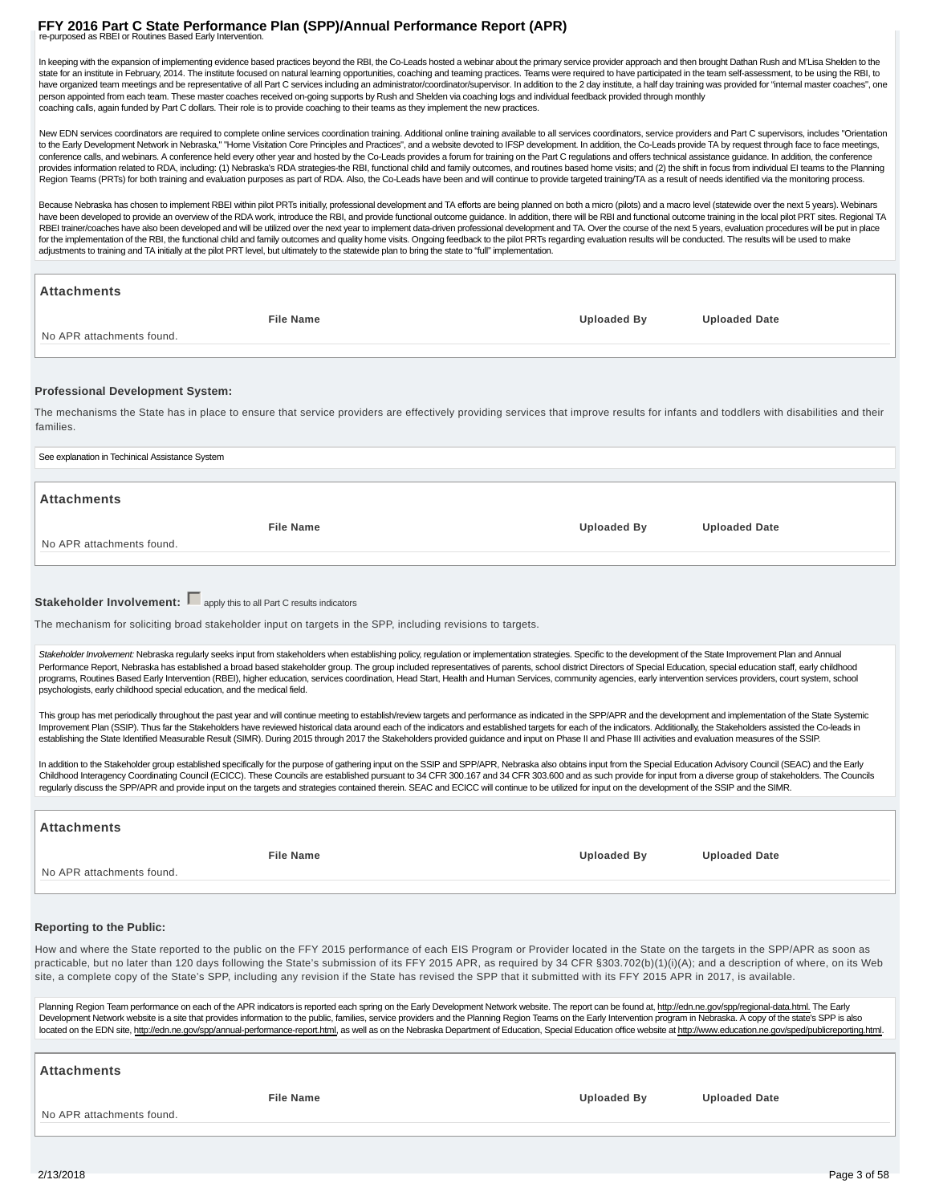re-purposed as RBEI or Routines Based Early Intervention.

In keeping with the expansion of implementing evidence based practices beyond the RBI, the Co-Leads hosted a webinar about the primary service provider approach and then brought Dathan Rush and M'Lisa Shelden to the state for an institute in February, 2014. The institute focused on natural learning opportunities, coaching and teaming practices. Teams were required to have participated in the team self-assessment, to be using the RBI, to have organized team meetings and be representative of all Part C services including an administrator/coordinator/supervisor. In addition to the 2 day institute, a half day training was provided for "internal master coaches", one person appointed from each team. These master coaches received on-going supports by Rush and Shelden via coaching logs and individual feedback provided through monthly coaching calls, again funded by Part C dollars. Their role is to provide coaching to their teams as they implement the new practices.

New EDN services coordinators are required to complete online services coordination training. Additional online training available to all services coordinators, service providers and Part C supervisors, includes "Orientation to the Early Development Network in Nebraska," "Home Visitation Core Principles and Practices", and a website devoted to IFSP development. In addition, the Co-Leads provide TA by request through face to face meetings, conference calls, and webinars. A conference held every other year and hosted by the Co-Leads provides a forum for training on the Part C regulations and offers technical assistance guidance. In addition, the conference provides information related to RDA, including: (1) Nebraska's RDA strategies-the RBI, functional child and family outcomes, and routines based home visits; and (2) the shift in focus from individual EI teams to the Planning Region Teams (PRTs) for both training and evaluation purposes as part of RDA. Also, the Co-Leads have been and will continue to provide targeted training/TA as a result of needs identified via the monitoring process.

Because Nebraska has chosen to implement RBEI within pilot PRTs initially, professional development and TA efforts are being planned on both a micro (pilots) and a macro level (statewide over the next 5 years). Webinars have been developed to provide an overview of the RDA work, introduce the RBI, and provide functional outcome guidance. In addition, there will be RBI and functional outcome training in the local pilot PRT sites. Regional TA RBEI trainer/coaches have also been developed and will be utilized over the next year to implement data-driven professional development and TA. Over the course of the next 5 years, evaluation procedures will be put in place for the implementation of the RBI, the functional child and family outcomes and quality home visits. Ongoing feedback to the pilot PRTs regarding evaluation results will be conducted. The results will be used to make adjustments to training and TA initially at the pilot PRT level, but ultimately to the statewide plan to bring the state to "full" implementation.

### Attachments

| File Name | Uploaded By | Uploaded Date |
|---|---|---|
| No APR attachments found. | | |

### Professional Development System:

The mechanisms the State has in place to ensure that service providers are effectively providing services that improve results for infants and toddlers with disabilities and their families.

See explanation in Techinical Assistance System

### Attachments

| File Name | Uploaded By | Uploaded Date |
|---|---|---|
| No APR attachments found. | | |

### Stakeholder Involvement: ☐ apply this to all Part C results indicators

The mechanism for soliciting broad stakeholder input on targets in the SPP, including revisions to targets.

*Stakeholder Involvement:* Nebraska regularly seeks input from stakeholders when establishing policy, regulation or implementation strategies. Specific to the development of the State Improvement Plan and Annual Performance Report, Nebraska has established a broad based stakeholder group. The group included representatives of parents, school district Directors of Special Education, special education staff, early childhood programs, Routines Based Early Intervention (RBEI), higher education, services coordination, Head Start, Health and Human Services, community agencies, early intervention services providers, court system, school psychologists, early childhood special education, and the medical field.

This group has met periodically throughout the past year and will continue meeting to establish/review targets and performance as indicated in the SPP/APR and the development and implementation of the State Systemic Improvement Plan (SSIP). Thus far the Stakeholders have reviewed historical data around each of the indicators and established targets for each of the indicators. Additionally, the Stakeholders assisted the Co-leads in establishing the State Identified Measurable Result (SIMR). During 2015 through 2017 the Stakeholders provided guidance and input on Phase II and Phase III activities and evaluation measures of the SSIP.

In addition to the Stakeholder group established specifically for the purpose of gathering input on the SSIP and SPP/APR, Nebraska also obtains input from the Special Education Advisory Council (SEAC) and the Early Childhood Interagency Coordinating Council (ECICC). These Councils are established pursuant to 34 CFR 300.167 and 34 CFR 303.600 and as such provide for input from a diverse group of stakeholders. The Councils regularly discuss the SPP/APR and provide input on the targets and strategies contained therein. SEAC and ECICC will continue to be utilized for input on the development of the SSIP and the SIMR.

### Attachments

| File Name | Uploaded By | Uploaded Date |
|---|---|---|
| No APR attachments found. | | |

### Reporting to the Public:

How and where the State reported to the public on the FFY 2015 performance of each EIS Program or Provider located in the State on the targets in the SPP/APR as soon as practicable, but no later than 120 days following the State's submission of its FFY 2015 APR, as required by 34 CFR §303.702(b)(1)(i)(A); and a description of where, on its Web site, a complete copy of the State's SPP, including any revision if the State has revised the SPP that it submitted with its FFY 2015 APR in 2017, is available.

Planning Region Team performance on each of the APR indicators is reported each spring on the Early Development Network website. The report can be found at, http://edn.ne.gov/spp/regional-data.html. The Early Development Network website is a site that provides information to the public, families, service providers and the Planning Region Teams on the Early Intervention program in Nebraska. A copy of the state's SPP is also located on the EDN site, http://edn.ne.gov/spp/annual-performance-report.html, as well as on the Nebraska Department of Education, Special Education office website at http://www.education.ne.gov/sped/publicreporting.html.

### Attachments

| File Name | Uploaded By | Uploaded Date |
|---|---|---|
| No APR attachments found. | | |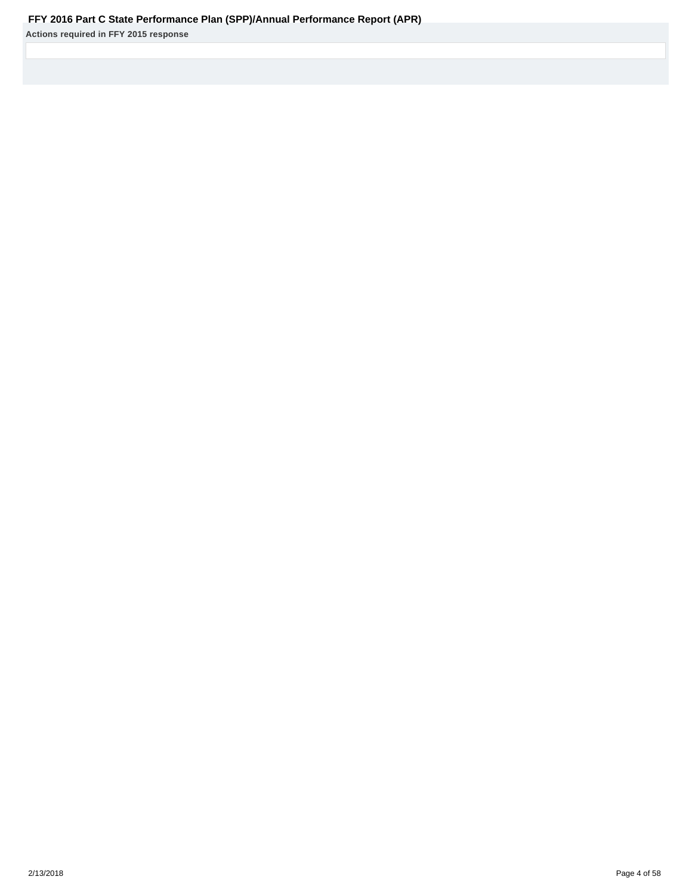**Actions required in FFY 2015 response**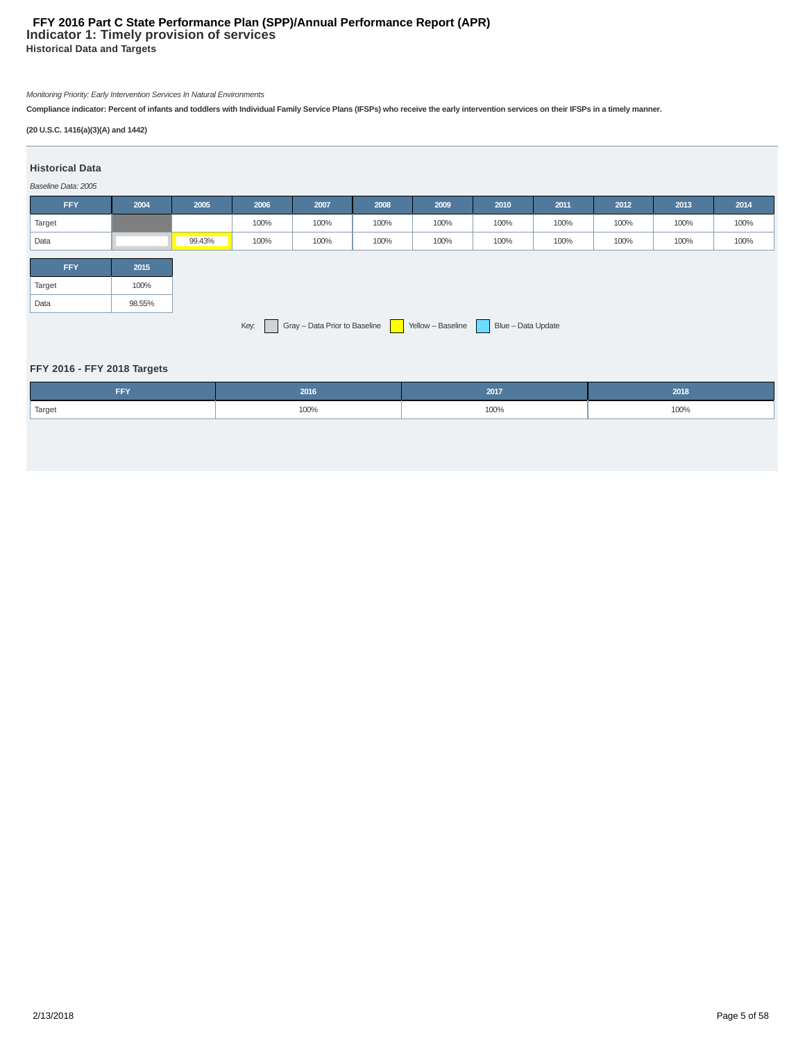# FFY 2016 Part C State Performance Plan (SPP)/Annual Performance Report (APR)

## Indicator 1: Timely provision of services

### Historical Data and Targets

*Monitoring Priority: Early Intervention Services In Natural Environments*

**Compliance indicator: Percent of infants and toddlers with Individual Family Service Plans (IFSPs) who receive the early intervention services on their IFSPs in a timely manner.**

**(20 U.S.C. 1416(a)(3)(A) and 1442)**

### Historical Data

*Baseline Data: 2005*

| FFY | 2004 | 2005 | 2006 | 2007 | 2008 | 2009 | 2010 | 2011 | 2012 | 2013 | 2014 |
|---|---|---|---|---|---|---|---|---|---|---|---|
| Target | | | 100% | 100% | 100% | 100% | 100% | 100% | 100% | 100% | 100% |
| Data | | 99.43% | 100% | 100% | 100% | 100% | 100% | 100% | 100% | 100% | 100% |

| FFY | 2015 |
|---|---|
| Target | 100% |
| Data | 98.55% |

Key: Gray – Data Prior to Baseline; Yellow – Baseline; Blue – Data Update

### FFY 2016 - FFY 2018 Targets

| FFY | 2016 | 2017 | 2018 |
|---|---|---|---|
| Target | 100% | 100% | 100% |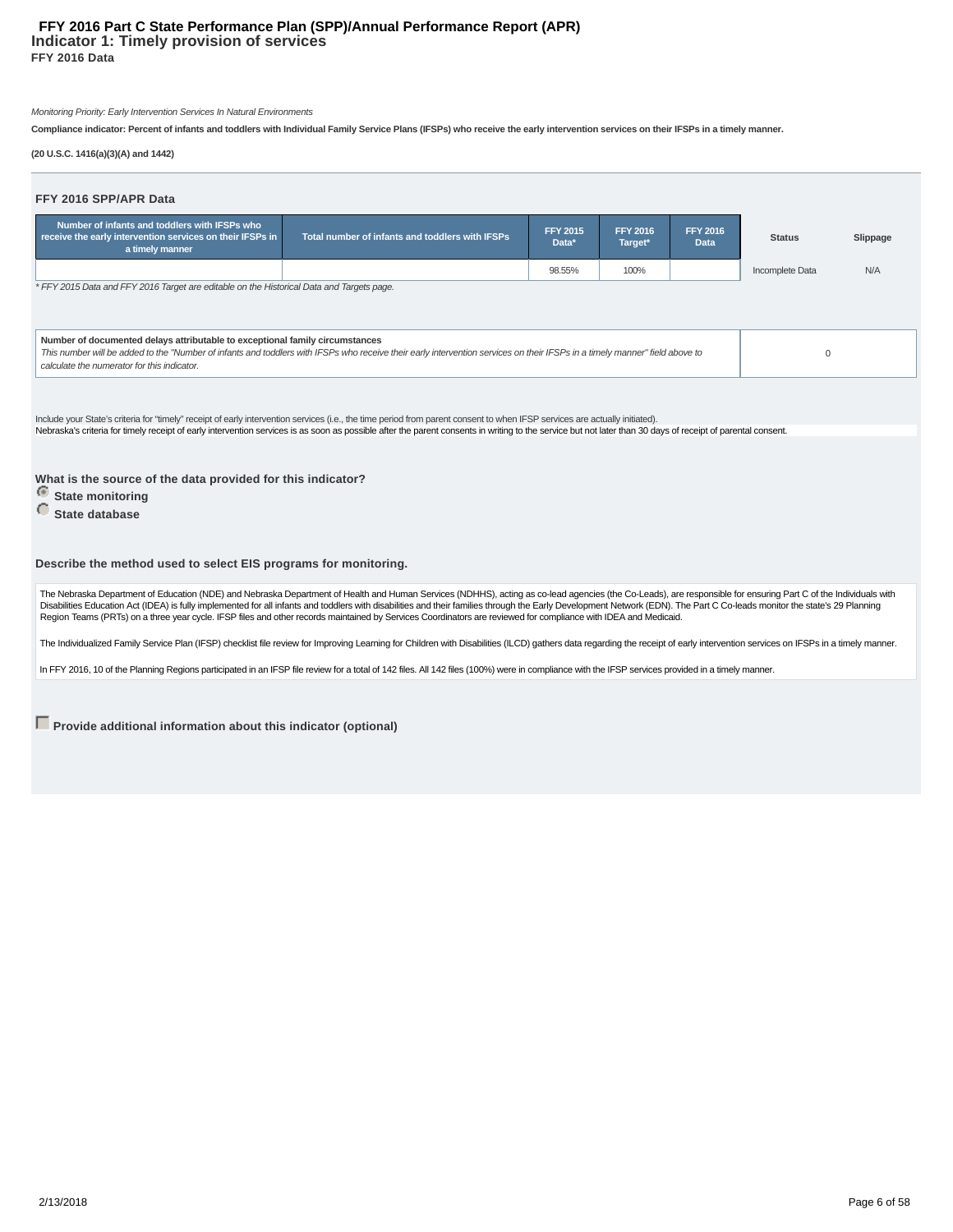# FFY 2016 Part C State Performance Plan (SPP)/Annual Performance Report (APR)

## Indicator 1: Timely provision of services

**FFY 2016 Data**

*Monitoring Priority: Early Intervention Services In Natural Environments*

**Compliance indicator: Percent of infants and toddlers with Individual Family Service Plans (IFSPs) who receive the early intervention services on their IFSPs in a timely manner.**

**(20 U.S.C. 1416(a)(3)(A) and 1442)**

### FFY 2016 SPP/APR Data

| Number of infants and toddlers with IFSPs who receive the early intervention services on their IFSPs in a timely manner | Total number of infants and toddlers with IFSPs | FFY 2015 Data* | FFY 2016 Target* | FFY 2016 Data | Status | Slippage |
|---|---|---|---|---|---|---|
| | | 98.55% | 100% | | Incomplete Data | N/A |

*\* FFY 2015 Data and FFY 2016 Target are editable on the Historical Data and Targets page.*

| Number of documented delays attributable to exceptional family circumstances<br>*This number will be added to the "Number of infants and toddlers with IFSPs who receive their early intervention services on their IFSPs in a timely manner" field above to calculate the numerator for this indicator.* | 0 |
|---|---|

Include your State's criteria for "timely" receipt of early intervention services (i.e., the time period from parent consent to when IFSP services are actually initiated).

Nebraska's criteria for timely receipt of early intervention services is as soon as possible after the parent consents in writing to the service but not later than 30 days of receipt of parental consent.

**What is the source of the data provided for this indicator?**

- (selected) **State monitoring**
- **State database**

**Describe the method used to select EIS programs for monitoring.**

The Nebraska Department of Education (NDE) and Nebraska Department of Health and Human Services (NDHHS), acting as co-lead agencies (the Co-Leads), are responsible for ensuring Part C of the Individuals with Disabilities Education Act (IDEA) is fully implemented for all infants and toddlers with disabilities and their families through the Early Development Network (EDN). The Part C Co-leads monitor the state's 29 Planning Region Teams (PRTs) on a three year cycle. IFSP files and other records maintained by Services Coordinators are reviewed for compliance with IDEA and Medicaid.

The Individualized Family Service Plan (IFSP) checklist file review for Improving Learning for Children with Disabilities (ILCD) gathers data regarding the receipt of early intervention services on IFSPs in a timely manner.

In FFY 2016, 10 of the Planning Regions participated in an IFSP file review for a total of 142 files. All 142 files (100%) were in compliance with the IFSP services provided in a timely manner.

**Provide additional information about this indicator (optional)**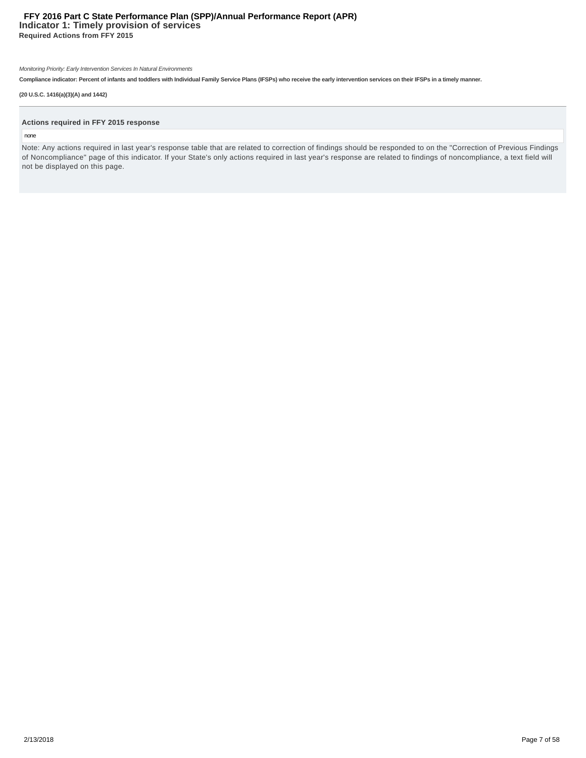# Indicator 1: Timely provision of services

## Required Actions from FFY 2015

*Monitoring Priority: Early Intervention Services In Natural Environments*

**Compliance indicator: Percent of infants and toddlers with Individual Family Service Plans (IFSPs) who receive the early intervention services on their IFSPs in a timely manner.**

**(20 U.S.C. 1416(a)(3)(A) and 1442)**

---

**Actions required in FFY 2015 response**

none

Note: Any actions required in last year's response table that are related to correction of findings should be responded to on the "Correction of Previous Findings of Noncompliance" page of this indicator. If your State's only actions required in last year's response are related to findings of noncompliance, a text field will not be displayed on this page.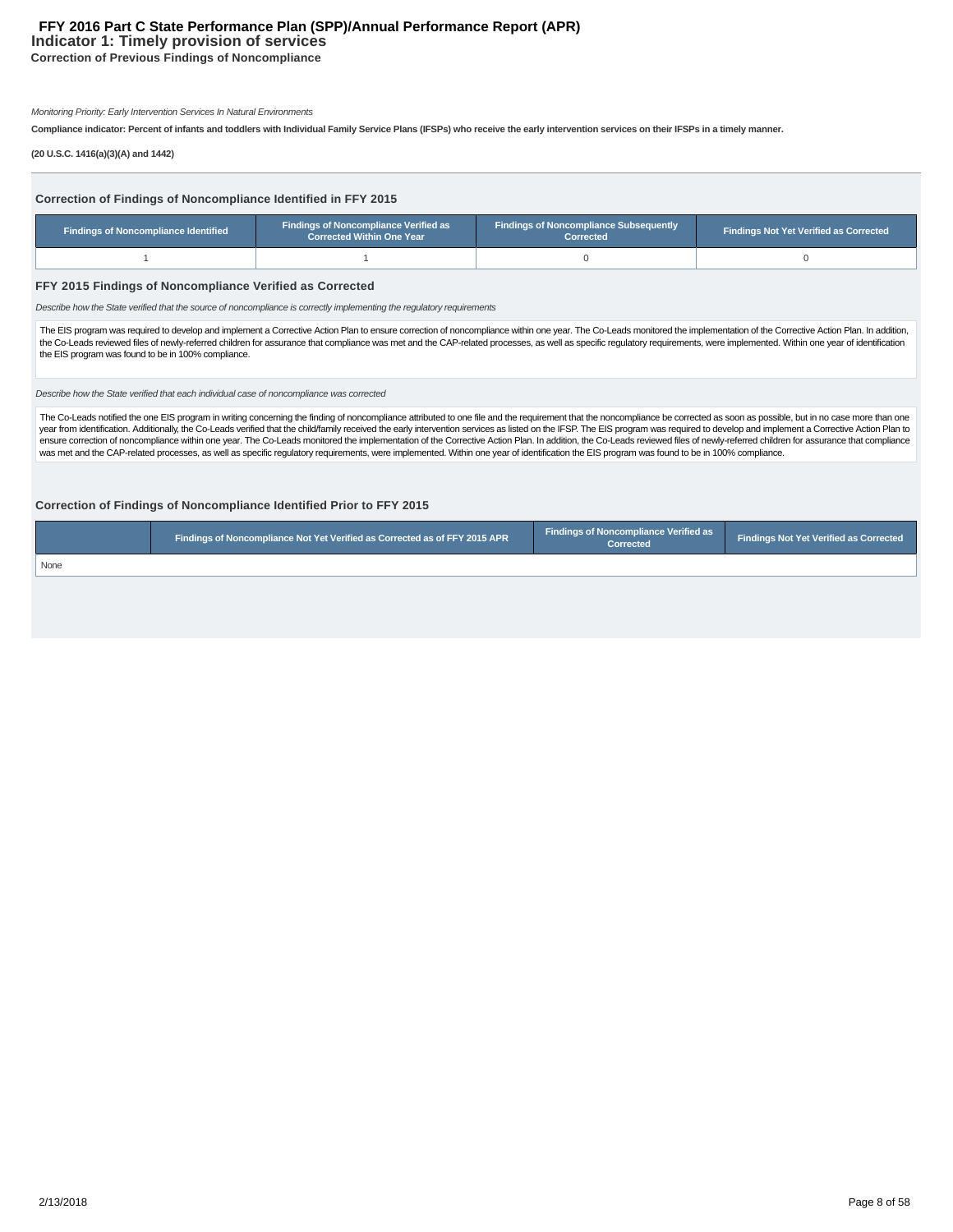# FFY 2016 Part C State Performance Plan (SPP)/Annual Performance Report (APR)

## Indicator 1: Timely provision of services

### Correction of Previous Findings of Noncompliance

*Monitoring Priority: Early Intervention Services In Natural Environments*

**Compliance indicator: Percent of infants and toddlers with Individual Family Service Plans (IFSPs) who receive the early intervention services on their IFSPs in a timely manner.**

**(20 U.S.C. 1416(a)(3)(A) and 1442)**

### Correction of Findings of Noncompliance Identified in FFY 2015

| Findings of Noncompliance Identified | Findings of Noncompliance Verified as Corrected Within One Year | Findings of Noncompliance Subsequently Corrected | Findings Not Yet Verified as Corrected |
|---|---|---|---|
| 1 | 1 | 0 | 0 |

### FFY 2015 Findings of Noncompliance Verified as Corrected

*Describe how the State verified that the source of noncompliance is correctly implementing the regulatory requirements*

The EIS program was required to develop and implement a Corrective Action Plan to ensure correction of noncompliance within one year. The Co-Leads monitored the implementation of the Corrective Action Plan. In addition, the Co-Leads reviewed files of newly-referred children for assurance that compliance was met and the CAP-related processes, as well as specific regulatory requirements, were implemented. Within one year of identification the EIS program was found to be in 100% compliance.

*Describe how the State verified that each individual case of noncompliance was corrected*

The Co-Leads notified the one EIS program in writing concerning the finding of noncompliance attributed to one file and the requirement that the noncompliance be corrected as soon as possible, but in no case more than one year from identification. Additionally, the Co-Leads verified that the child/family received the early intervention services as listed on the IFSP. The EIS program was required to develop and implement a Corrective Action Plan to ensure correction of noncompliance within one year. The Co-Leads monitored the implementation of the Corrective Action Plan. In addition, the Co-Leads reviewed files of newly-referred children for assurance that compliance was met and the CAP-related processes, as well as specific regulatory requirements, were implemented. Within one year of identification the EIS program was found to be in 100% compliance.

### Correction of Findings of Noncompliance Identified Prior to FFY 2015

| | Findings of Noncompliance Not Yet Verified as Corrected as of FFY 2015 APR | Findings of Noncompliance Verified as Corrected | Findings Not Yet Verified as Corrected |
|---|---|---|---|
| None | | | |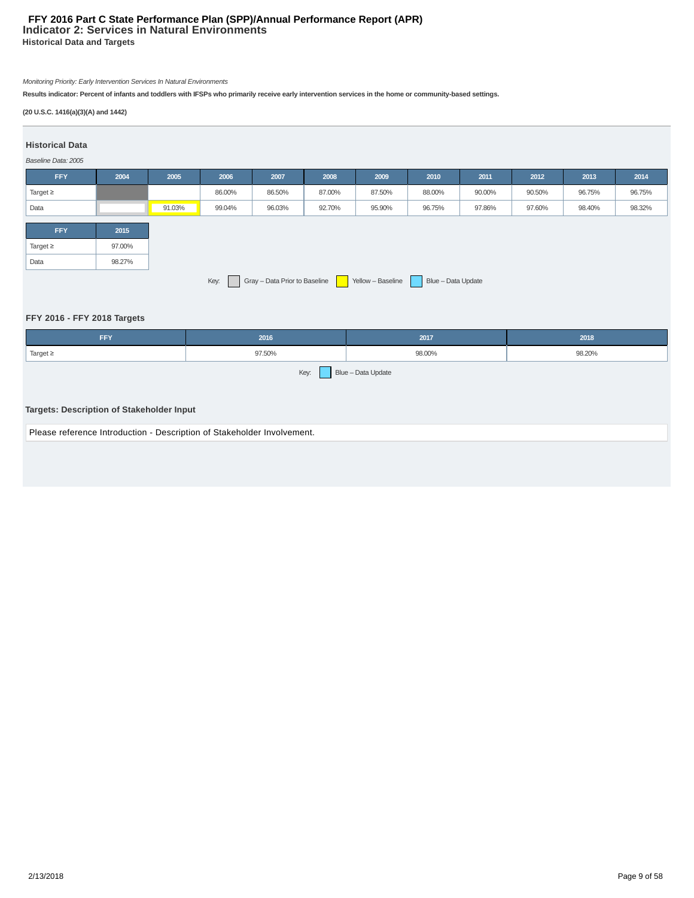# FFY 2016 Part C State Performance Plan (SPP)/Annual Performance Report (APR)

## Indicator 2: Services in Natural Environments

### Historical Data and Targets

*Monitoring Priority: Early Intervention Services In Natural Environments*

**Results indicator: Percent of infants and toddlers with IFSPs who primarily receive early intervention services in the home or community-based settings.**

**(20 U.S.C. 1416(a)(3)(A) and 1442)**

### Historical Data

*Baseline Data: 2005*

| FFY | 2004 | 2005 | 2006 | 2007 | 2008 | 2009 | 2010 | 2011 | 2012 | 2013 | 2014 |
|---|---|---|---|---|---|---|---|---|---|---|---|
| Target ≥ | | | 86.00% | 86.50% | 87.00% | 87.50% | 88.00% | 90.00% | 90.50% | 96.75% | 96.75% |
| Data | | 91.03% | 99.04% | 96.03% | 92.70% | 95.90% | 96.75% | 97.86% | 97.60% | 98.40% | 98.32% |

| FFY | 2015 |
|---|---|
| Target ≥ | 97.00% |
| Data | 98.27% |

Key: Gray – Data Prior to Baseline, Yellow – Baseline, Blue – Data Update

### FFY 2016 - FFY 2018 Targets

| FFY | 2016 | 2017 | 2018 |
|---|---|---|---|
| Target ≥ | 97.50% | 98.00% | 98.20% |

Key: Blue – Data Update

### Targets: Description of Stakeholder Input

Please reference Introduction - Description of Stakeholder Involvement.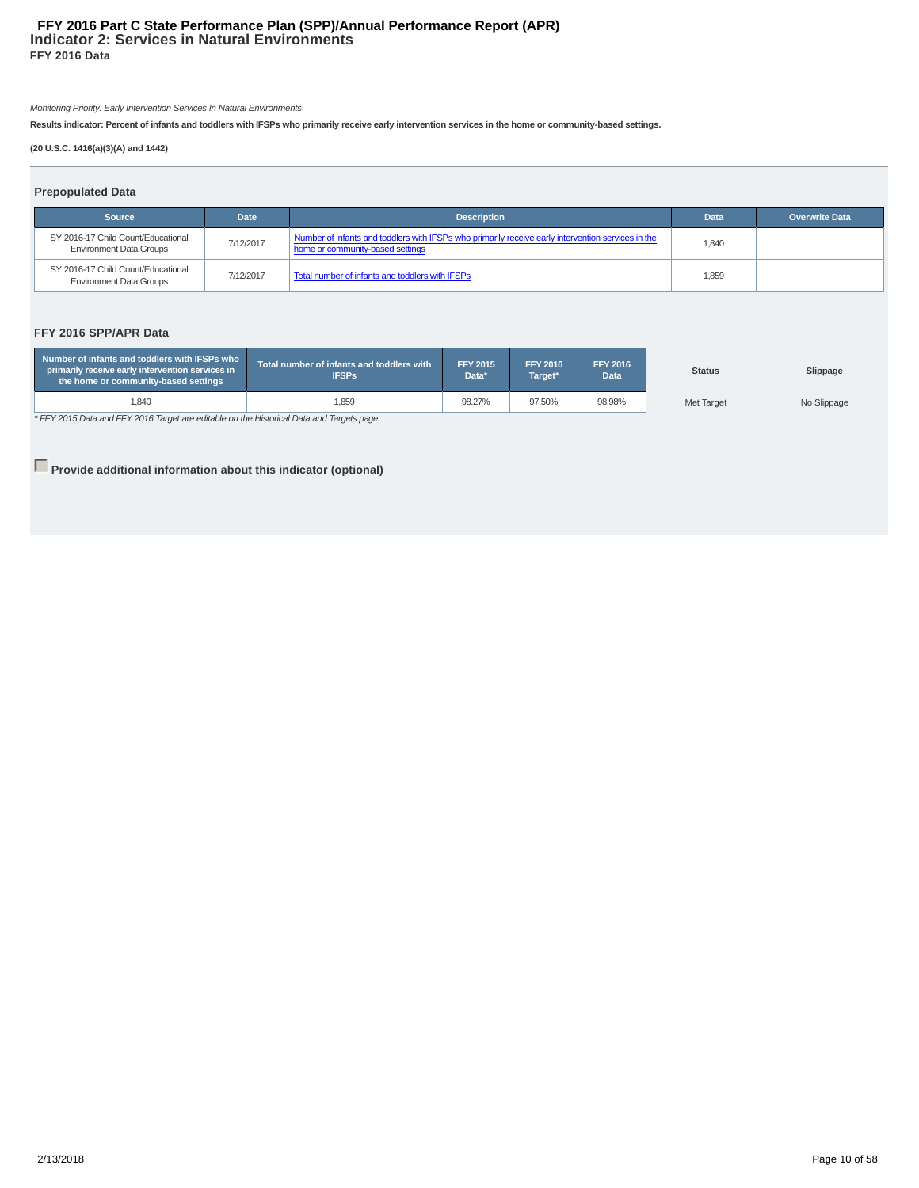# FFY 2016 Part C State Performance Plan (SPP)/Annual Performance Report (APR)
## Indicator 2: Services in Natural Environments
### FFY 2016 Data

*Monitoring Priority: Early Intervention Services In Natural Environments*

**Results indicator: Percent of infants and toddlers with IFSPs who primarily receive early intervention services in the home or community-based settings.**

**(20 U.S.C. 1416(a)(3)(A) and 1442)**

#### Prepopulated Data

| Source | Date | Description | Data | Overwrite Data |
|---|---|---|---|---|
| SY 2016-17 Child Count/Educational Environment Data Groups | 7/12/2017 | Number of infants and toddlers with IFSPs who primarily receive early intervention services in the home or community-based settings | 1,840 | |
| SY 2016-17 Child Count/Educational Environment Data Groups | 7/12/2017 | Total number of infants and toddlers with IFSPs | 1,859 | |

#### FFY 2016 SPP/APR Data

| Number of infants and toddlers with IFSPs who primarily receive early intervention services in the home or community-based settings | Total number of infants and toddlers with IFSPs | FFY 2015 Data* | FFY 2016 Target* | FFY 2016 Data | Status | Slippage |
|---|---|---|---|---|---|---|
| 1,840 | 1,859 | 98.27% | 97.50% | 98.98% | Met Target | No Slippage |

*\* FFY 2015 Data and FFY 2016 Target are editable on the Historical Data and Targets page.*

**Provide additional information about this indicator (optional)**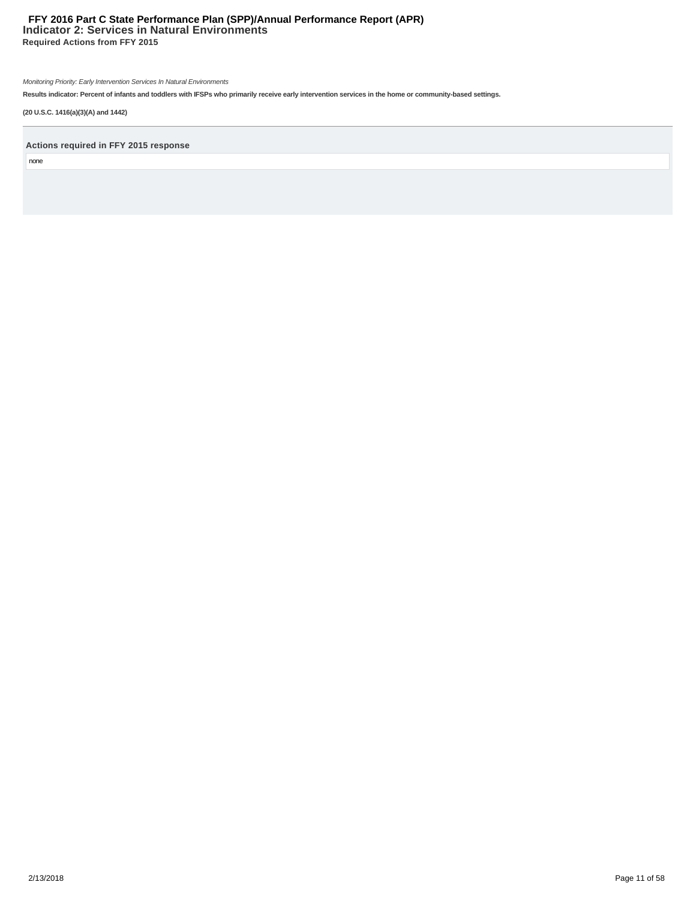# Indicator 2: Services in Natural Environments

## Required Actions from FFY 2015

*Monitoring Priority: Early Intervention Services In Natural Environments*

**Results indicator: Percent of infants and toddlers with IFSPs who primarily receive early intervention services in the home or community-based settings.**

**(20 U.S.C. 1416(a)(3)(A) and 1442)**

---

**Actions required in FFY 2015 response**

none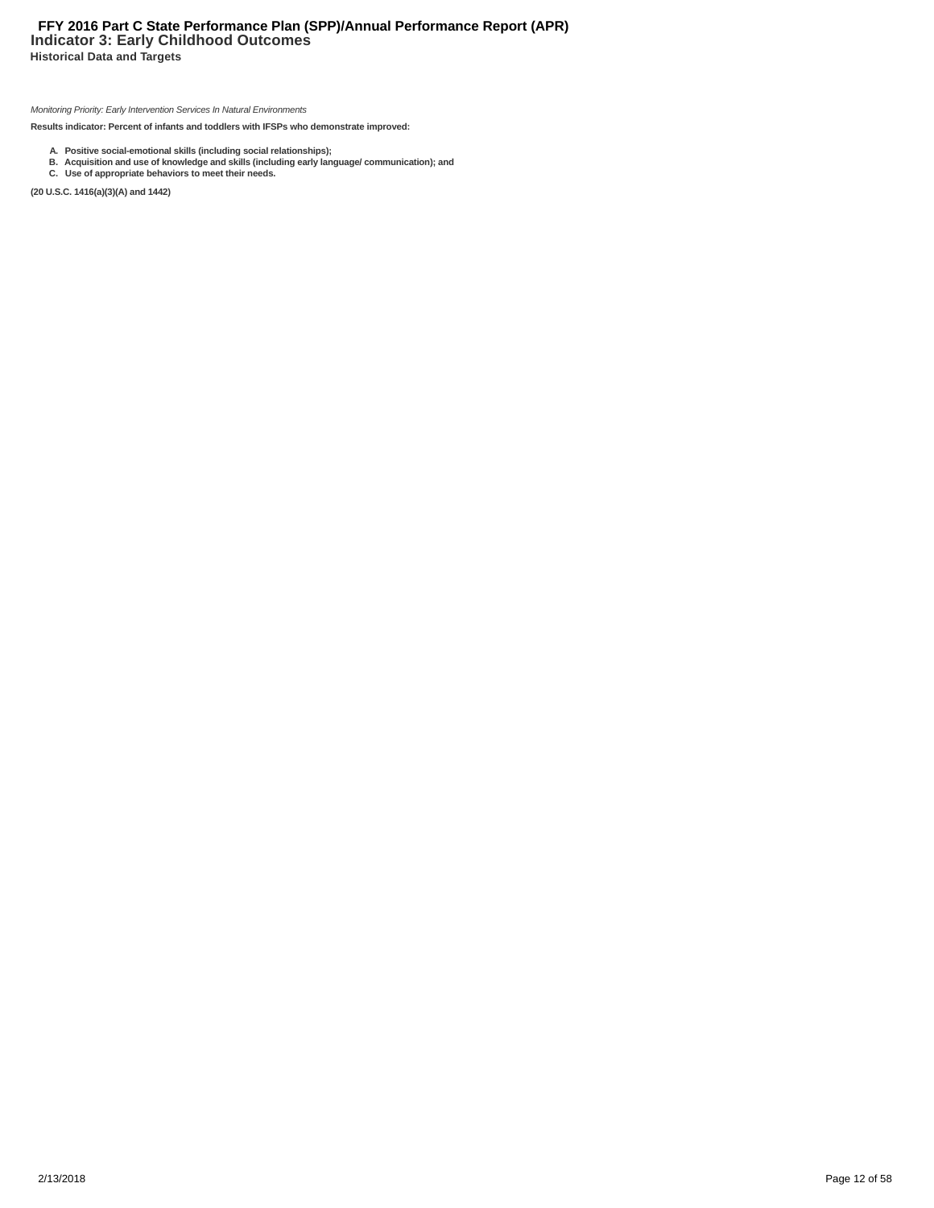# Indicator 3: Early Childhood Outcomes

## Historical Data and Targets

*Monitoring Priority: Early Intervention Services In Natural Environments*

**Results indicator: Percent of infants and toddlers with IFSPs who demonstrate improved:**

- **A. Positive social-emotional skills (including social relationships);**
- **B. Acquisition and use of knowledge and skills (including early language/ communication); and**
- **C. Use of appropriate behaviors to meet their needs.**

**(20 U.S.C. 1416(a)(3)(A) and 1442)**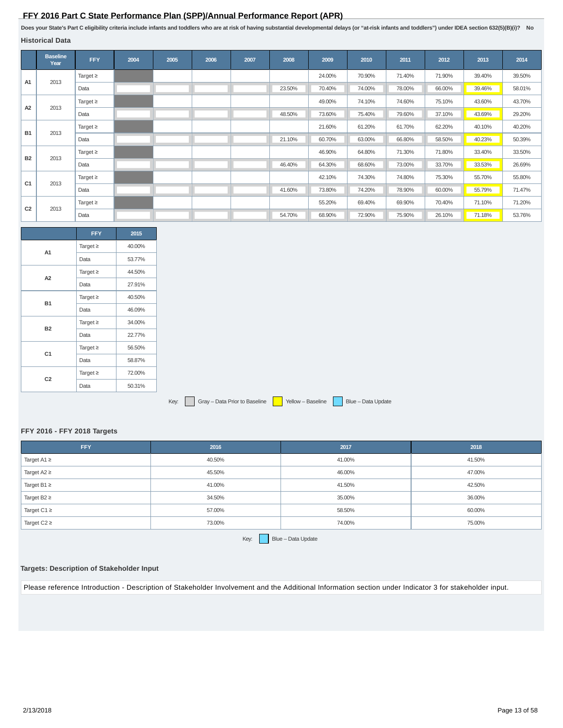## FFY 2016 Part C State Performance Plan (SPP)/Annual Performance Report (APR)

**Does your State's Part C eligibility criteria include infants and toddlers who are at risk of having substantial developmental delays (or "at-risk infants and toddlers") under IDEA section 632(5)(B)(i)? No**

### Historical Data

| | Baseline Year | FFY | 2004 | 2005 | 2006 | 2007 | 2008 | 2009 | 2010 | 2011 | 2012 | 2013 | 2014 |
|---|---|---|---|---|---|---|---|---|---|---|---|---|---|
| A1 | 2013 | Target ≥ | | | | | | 24.00% | 70.90% | 71.40% | 71.90% | 39.40% | 39.50% |
| | | Data | | | | | 23.50% | 70.40% | 74.00% | 78.00% | 66.00% | 39.46% | 58.01% |
| A2 | 2013 | Target ≥ | | | | | | 49.00% | 74.10% | 74.60% | 75.10% | 43.60% | 43.70% |
| | | Data | | | | | 48.50% | 73.60% | 75.40% | 79.60% | 37.10% | 43.69% | 29.20% |
| B1 | 2013 | Target ≥ | | | | | | 21.60% | 61.20% | 61.70% | 62.20% | 40.10% | 40.20% |
| | | Data | | | | | 21.10% | 60.70% | 63.00% | 66.80% | 58.50% | 40.23% | 50.39% |
| B2 | 2013 | Target ≥ | | | | | | 46.90% | 64.80% | 71.30% | 71.80% | 33.40% | 33.50% |
| | | Data | | | | | 46.40% | 64.30% | 68.60% | 73.00% | 33.70% | 33.53% | 26.69% |
| C1 | 2013 | Target ≥ | | | | | | 42.10% | 74.30% | 74.80% | 75.30% | 55.70% | 55.80% |
| | | Data | | | | | 41.60% | 73.80% | 74.20% | 78.90% | 60.00% | 55.79% | 71.47% |
| C2 | 2013 | Target ≥ | | | | | | 55.20% | 69.40% | 69.90% | 70.40% | 71.10% | 71.20% |
| | | Data | | | | | 54.70% | 68.90% | 72.90% | 75.90% | 26.10% | 71.18% | 53.76% |

| | FFY | 2015 |
|---|---|---|
| A1 | Target ≥ | 40.00% |
| | Data | 53.77% |
| A2 | Target ≥ | 44.50% |
| | Data | 27.91% |
| B1 | Target ≥ | 40.50% |
| | Data | 46.09% |
| B2 | Target ≥ | 34.00% |
| | Data | 22.77% |
| C1 | Target ≥ | 56.50% |
| | Data | 58.87% |
| C2 | Target ≥ | 72.00% |
| | Data | 50.31% |

Key: Gray – Data Prior to Baseline | Yellow – Baseline | Blue – Data Update

### FFY 2016 - FFY 2018 Targets

| FFY | 2016 | 2017 | 2018 |
|---|---|---|---|
| Target A1 ≥ | 40.50% | 41.00% | 41.50% |
| Target A2 ≥ | 45.50% | 46.00% | 47.00% |
| Target B1 ≥ | 41.00% | 41.50% | 42.50% |
| Target B2 ≥ | 34.50% | 35.00% | 36.00% |
| Target C1 ≥ | 57.00% | 58.50% | 60.00% |
| Target C2 ≥ | 73.00% | 74.00% | 75.00% |

Key: Blue – Data Update

### Targets: Description of Stakeholder Input

Please reference Introduction - Description of Stakeholder Involvement and the Additional Information section under Indicator 3 for stakeholder input.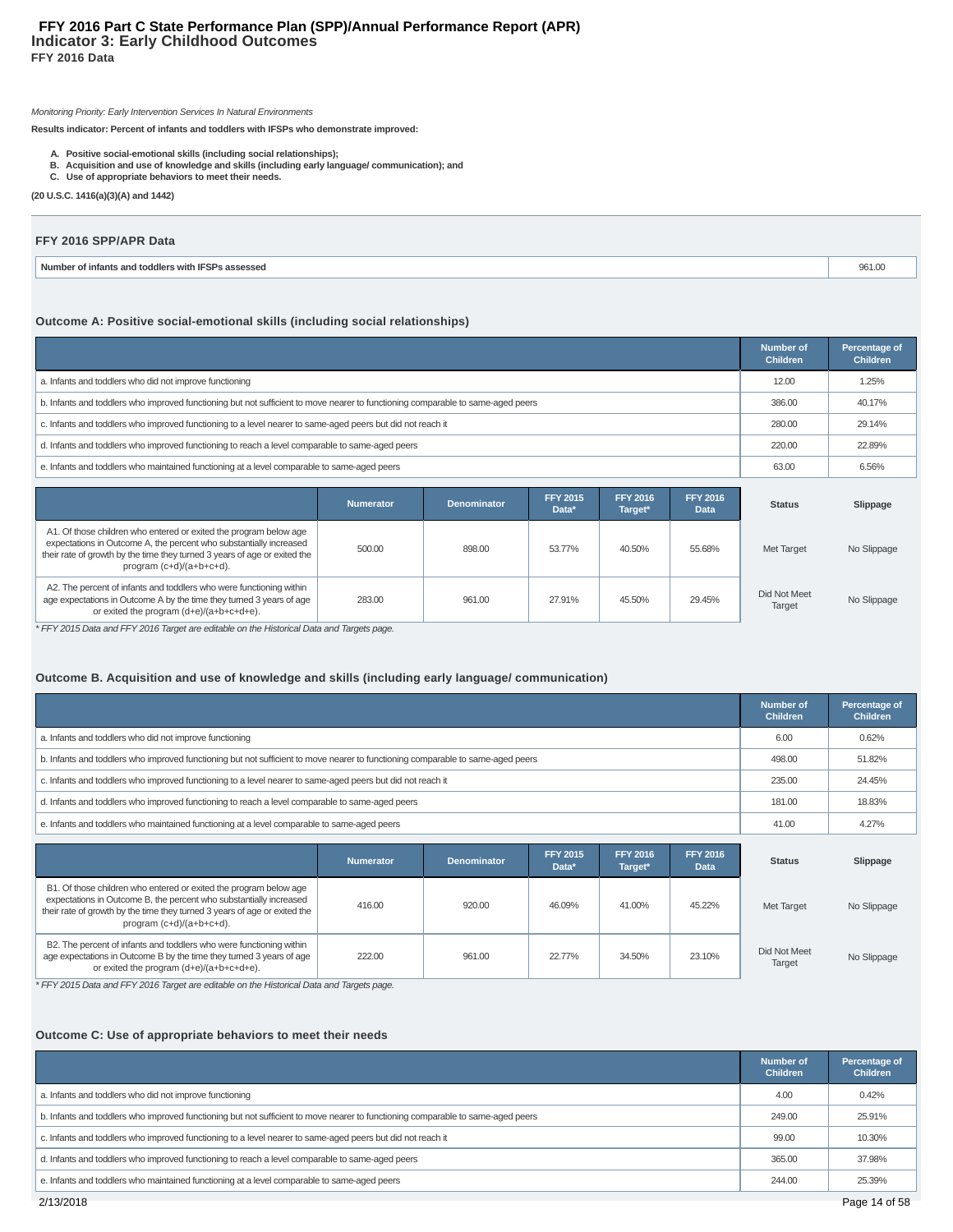# FFY 2016 Part C State Performance Plan (SPP)/Annual Performance Report (APR)

## Indicator 3: Early Childhood Outcomes

**FFY 2016 Data**

*Monitoring Priority: Early Intervention Services In Natural Environments*

**Results indicator: Percent of infants and toddlers with IFSPs who demonstrate improved:**

- **A. Positive social-emotional skills (including social relationships);**
- **B. Acquisition and use of knowledge and skills (including early language/ communication); and**
- **C. Use of appropriate behaviors to meet their needs.**

**(20 U.S.C. 1416(a)(3)(A) and 1442)**

### FFY 2016 SPP/APR Data

| | |
|---|---|
| **Number of infants and toddlers with IFSPs assessed** | 961.00 |

### Outcome A: Positive social-emotional skills (including social relationships)

| | Number of Children | Percentage of Children |
|---|---|---|
| a. Infants and toddlers who did not improve functioning | 12.00 | 1.25% |
| b. Infants and toddlers who improved functioning but not sufficient to move nearer to functioning comparable to same-aged peers | 386.00 | 40.17% |
| c. Infants and toddlers who improved functioning to a level nearer to same-aged peers but did not reach it | 280.00 | 29.14% |
| d. Infants and toddlers who improved functioning to reach a level comparable to same-aged peers | 220.00 | 22.89% |
| e. Infants and toddlers who maintained functioning at a level comparable to same-aged peers | 63.00 | 6.56% |

| | Numerator | Denominator | FFY 2015 Data* | FFY 2016 Target* | FFY 2016 Data | Status | Slippage |
|---|---|---|---|---|---|---|---|
| A1. Of those children who entered or exited the program below age expectations in Outcome A, the percent who substantially increased their rate of growth by the time they turned 3 years of age or exited the program (c+d)/(a+b+c+d). | 500.00 | 898.00 | 53.77% | 40.50% | 55.68% | Met Target | No Slippage |
| A2. The percent of infants and toddlers who were functioning within age expectations in Outcome A by the time they turned 3 years of age or exited the program (d+e)/(a+b+c+d+e). | 283.00 | 961.00 | 27.91% | 45.50% | 29.45% | Did Not Meet Target | No Slippage |

*\* FFY 2015 Data and FFY 2016 Target are editable on the Historical Data and Targets page.*

### Outcome B. Acquisition and use of knowledge and skills (including early language/ communication)

| | Number of Children | Percentage of Children |
|---|---|---|
| a. Infants and toddlers who did not improve functioning | 6.00 | 0.62% |
| b. Infants and toddlers who improved functioning but not sufficient to move nearer to functioning comparable to same-aged peers | 498.00 | 51.82% |
| c. Infants and toddlers who improved functioning to a level nearer to same-aged peers but did not reach it | 235.00 | 24.45% |
| d. Infants and toddlers who improved functioning to reach a level comparable to same-aged peers | 181.00 | 18.83% |
| e. Infants and toddlers who maintained functioning at a level comparable to same-aged peers | 41.00 | 4.27% |

| | Numerator | Denominator | FFY 2015 Data* | FFY 2016 Target* | FFY 2016 Data | Status | Slippage |
|---|---|---|---|---|---|---|---|
| B1. Of those children who entered or exited the program below age expectations in Outcome B, the percent who substantially increased their rate of growth by the time they turned 3 years of age or exited the program (c+d)/(a+b+c+d). | 416.00 | 920.00 | 46.09% | 41.00% | 45.22% | Met Target | No Slippage |
| B2. The percent of infants and toddlers who were functioning within age expectations in Outcome B by the time they turned 3 years of age or exited the program (d+e)/(a+b+c+d+e). | 222.00 | 961.00 | 22.77% | 34.50% | 23.10% | Did Not Meet Target | No Slippage |

*\* FFY 2015 Data and FFY 2016 Target are editable on the Historical Data and Targets page.*

### Outcome C: Use of appropriate behaviors to meet their needs

| | Number of Children | Percentage of Children |
|---|---|---|
| a. Infants and toddlers who did not improve functioning | 4.00 | 0.42% |
| b. Infants and toddlers who improved functioning but not sufficient to move nearer to functioning comparable to same-aged peers | 249.00 | 25.91% |
| c. Infants and toddlers who improved functioning to a level nearer to same-aged peers but did not reach it | 99.00 | 10.30% |
| d. Infants and toddlers who improved functioning to reach a level comparable to same-aged peers | 365.00 | 37.98% |
| e. Infants and toddlers who maintained functioning at a level comparable to same-aged peers | 244.00 | 25.39% |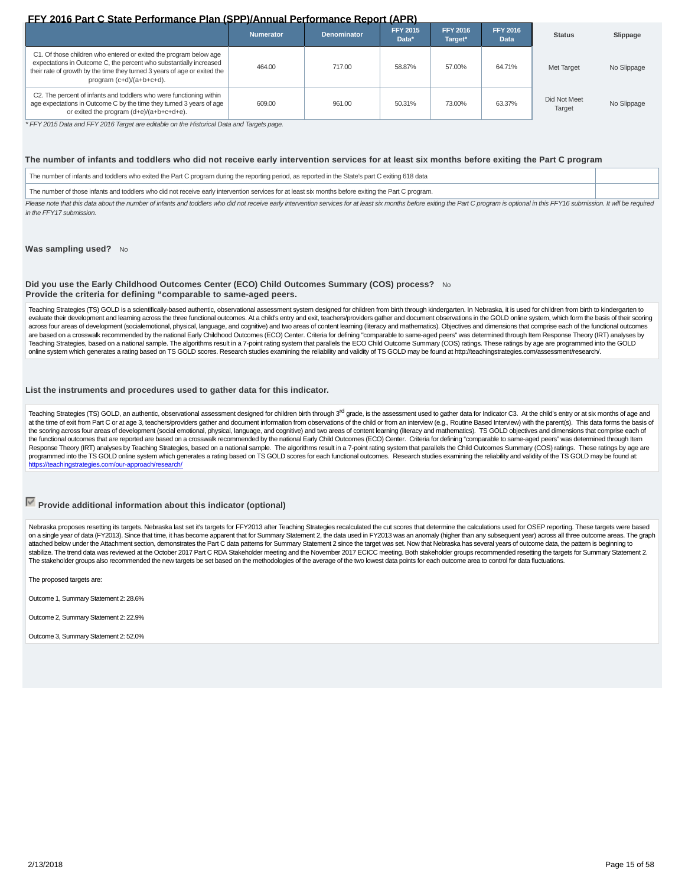## FFY 2016 Part C State Performance Plan (SPP)/Annual Performance Report (APR)

| | Numerator | Denominator | FFY 2015 Data* | FFY 2016 Target* | FFY 2016 Data | Status | Slippage |
|---|---|---|---|---|---|---|---|
| C1. Of those children who entered or exited the program below age expectations in Outcome C, the percent who substantially increased their rate of growth by the time they turned 3 years of age or exited the program (c+d)/(a+b+c+d). | 464.00 | 717.00 | 58.87% | 57.00% | 64.71% | Met Target | No Slippage |
| C2. The percent of infants and toddlers who were functioning within age expectations in Outcome C by the time they turned 3 years of age or exited the program (d+e)/(a+b+c+d+e). | 609.00 | 961.00 | 50.31% | 73.00% | 63.37% | Did Not Meet Target | No Slippage |

*\* FFY 2015 Data and FFY 2016 Target are editable on the Historical Data and Targets page.*

### The number of infants and toddlers who did not receive early intervention services for at least six months before exiting the Part C program

| | |
|---|---|
| The number of infants and toddlers who exited the Part C program during the reporting period, as reported in the State's part C exiting 618 data | |
| The number of those infants and toddlers who did not receive early intervention services for at least six months before exiting the Part C program. | |

*Please note that this data about the number of infants and toddlers who did not receive early intervention services for at least six months before exiting the Part C program is optional in this FFY16 submission. It will be required in the FFY17 submission.*

**Was sampling used?** No

**Did you use the Early Childhood Outcomes Center (ECO) Child Outcomes Summary (COS) process?** No

**Provide the criteria for defining "comparable to same-aged peers.**

Teaching Strategies (TS) GOLD is a scientifically-based authentic, observational assessment system designed for children from birth through kindergarten. In Nebraska, it is used for children from birth to kindergarten to evaluate their development and learning across the three functional outcomes. At a child's entry and exit, teachers/providers gather and document observations in the GOLD online system, which form the basis of their scoring across four areas of development (socialemotional, physical, language, and cognitive) and two areas of content learning (literacy and mathematics). Objectives and dimensions that comprise each of the functional outcomes are based on a crosswalk recommended by the national Early Childhood Outcomes (ECO) Center. Criteria for defining "comparable to same-aged peers" was determined through Item Response Theory (IRT) analyses by Teaching Strategies, based on a national sample. The algorithms result in a 7-point rating system that parallels the ECO Child Outcome Summary (COS) ratings. These ratings by age are programmed into the GOLD online system which generates a rating based on TS GOLD scores. Research studies examining the reliability and validity of TS GOLD may be found at http://teachingstrategies.com/assessment/research/.

### List the instruments and procedures used to gather data for this indicator.

Teaching Strategies (TS) GOLD, an authentic, observational assessment designed for children birth through 3rd grade, is the assessment used to gather data for Indicator C3. At the child's entry or at six months of age and at the time of exit from Part C or at age 3, teachers/providers gather and document information from observations of the child or from an interview (e.g., Routine Based Interview) with the parent(s). This data forms the basis of the scoring across four areas of development (social emotional, physical, language, and cognitive) and two areas of content learning (literacy and mathematics). TS GOLD objectives and dimensions that comprise each of the functional outcomes that are reported are based on a crosswalk recommended by the national Early Child Outcomes (ECO) Center. Criteria for defining "comparable to same-aged peers" was determined through Item Response Theory (IRT) analyses by Teaching Strategies, based on a national sample. The algorithms result in a 7-point rating system that parallels the Child Outcomes Summary (COS) ratings. These ratings by age are programmed into the TS GOLD online system which generates a rating based on TS GOLD scores for each functional outcomes. Research studies examining the reliability and validity of the TS GOLD may be found at: https://teachingstrategies.com/our-approach/research/

### ☑ Provide additional information about this indicator (optional)

Nebraska proposes resetting its targets. Nebraska last set it's targets for FFY2013 after Teaching Strategies recalculated the cut scores that determine the calculations used for OSEP reporting. These targets were based on a single year of data (FY2013). Since that time, it has become apparent that for Summary Statement 2, the data used in FY2013 was an anomaly (higher than any subsequent year) across all three outcome areas. The graph attached below under the Attachment section, demonstrates the Part C data patterns for Summary Statement 2 since the target was set. Now that Nebraska has several years of outcome data, the pattern is beginning to stabilize. The trend data was reviewed at the October 2017 Part C RDA Stakeholder meeting and the November 2017 ECICC meeting. Both stakeholder groups recommended resetting the targets for Summary Statement 2. The stakeholder groups also recommended the new targets be set based on the methodologies of the average of the two lowest data points for each outcome area to control for data fluctuations.

The proposed targets are:

Outcome 1, Summary Statement 2: 28.6%

Outcome 2, Summary Statement 2: 22.9%

Outcome 3, Summary Statement 2: 52.0%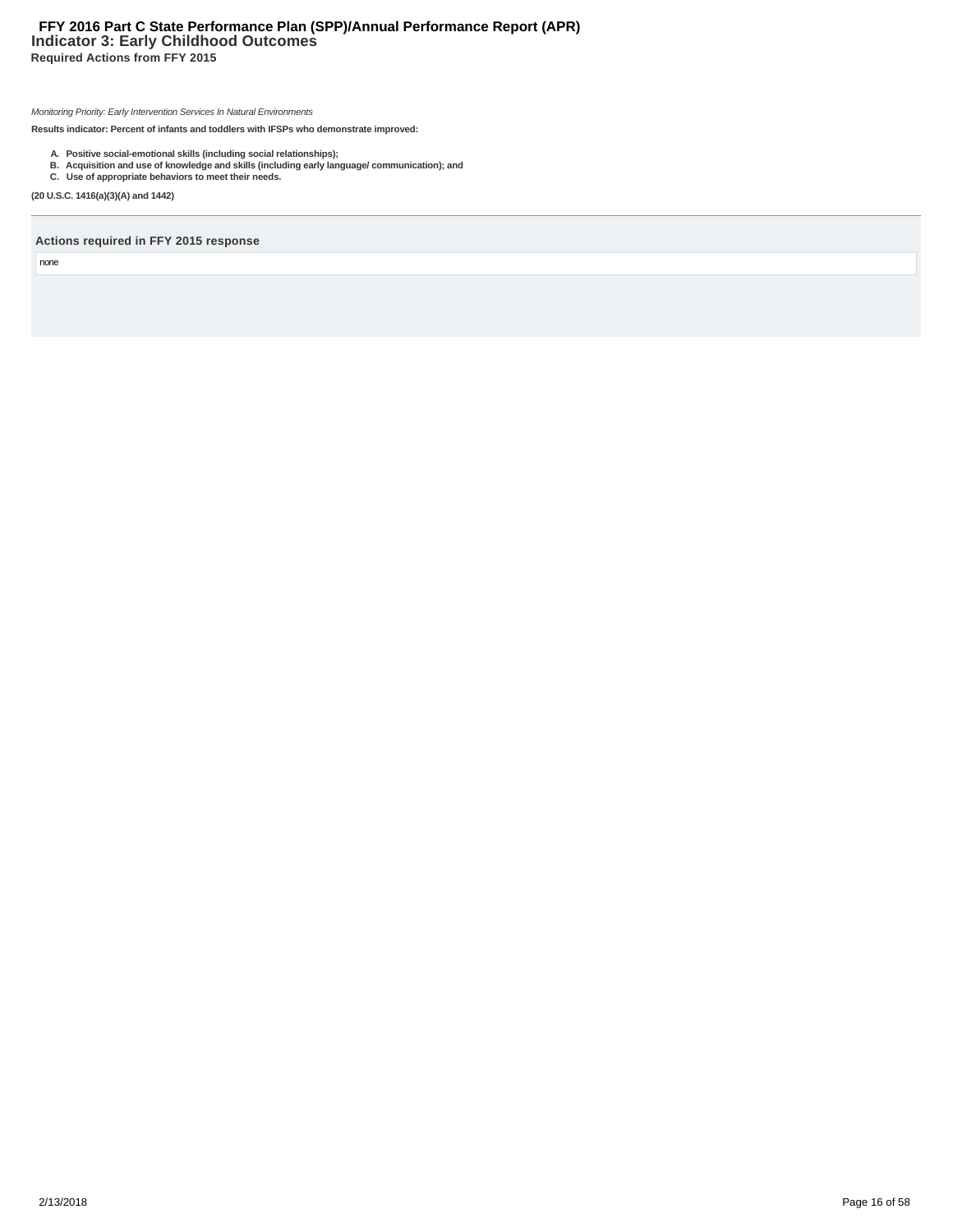### Indicator 3: Early Childhood Outcomes

**Required Actions from FFY 2015**

*Monitoring Priority: Early Intervention Services In Natural Environments*

**Results indicator: Percent of infants and toddlers with IFSPs who demonstrate improved:**

- **A. Positive social-emotional skills (including social relationships);**
- **B. Acquisition and use of knowledge and skills (including early language/ communication); and**
- **C. Use of appropriate behaviors to meet their needs.**

**(20 U.S.C. 1416(a)(3)(A) and 1442)**

---

**Actions required in FFY 2015 response**

none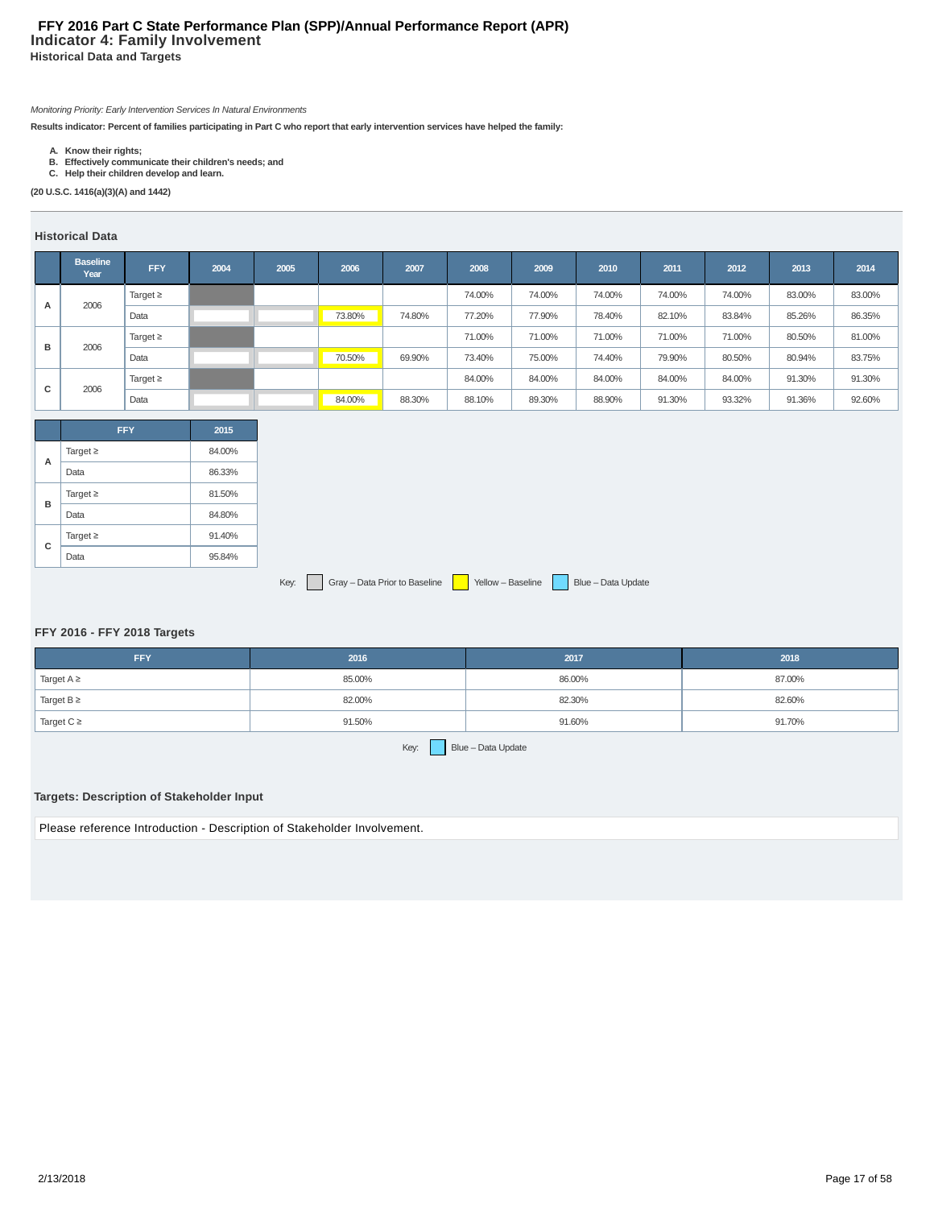# FFY 2016 Part C State Performance Plan (SPP)/Annual Performance Report (APR)

## Indicator 4: Family Involvement

### Historical Data and Targets

*Monitoring Priority: Early Intervention Services In Natural Environments*

**Results indicator: Percent of families participating in Part C who report that early intervention services have helped the family:**

**A. Know their rights;**
**B. Effectively communicate their children's needs; and**
**C. Help their children develop and learn.**

**(20 U.S.C. 1416(a)(3)(A) and 1442)**

### Historical Data

| | Baseline Year | FFY | 2004 | 2005 | 2006 | 2007 | 2008 | 2009 | 2010 | 2011 | 2012 | 2013 | 2014 |
|---|---|---|---|---|---|---|---|---|---|---|---|---|---|
| A | 2006 | Target ≥ | | | | | 74.00% | 74.00% | 74.00% | 74.00% | 74.00% | 83.00% | 83.00% |
| | | Data | | | 73.80% | 74.80% | 77.20% | 77.90% | 78.40% | 82.10% | 83.84% | 85.26% | 86.35% |
| B | 2006 | Target ≥ | | | | | 71.00% | 71.00% | 71.00% | 71.00% | 71.00% | 80.50% | 81.00% |
| | | Data | | | 70.50% | 69.90% | 73.40% | 75.00% | 74.40% | 79.90% | 80.50% | 80.94% | 83.75% |
| C | 2006 | Target ≥ | | | | | 84.00% | 84.00% | 84.00% | 84.00% | 84.00% | 91.30% | 91.30% |
| | | Data | | | 84.00% | 88.30% | 88.10% | 89.30% | 88.90% | 91.30% | 93.32% | 91.36% | 92.60% |

| | FFY | 2015 |
|---|---|---|
| A | Target ≥ | 84.00% |
| | Data | 86.33% |
| B | Target ≥ | 81.50% |
| | Data | 84.80% |
| C | Target ≥ | 91.40% |
| | Data | 95.84% |

Key: Gray – Data Prior to Baseline Yellow – Baseline Blue – Data Update

### FFY 2016 - FFY 2018 Targets

| FFY | 2016 | 2017 | 2018 |
|---|---|---|---|
| Target A ≥ | 85.00% | 86.00% | 87.00% |
| Target B ≥ | 82.00% | 82.30% | 82.60% |
| Target C ≥ | 91.50% | 91.60% | 91.70% |

Key: Blue – Data Update

### Targets: Description of Stakeholder Input

Please reference Introduction - Description of Stakeholder Involvement.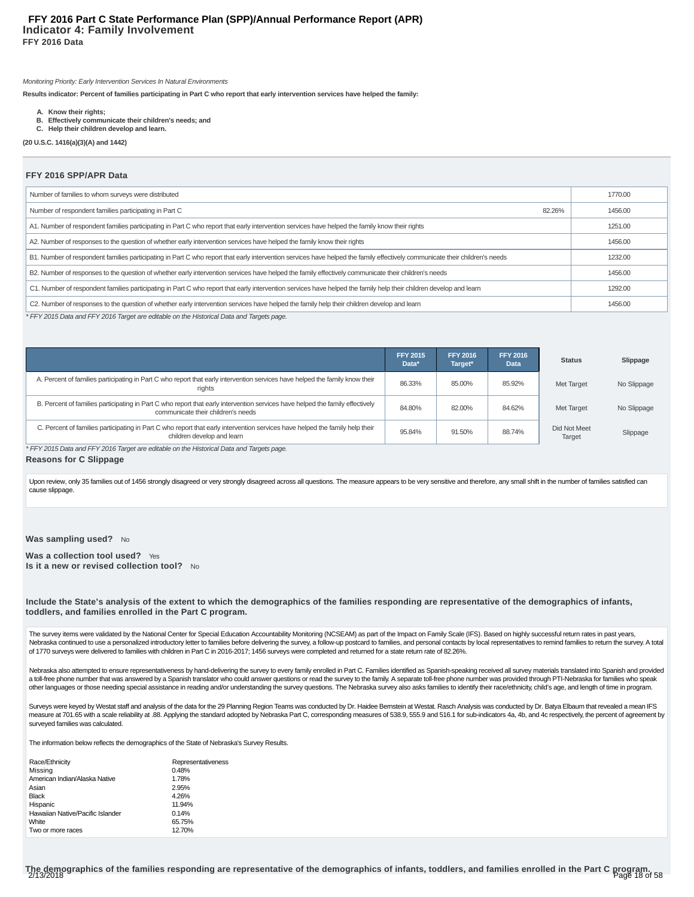# FFY 2016 Part C State Performance Plan (SPP)/Annual Performance Report (APR)

## Indicator 4: Family Involvement

**FFY 2016 Data**

*Monitoring Priority: Early Intervention Services In Natural Environments*

**Results indicator: Percent of families participating in Part C who report that early intervention services have helped the family:**

- **A. Know their rights;**
- **B. Effectively communicate their children's needs; and**
- **C. Help their children develop and learn.**

**(20 U.S.C. 1416(a)(3)(A) and 1442)**

### FFY 2016 SPP/APR Data

| | | |
|---|---|---|
| Number of families to whom surveys were distributed | | 1770.00 |
| Number of respondent families participating in Part C | 82.26% | 1456.00 |
| A1. Number of respondent families participating in Part C who report that early intervention services have helped the family know their rights | | 1251.00 |
| A2. Number of responses to the question of whether early intervention services have helped the family know their rights | | 1456.00 |
| B1. Number of respondent families participating in Part C who report that early intervention services have helped the family effectively communicate their children's needs | | 1232.00 |
| B2. Number of responses to the question of whether early intervention services have helped the family effectively communicate their children's needs | | 1456.00 |
| C1. Number of respondent families participating in Part C who report that early intervention services have helped the family help their children develop and learn | | 1292.00 |
| C2. Number of responses to the question of whether early intervention services have helped the family help their children develop and learn | | 1456.00 |

*\* FFY 2015 Data and FFY 2016 Target are editable on the Historical Data and Targets page.*

| | FFY 2015 Data* | FFY 2016 Target* | FFY 2016 Data | Status | Slippage |
|---|---|---|---|---|---|
| A. Percent of families participating in Part C who report that early intervention services have helped the family know their rights | 86.33% | 85.00% | 85.92% | Met Target | No Slippage |
| B. Percent of families participating in Part C who report that early intervention services have helped the family effectively communicate their children's needs | 84.80% | 82.00% | 84.62% | Met Target | No Slippage |
| C. Percent of families participating in Part C who report that early intervention services have helped the family help their children develop and learn | 95.84% | 91.50% | 88.74% | Did Not Meet Target | Slippage |

*\* FFY 2015 Data and FFY 2016 Target are editable on the Historical Data and Targets page.*

**Reasons for C Slippage**

Upon review, only 35 families out of 1456 strongly disagreed or very strongly disagreed across all questions. The measure appears to be very sensitive and therefore, any small shift in the number of families satisfied can cause slippage.

**Was sampling used?** No

**Was a collection tool used?** Yes

**Is it a new or revised collection tool?** No

**Include the State's analysis of the extent to which the demographics of the families responding are representative of the demographics of infants, toddlers, and families enrolled in the Part C program.**

The survey items were validated by the National Center for Special Education Accountability Monitoring (NCSEAM) as part of the Impact on Family Scale (IFS). Based on highly successful return rates in past years, Nebraska continued to use a personalized introductory letter to families before delivering the survey, a follow-up postcard to families, and personal contacts by local representatives to remind families to return the survey. A total of 1770 surveys were delivered to families with children in Part C in 2016-2017; 1456 surveys were completed and returned for a state return rate of 82.26%.

Nebraska also attempted to ensure representativeness by hand-delivering the survey to every family enrolled in Part C. Families identified as Spanish-speaking received all survey materials translated into Spanish and provided a toll-free phone number that was answered by a Spanish translator who could answer questions or read the survey to the family. A separate toll-free phone number was provided through PTI-Nebraska for families who speak other languages or those needing special assistance in reading and/or understanding the survey questions. The Nebraska survey also asks families to identify their race/ethnicity, child's age, and length of time in program.

Surveys were keyed by Westat staff and analysis of the data for the 29 Planning Region Teams was conducted by Dr. Haidee Bernstein at Westat. Rasch Analysis was conducted by Dr. Batya Elbaum that revealed a mean IFS measure at 701.65 with a scale reliability at .88. Applying the standard adopted by Nebraska Part C, corresponding measures of 538.9, 555.9 and 516.1 for sub-indicators 4a, 4b, and 4c respectively, the percent of agreement by surveyed families was calculated.

The information below reflects the demographics of the State of Nebraska's Survey Results.

| Race/Ethnicity | Representativeness |
|---|---|
| Missing | 0.48% |
| American Indian/Alaska Native | 1.78% |
| Asian | 2.95% |
| Black | 4.26% |
| Hispanic | 11.94% |
| Hawaiian Native/Pacific Islander | 0.14% |
| White | 65.75% |
| Two or more races | 12.70% |

**The demographics of the families responding are representative of the demographics of infants, toddlers, and families enrolled in the Part C program.**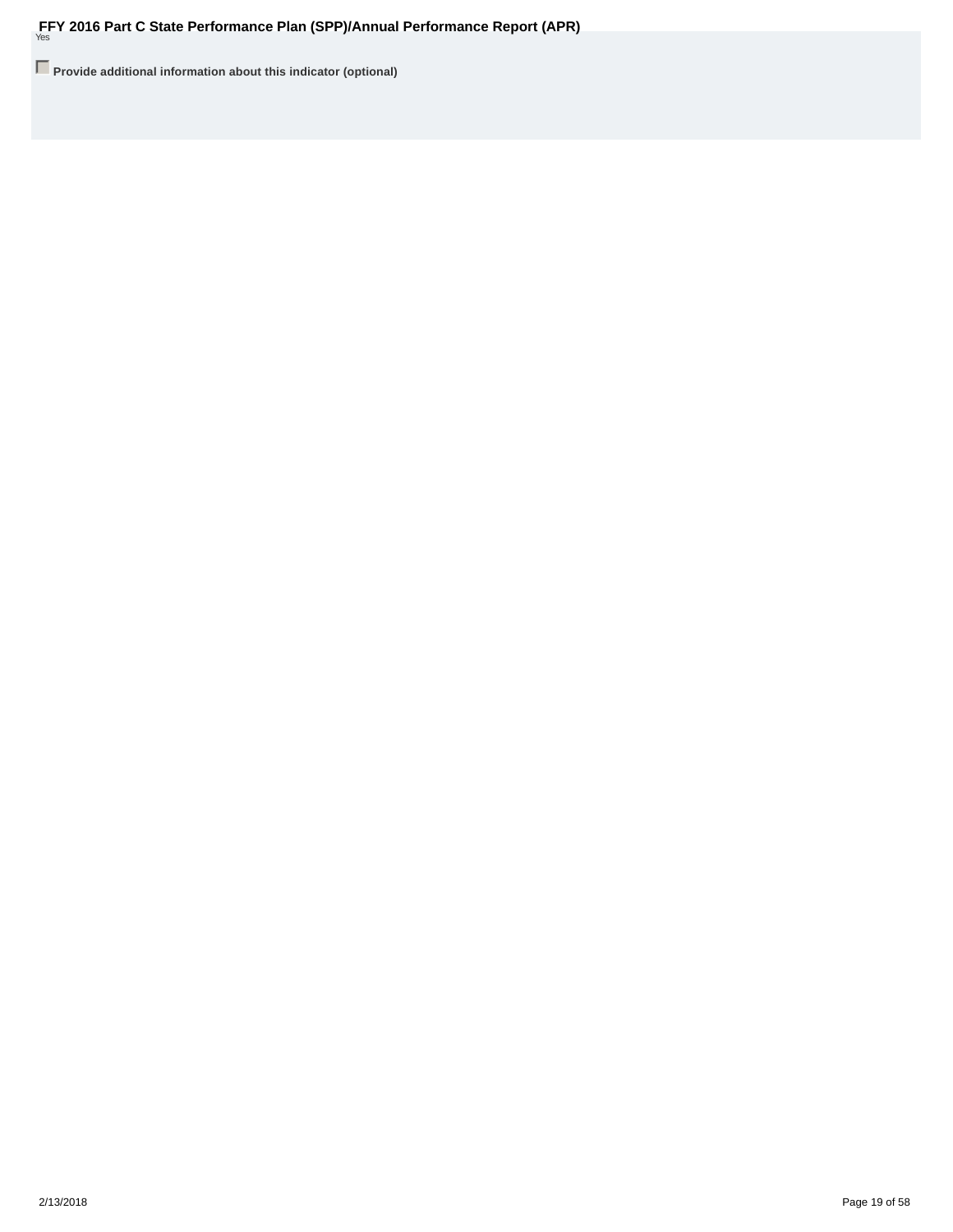Yes

Provide additional information about this indicator (optional)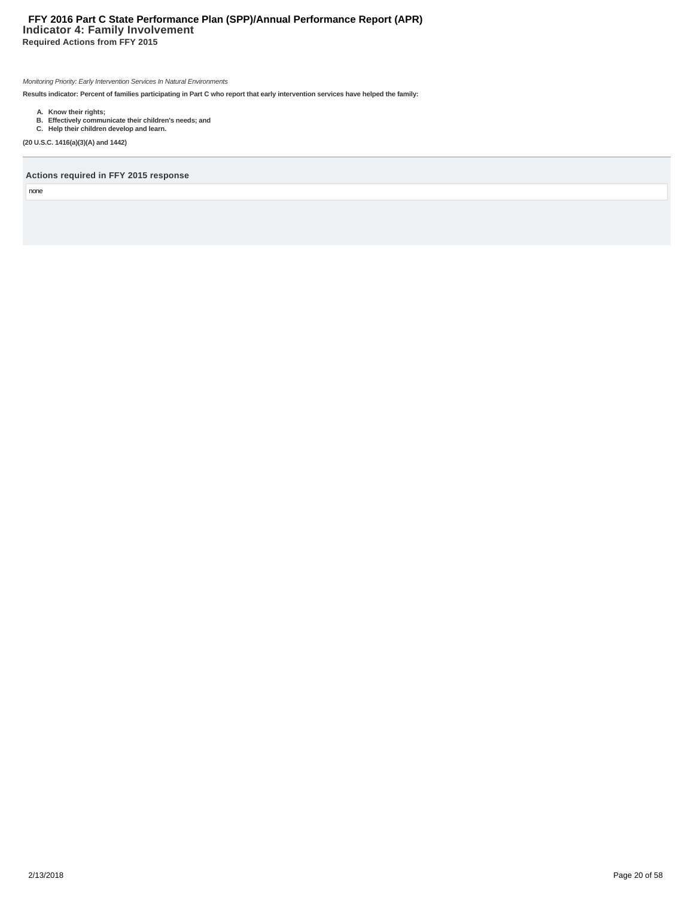# Indicator 4: Family Involvement

## Required Actions from FFY 2015

*Monitoring Priority: Early Intervention Services In Natural Environments*

**Results indicator: Percent of families participating in Part C who report that early intervention services have helped the family:**

- **A. Know their rights;**
- **B. Effectively communicate their children's needs; and**
- **C. Help their children develop and learn.**

**(20 U.S.C. 1416(a)(3)(A) and 1442)**

---

### Actions required in FFY 2015 response

none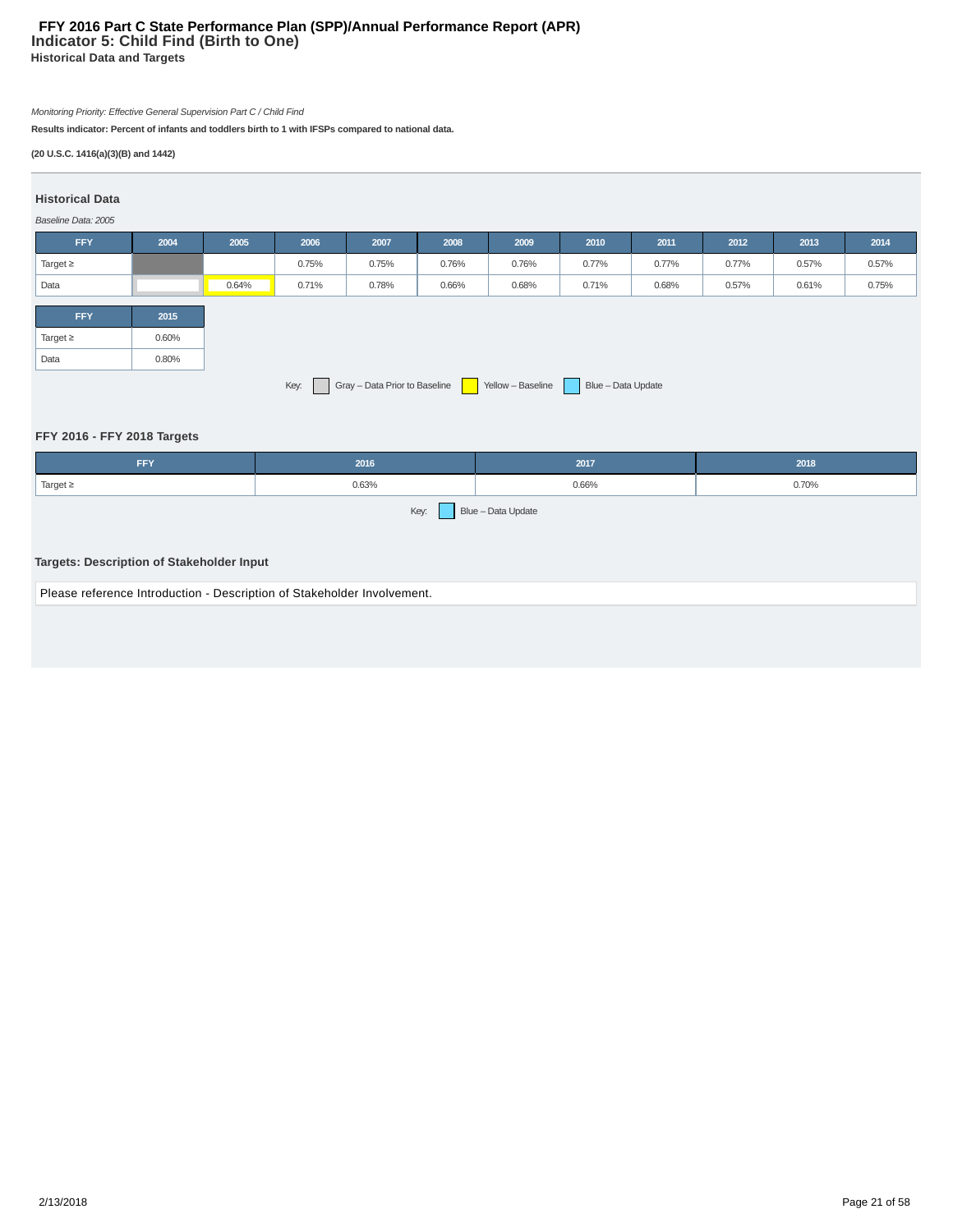# FFY 2016 Part C State Performance Plan (SPP)/Annual Performance Report (APR)

## Indicator 5: Child Find (Birth to One)

### Historical Data and Targets

*Monitoring Priority: Effective General Supervision Part C / Child Find*

**Results indicator: Percent of infants and toddlers birth to 1 with IFSPs compared to national data.**

**(20 U.S.C. 1416(a)(3)(B) and 1442)**

### Historical Data

*Baseline Data: 2005*

| FFY | 2004 | 2005 | 2006 | 2007 | 2008 | 2009 | 2010 | 2011 | 2012 | 2013 | 2014 |
|---|---|---|---|---|---|---|---|---|---|---|---|
| Target ≥ | | | 0.75% | 0.75% | 0.76% | 0.76% | 0.77% | 0.77% | 0.77% | 0.57% | 0.57% |
| Data | | 0.64% | 0.71% | 0.78% | 0.66% | 0.68% | 0.71% | 0.68% | 0.57% | 0.61% | 0.75% |

| FFY | 2015 |
|---|---|
| Target ≥ | 0.60% |
| Data | 0.80% |

Key: Gray – Data Prior to Baseline; Yellow – Baseline; Blue – Data Update

### FFY 2016 - FFY 2018 Targets

| FFY | 2016 | 2017 | 2018 |
|---|---|---|---|
| Target ≥ | 0.63% | 0.66% | 0.70% |

Key: Blue – Data Update

### Targets: Description of Stakeholder Input

Please reference Introduction - Description of Stakeholder Involvement.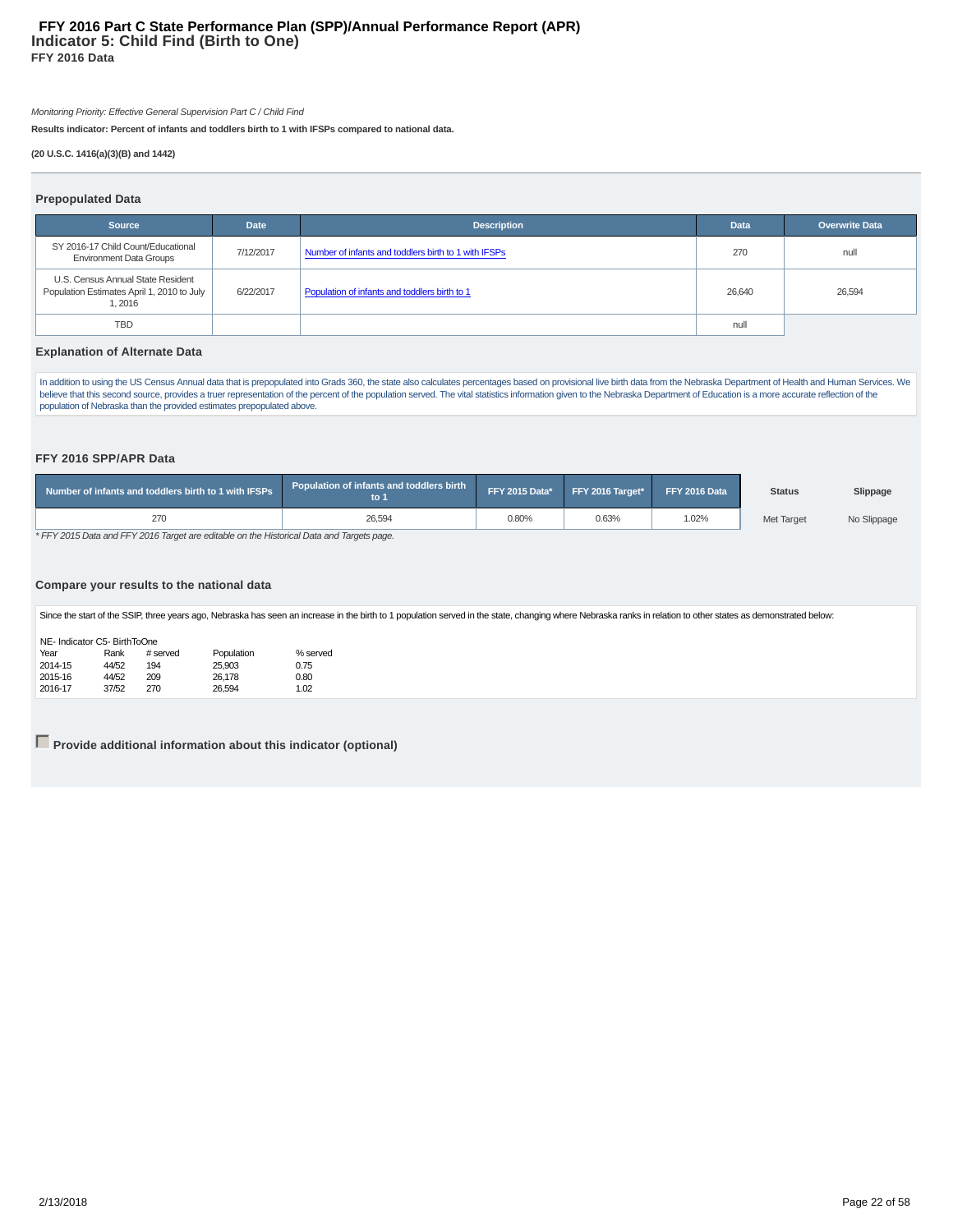# FFY 2016 Part C State Performance Plan (SPP)/Annual Performance Report (APR)

## Indicator 5: Child Find (Birth to One)

**FFY 2016 Data**

*Monitoring Priority: Effective General Supervision Part C / Child Find*

**Results indicator: Percent of infants and toddlers birth to 1 with IFSPs compared to national data.**

**(20 U.S.C. 1416(a)(3)(B) and 1442)**

### Prepopulated Data

| Source | Date | Description | Data | Overwrite Data |
|---|---|---|---|---|
| SY 2016-17 Child Count/Educational Environment Data Groups | 7/12/2017 | Number of infants and toddlers birth to 1 with IFSPs | 270 | null |
| U.S. Census Annual State Resident Population Estimates April 1, 2010 to July 1, 2016 | 6/22/2017 | Population of infants and toddlers birth to 1 | 26,640 | 26,594 |
| TBD | | | null | |

### Explanation of Alternate Data

In addition to using the US Census Annual data that is prepopulated into Grads 360, the state also calculates percentages based on provisional live birth data from the Nebraska Department of Health and Human Services. We believe that this second source, provides a truer representation of the percent of the population served. The vital statistics information given to the Nebraska Department of Education is a more accurate reflection of the population of Nebraska than the provided estimates prepopulated above.

### FFY 2016 SPP/APR Data

| Number of infants and toddlers birth to 1 with IFSPs | Population of infants and toddlers birth to 1 | FFY 2015 Data* | FFY 2016 Target* | FFY 2016 Data | Status | Slippage |
|---|---|---|---|---|---|---|
| 270 | 26,594 | 0.80% | 0.63% | 1.02% | Met Target | No Slippage |

*\* FFY 2015 Data and FFY 2016 Target are editable on the Historical Data and Targets page.*

### Compare your results to the national data

Since the start of the SSIP, three years ago, Nebraska has seen an increase in the birth to 1 population served in the state, changing where Nebraska ranks in relation to other states as demonstrated below:

NE- Indicator C5- BirthToOne

| Year | Rank | # served | Population | % served |
|---|---|---|---|---|
| 2014-15 | 44/52 | 194 | 25,903 | 0.75 |
| 2015-16 | 44/52 | 209 | 26,178 | 0.80 |
| 2016-17 | 37/52 | 270 | 26,594 | 1.02 |

**Provide additional information about this indicator (optional)**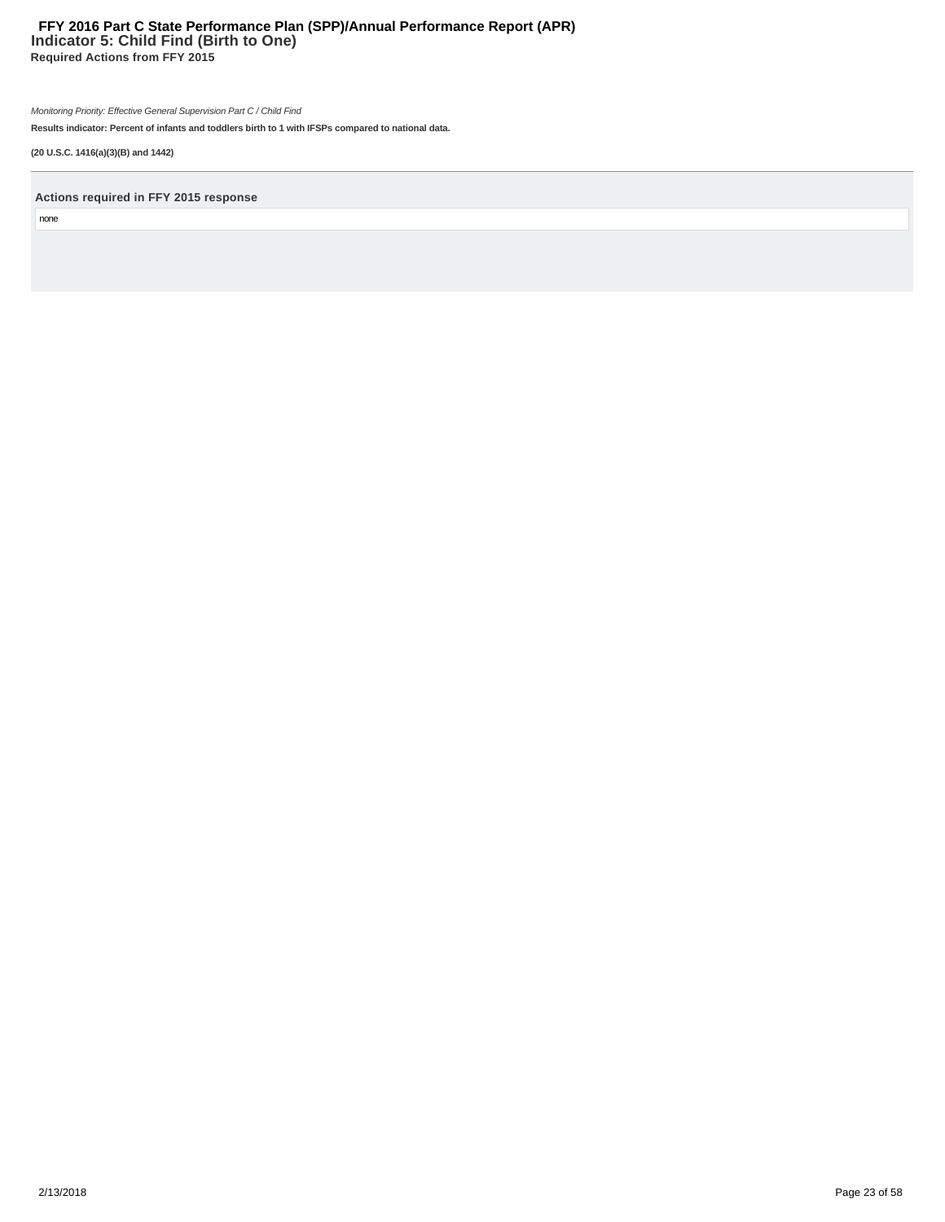# Indicator 5: Child Find (Birth to One)

## Required Actions from FFY 2015

*Monitoring Priority: Effective General Supervision Part C / Child Find*

**Results indicator: Percent of infants and toddlers birth to 1 with IFSPs compared to national data.**

**(20 U.S.C. 1416(a)(3)(B) and 1442)**

---

**Actions required in FFY 2015 response**

none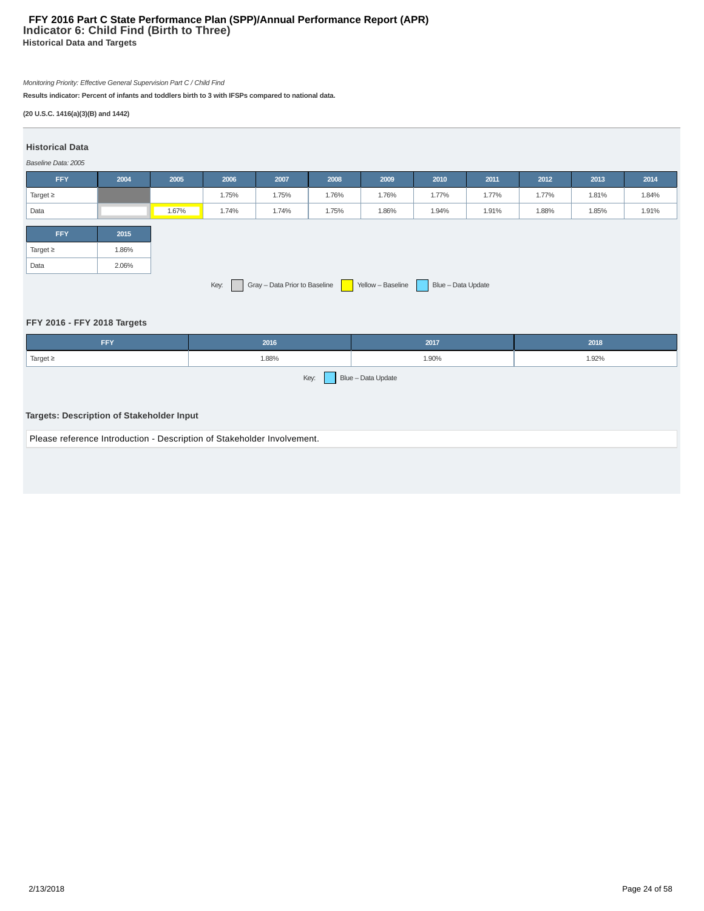# FFY 2016 Part C State Performance Plan (SPP)/Annual Performance Report (APR)

## Indicator 6: Child Find (Birth to Three)

### Historical Data and Targets

*Monitoring Priority: Effective General Supervision Part C / Child Find*

**Results indicator: Percent of infants and toddlers birth to 3 with IFSPs compared to national data.**

**(20 U.S.C. 1416(a)(3)(B) and 1442)**

### Historical Data

*Baseline Data: 2005*

| FFY | 2004 | 2005 | 2006 | 2007 | 2008 | 2009 | 2010 | 2011 | 2012 | 2013 | 2014 | 2015 |
|---|---|---|---|---|---|---|---|---|---|---|---|---|
| Target ≥ | | | 1.75% | 1.75% | 1.76% | 1.76% | 1.77% | 1.77% | 1.77% | 1.81% | 1.84% | 1.86% |
| Data | | 1.67% | 1.74% | 1.74% | 1.75% | 1.86% | 1.94% | 1.91% | 1.88% | 1.85% | 1.91% | 2.06% |

Key: Gray – Data Prior to Baseline; Yellow – Baseline; Blue – Data Update

### FFY 2016 - FFY 2018 Targets

| FFY | 2016 | 2017 | 2018 |
|---|---|---|---|
| Target ≥ | 1.88% | 1.90% | 1.92% |

Key: Blue – Data Update

### Targets: Description of Stakeholder Input

Please reference Introduction - Description of Stakeholder Involvement.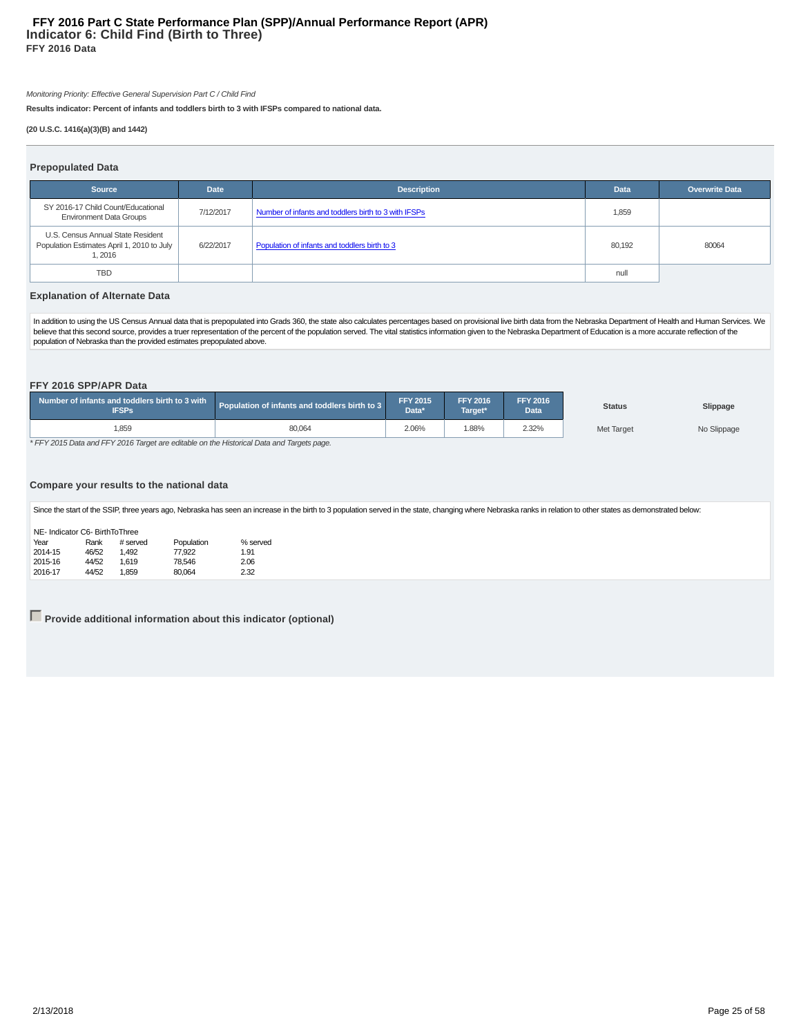# FFY 2016 Part C State Performance Plan (SPP)/Annual Performance Report (APR)

## Indicator 6: Child Find (Birth to Three)

**FFY 2016 Data**

*Monitoring Priority: Effective General Supervision Part C / Child Find*

**Results indicator: Percent of infants and toddlers birth to 3 with IFSPs compared to national data.**

**(20 U.S.C. 1416(a)(3)(B) and 1442)**

### Prepopulated Data

| Source | Date | Description | Data | Overwrite Data |
|---|---|---|---|---|
| SY 2016-17 Child Count/Educational Environment Data Groups | 7/12/2017 | Number of infants and toddlers birth to 3 with IFSPs | 1,859 | |
| U.S. Census Annual State Resident Population Estimates April 1, 2010 to July 1, 2016 | 6/22/2017 | Population of infants and toddlers birth to 3 | 80,192 | 80064 |
| TBD | | | null | |

### Explanation of Alternate Data

In addition to using the US Census Annual data that is prepopulated into Grads 360, the state also calculates percentages based on provisional live birth data from the Nebraska Department of Health and Human Services. We believe that this second source, provides a truer representation of the percent of the population served. The vital statistics information given to the Nebraska Department of Education is a more accurate reflection of the population of Nebraska than the provided estimates prepopulated above.

### FFY 2016 SPP/APR Data

| Number of infants and toddlers birth to 3 with IFSPs | Population of infants and toddlers birth to 3 | FFY 2015 Data* | FFY 2016 Target* | FFY 2016 Data | Status | Slippage |
|---|---|---|---|---|---|---|
| 1,859 | 80,064 | 2.06% | 1.88% | 2.32% | Met Target | No Slippage |

*\* FFY 2015 Data and FFY 2016 Target are editable on the Historical Data and Targets page.*

### Compare your results to the national data

Since the start of the SSIP, three years ago, Nebraska has seen an increase in the birth to 3 population served in the state, changing where Nebraska ranks in relation to other states as demonstrated below:

NE- Indicator C6- BirthToThree

| Year | Rank | # served | Population | % served |
|---|---|---|---|---|
| 2014-15 | 46/52 | 1,492 | 77,922 | 1.91 |
| 2015-16 | 44/52 | 1,619 | 78,546 | 2.06 |
| 2016-17 | 44/52 | 1,859 | 80,064 | 2.32 |

**Provide additional information about this indicator (optional)**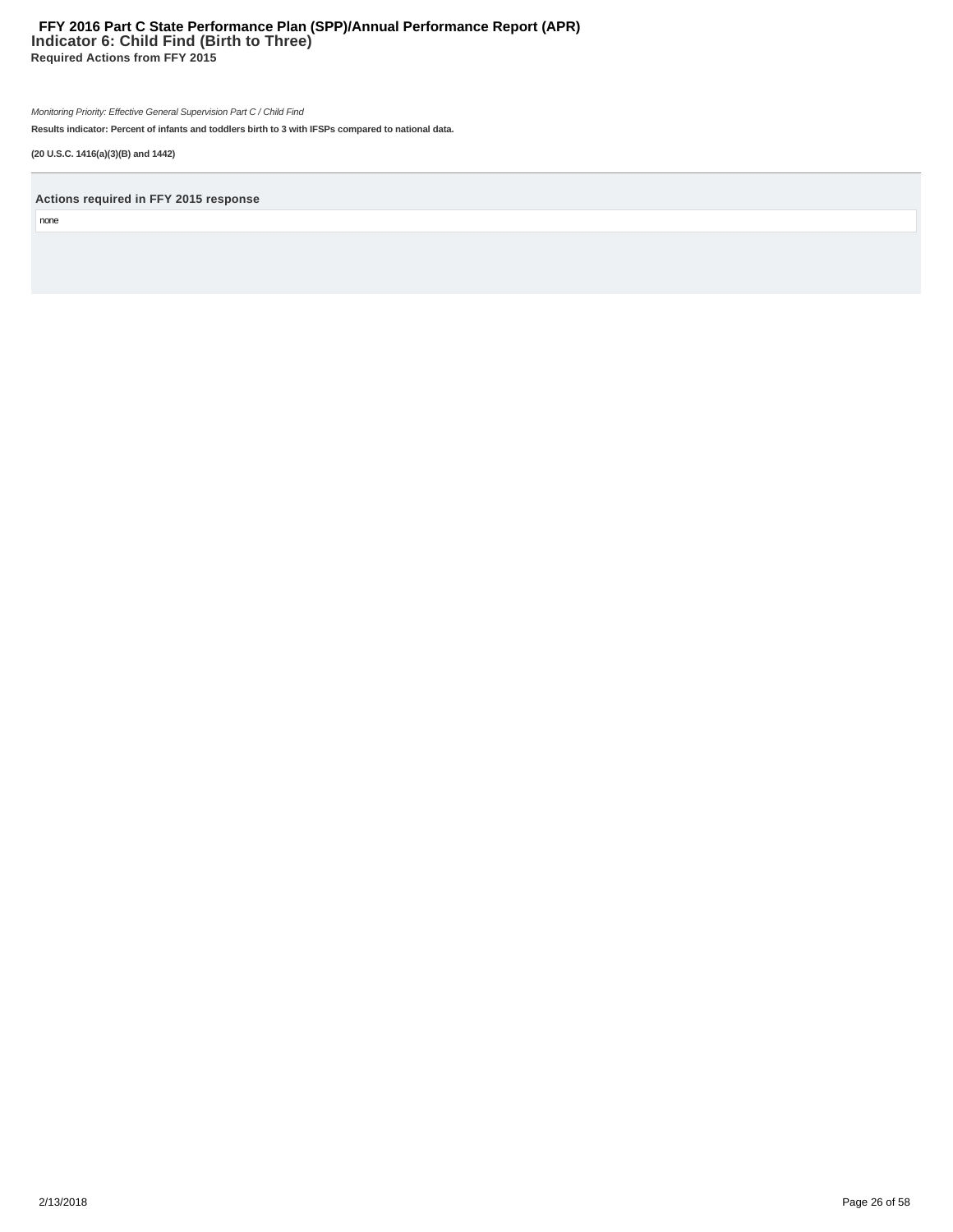# FFY 2016 Part C State Performance Plan (SPP)/Annual Performance Report (APR)

## Indicator 6: Child Find (Birth to Three)

### Required Actions from FFY 2015

*Monitoring Priority: Effective General Supervision Part C / Child Find*

**Results indicator: Percent of infants and toddlers birth to 3 with IFSPs compared to national data.**

**(20 U.S.C. 1416(a)(3)(B) and 1442)**

---

**Actions required in FFY 2015 response**

none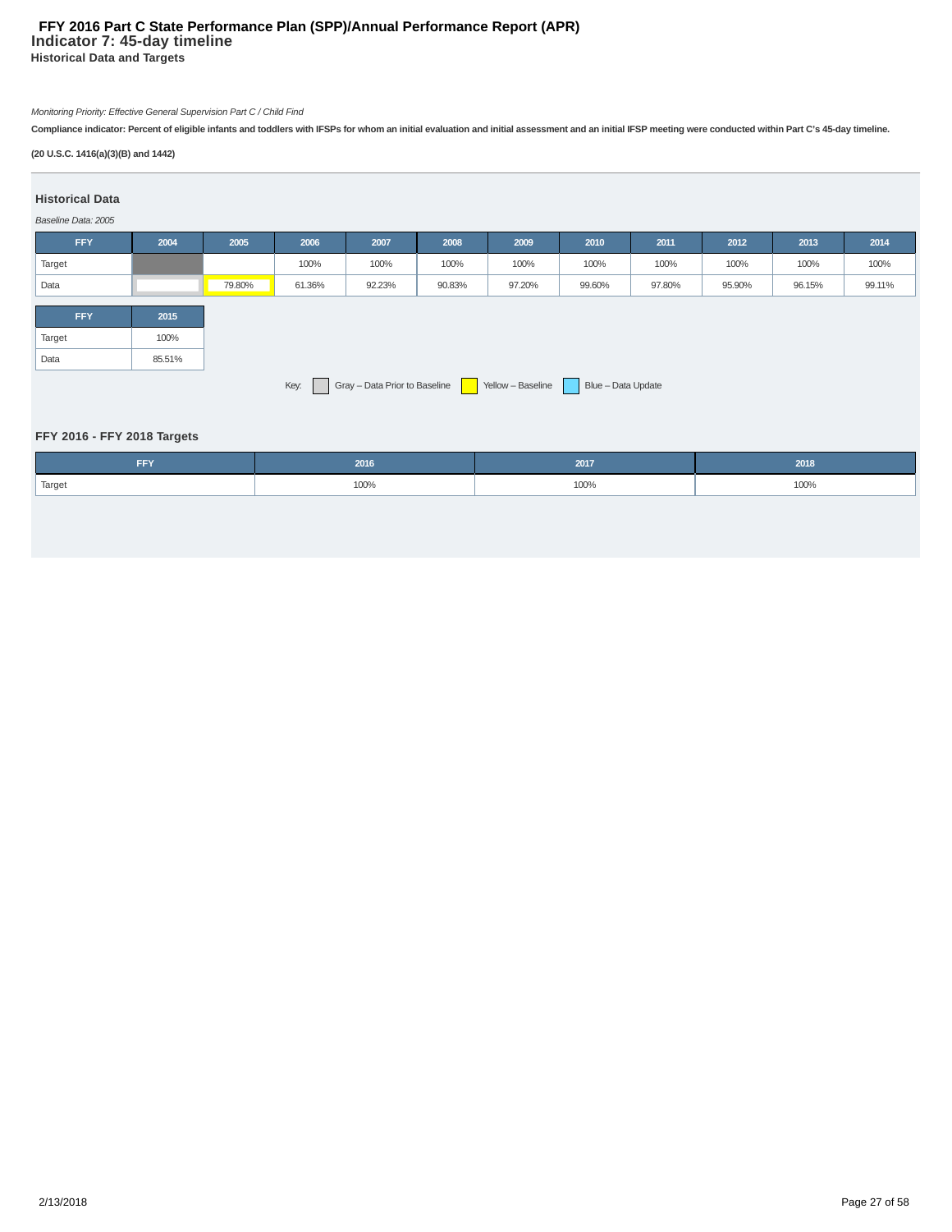# FFY 2016 Part C State Performance Plan (SPP)/Annual Performance Report (APR)

## Indicator 7: 45-day timeline

### Historical Data and Targets

*Monitoring Priority: Effective General Supervision Part C / Child Find*

**Compliance indicator: Percent of eligible infants and toddlers with IFSPs for whom an initial evaluation and initial assessment and an initial IFSP meeting were conducted within Part C's 45-day timeline.**

**(20 U.S.C. 1416(a)(3)(B) and 1442)**

### Historical Data

*Baseline Data: 2005*

| FFY | 2004 | 2005 | 2006 | 2007 | 2008 | 2009 | 2010 | 2011 | 2012 | 2013 | 2014 |
|---|---|---|---|---|---|---|---|---|---|---|---|
| Target | | | 100% | 100% | 100% | 100% | 100% | 100% | 100% | 100% | 100% |
| Data | | 79.80% | 61.36% | 92.23% | 90.83% | 97.20% | 99.60% | 97.80% | 95.90% | 96.15% | 99.11% |

| FFY | 2015 |
|---|---|
| Target | 100% |
| Data | 85.51% |

Key: Gray – Data Prior to Baseline; Yellow – Baseline; Blue – Data Update

### FFY 2016 - FFY 2018 Targets

| FFY | 2016 | 2017 | 2018 |
|---|---|---|---|
| Target | 100% | 100% | 100% |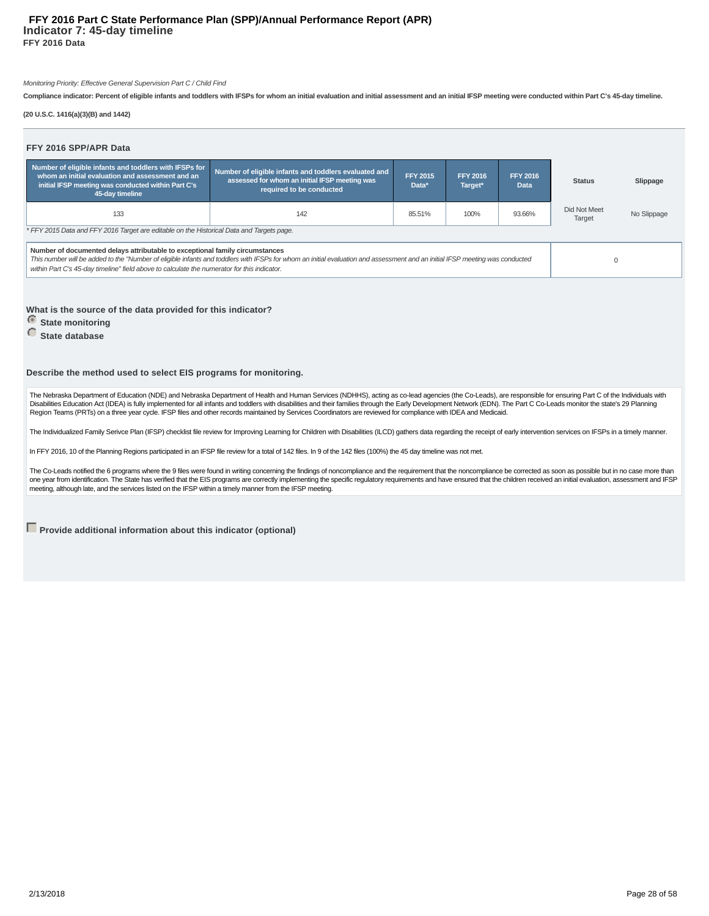# FFY 2016 Part C State Performance Plan (SPP)/Annual Performance Report (APR)

## Indicator 7: 45-day timeline

**FFY 2016 Data**

*Monitoring Priority: Effective General Supervision Part C / Child Find*

**Compliance indicator: Percent of eligible infants and toddlers with IFSPs for whom an initial evaluation and initial assessment and an initial IFSP meeting were conducted within Part C's 45-day timeline.**

**(20 U.S.C. 1416(a)(3)(B) and 1442)**

### FFY 2016 SPP/APR Data

| Number of eligible infants and toddlers with IFSPs for whom an initial evaluation and assessment and an initial IFSP meeting was conducted within Part C's 45-day timeline | Number of eligible infants and toddlers evaluated and assessed for whom an initial IFSP meeting was required to be conducted | FFY 2015 Data* | FFY 2016 Target* | FFY 2016 Data | Status | Slippage |
|---|---|---|---|---|---|---|
| 133 | 142 | 85.51% | 100% | 93.66% | Did Not Meet Target | No Slippage |

*\* FFY 2015 Data and FFY 2016 Target are editable on the Historical Data and Targets page.*

| Number of documented delays attributable to exceptional family circumstances | |
|---|---|
| *This number will be added to the "Number of eligible infants and toddlers with IFSPs for whom an initial evaluation and assessment and an initial IFSP meeting was conducted within Part C's 45-day timeline" field above to calculate the numerator for this indicator.* | 0 |

**What is the source of the data provided for this indicator?**

- ◉ **State monitoring**
- ○ **State database**

**Describe the method used to select EIS programs for monitoring.**

The Nebraska Department of Education (NDE) and Nebraska Department of Health and Human Services (NDHHS), acting as co-lead agencies (the Co-Leads), are responsible for ensuring Part C of the Individuals with Disabilities Education Act (IDEA) is fully implemented for all infants and toddlers with disabilities and their families through the Early Development Network (EDN). The Part C Co-Leads monitor the state's 29 Planning Region Teams (PRTs) on a three year cycle. IFSP files and other records maintained by Services Coordinators are reviewed for compliance with IDEA and Medicaid.

The Individualized Family Serivce Plan (IFSP) checklist file review for Improving Learning for Children with Disabilities (ILCD) gathers data regarding the receipt of early intervention services on IFSPs in a timely manner.

In FFY 2016, 10 of the Planning Regions participated in an IFSP file review for a total of 142 files. In 9 of the 142 files (100%) the 45 day timeline was not met.

The Co-Leads notified the 6 programs where the 9 files were found in writing concerning the findings of noncompliance and the requirement that the noncompliance be corrected as soon as possible but in no case more than one year from identification. The State has verified that the EIS programs are correctly implementing the specific regulatory requirements and have ensured that the children received an initial evaluation, assessment and IFSP meeting, although late, and the services listed on the IFSP within a timely manner from the IFSP meeting.

☐ **Provide additional information about this indicator (optional)**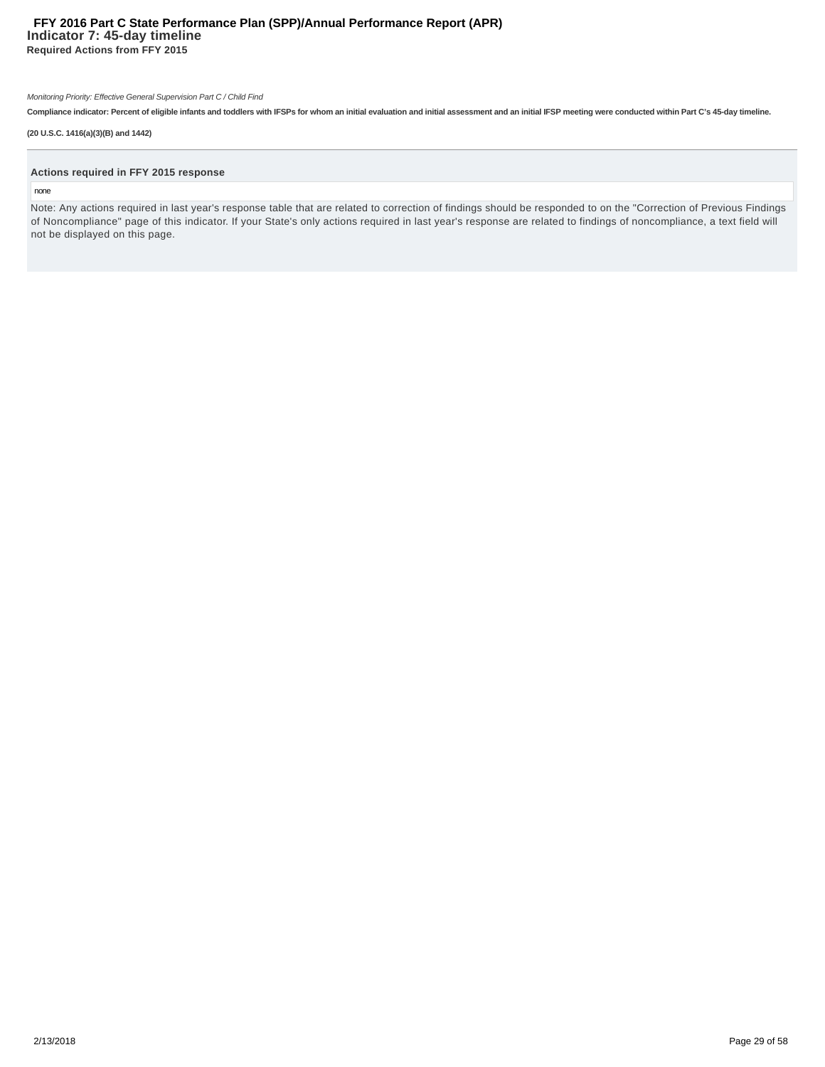# Indicator 7: 45-day timeline

### Required Actions from FFY 2015

*Monitoring Priority: Effective General Supervision Part C / Child Find*

**Compliance indicator: Percent of eligible infants and toddlers with IFSPs for whom an initial evaluation and initial assessment and an initial IFSP meeting were conducted within Part C's 45-day timeline.**

**(20 U.S.C. 1416(a)(3)(B) and 1442)**

---

**Actions required in FFY 2015 response**

none

Note: Any actions required in last year's response table that are related to correction of findings should be responded to on the "Correction of Previous Findings of Noncompliance" page of this indicator. If your State's only actions required in last year's response are related to findings of noncompliance, a text field will not be displayed on this page.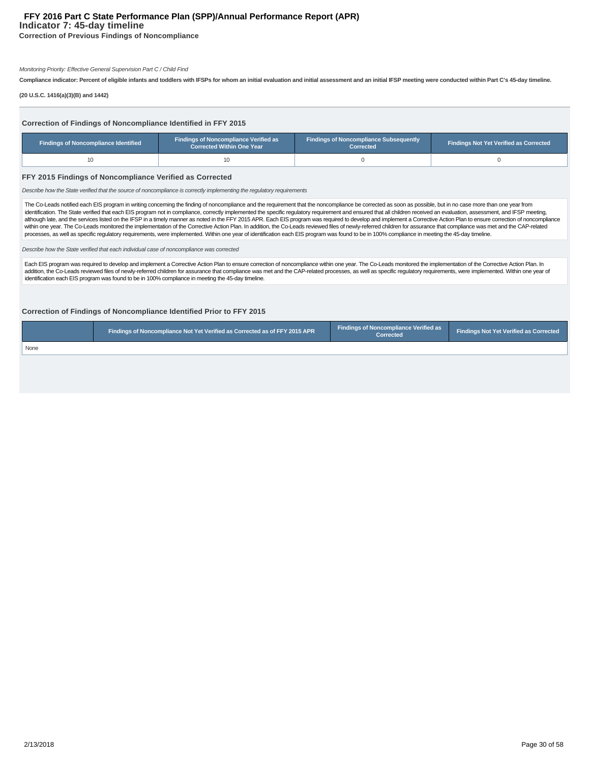# FFY 2016 Part C State Performance Plan (SPP)/Annual Performance Report (APR)

## Indicator 7: 45-day timeline

### Correction of Previous Findings of Noncompliance

*Monitoring Priority: Effective General Supervision Part C / Child Find*

**Compliance indicator: Percent of eligible infants and toddlers with IFSPs for whom an initial evaluation and initial assessment and an initial IFSP meeting were conducted within Part C's 45-day timeline.**

**(20 U.S.C. 1416(a)(3)(B) and 1442)**

### Correction of Findings of Noncompliance Identified in FFY 2015

| Findings of Noncompliance Identified | Findings of Noncompliance Verified as Corrected Within One Year | Findings of Noncompliance Subsequently Corrected | Findings Not Yet Verified as Corrected |
| --- | --- | --- | --- |
| 10 | 10 | 0 | 0 |

### FFY 2015 Findings of Noncompliance Verified as Corrected

*Describe how the State verified that the source of noncompliance is correctly implementing the regulatory requirements*

The Co-Leads notified each EIS program in writing concerning the finding of noncompliance and the requirement that the noncompliance be corrected as soon as possible, but in no case more than one year from identification. The State verified that each EIS program not in compliance, correctly implemented the specific regulatory requirement and ensured that all children received an evaluation, assessment, and IFSP meeting, although late, and the services listed on the IFSP in a timely manner as noted in the FFY 2015 APR. Each EIS program was required to develop and implement a Corrective Action Plan to ensure correction of noncompliance within one year. The Co-Leads monitored the implementation of the Corrective Action Plan. In addition, the Co-Leads reviewed files of newly-referred children for assurance that compliance was met and the CAP-related processes, as well as specific regulatory requirements, were implemented. Within one year of identification each EIS program was found to be in 100% compliance in meeting the 45-day timeline.

*Describe how the State verified that each individual case of noncompliance was corrected*

Each EIS program was required to develop and implement a Corrective Action Plan to ensure correction of noncompliance within one year. The Co-Leads monitored the implementation of the Corrective Action Plan. In addition, the Co-Leads reviewed files of newly-referred children for assurance that compliance was met and the CAP-related processes, as well as specific regulatory requirements, were implemented. Within one year of identification each EIS program was found to be in 100% compliance in meeting the 45-day timeline.

### Correction of Findings of Noncompliance Identified Prior to FFY 2015

| | Findings of Noncompliance Not Yet Verified as Corrected as of FFY 2015 APR | Findings of Noncompliance Verified as Corrected | Findings Not Yet Verified as Corrected |
| --- | --- | --- | --- |
| None | | | |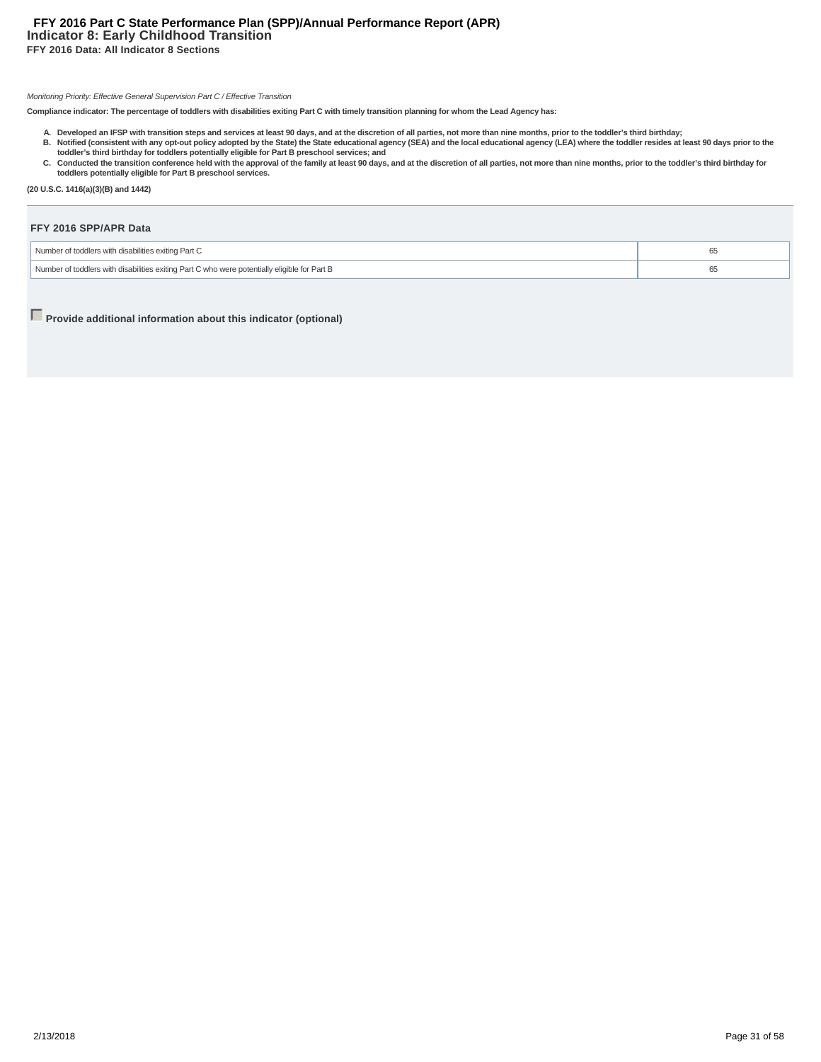# FFY 2016 Part C State Performance Plan (SPP)/Annual Performance Report (APR)

## Indicator 8: Early Childhood Transition

**FFY 2016 Data: All Indicator 8 Sections**

*Monitoring Priority: Effective General Supervision Part C / Effective Transition*

**Compliance indicator: The percentage of toddlers with disabilities exiting Part C with timely transition planning for whom the Lead Agency has:**

A. **Developed an IFSP with transition steps and services at least 90 days, and at the discretion of all parties, not more than nine months, prior to the toddler's third birthday;**
B. **Notified (consistent with any opt-out policy adopted by the State) the State educational agency (SEA) and the local educational agency (LEA) where the toddler resides at least 90 days prior to the toddler's third birthday for toddlers potentially eligible for Part B preschool services; and**
C. **Conducted the transition conference held with the approval of the family at least 90 days, and at the discretion of all parties, not more than nine months, prior to the toddler's third birthday for toddlers potentially eligible for Part B preschool services.**

**(20 U.S.C. 1416(a)(3)(B) and 1442)**

### FFY 2016 SPP/APR Data

| | |
|---|---|
| Number of toddlers with disabilities exiting Part C | 65 |
| Number of toddlers with disabilities exiting Part C who were potentially eligible for Part B | 65 |

☐ **Provide additional information about this indicator (optional)**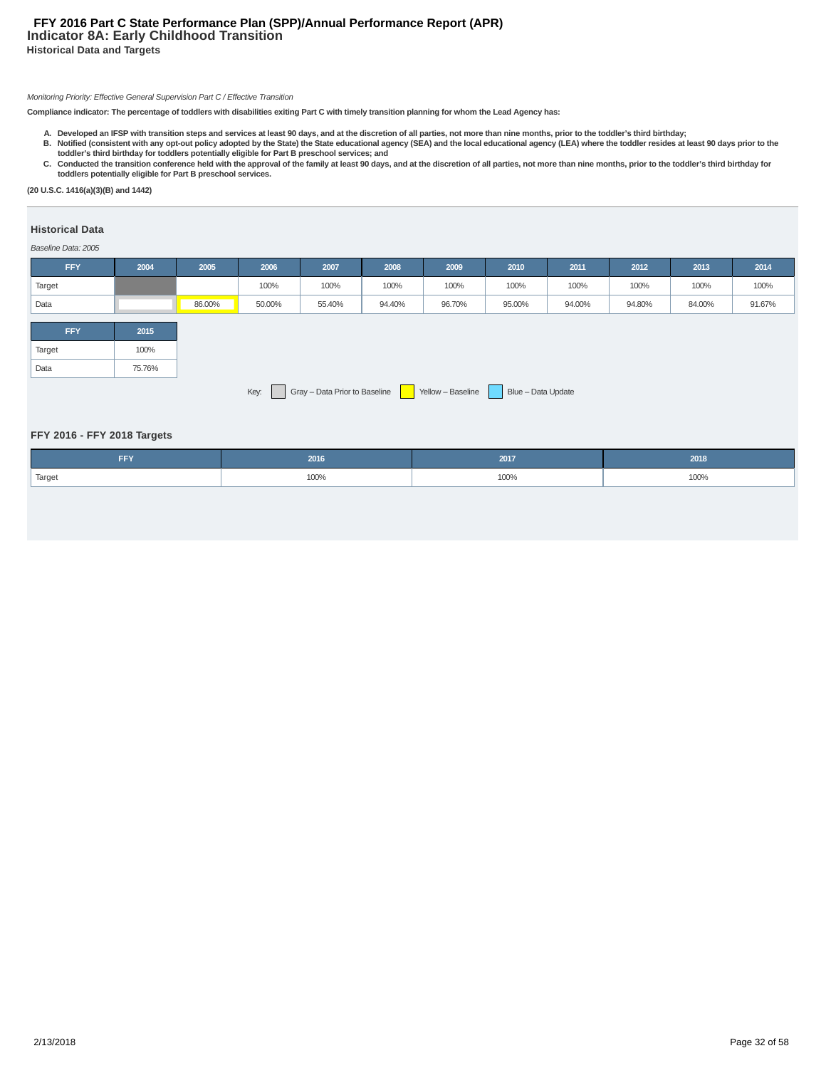# FFY 2016 Part C State Performance Plan (SPP)/Annual Performance Report (APR)

## Indicator 8A: Early Childhood Transition

### Historical Data and Targets

*Monitoring Priority: Effective General Supervision Part C / Effective Transition*

**Compliance indicator: The percentage of toddlers with disabilities exiting Part C with timely transition planning for whom the Lead Agency has:**

- **A. Developed an IFSP with transition steps and services at least 90 days, and at the discretion of all parties, not more than nine months, prior to the toddler's third birthday;**
- **B. Notified (consistent with any opt-out policy adopted by the State) the State educational agency (SEA) and the local educational agency (LEA) where the toddler resides at least 90 days prior to the toddler's third birthday for toddlers potentially eligible for Part B preschool services; and**
- **C. Conducted the transition conference held with the approval of the family at least 90 days, and at the discretion of all parties, not more than nine months, prior to the toddler's third birthday for toddlers potentially eligible for Part B preschool services.**

**(20 U.S.C. 1416(a)(3)(B) and 1442)**

### Historical Data

*Baseline Data: 2005*

| FFY | 2004 | 2005 | 2006 | 2007 | 2008 | 2009 | 2010 | 2011 | 2012 | 2013 | 2014 |
|---|---|---|---|---|---|---|---|---|---|---|---|
| Target | | | 100% | 100% | 100% | 100% | 100% | 100% | 100% | 100% | 100% |
| Data | | 86.00% | 50.00% | 55.40% | 94.40% | 96.70% | 95.00% | 94.00% | 94.80% | 84.00% | 91.67% |

| FFY | 2015 |
|---|---|
| Target | 100% |
| Data | 75.76% |

Key: Gray – Data Prior to Baseline; Yellow – Baseline; Blue – Data Update

### FFY 2016 - FFY 2018 Targets

| FFY | 2016 | 2017 | 2018 |
|---|---|---|---|
| Target | 100% | 100% | 100% |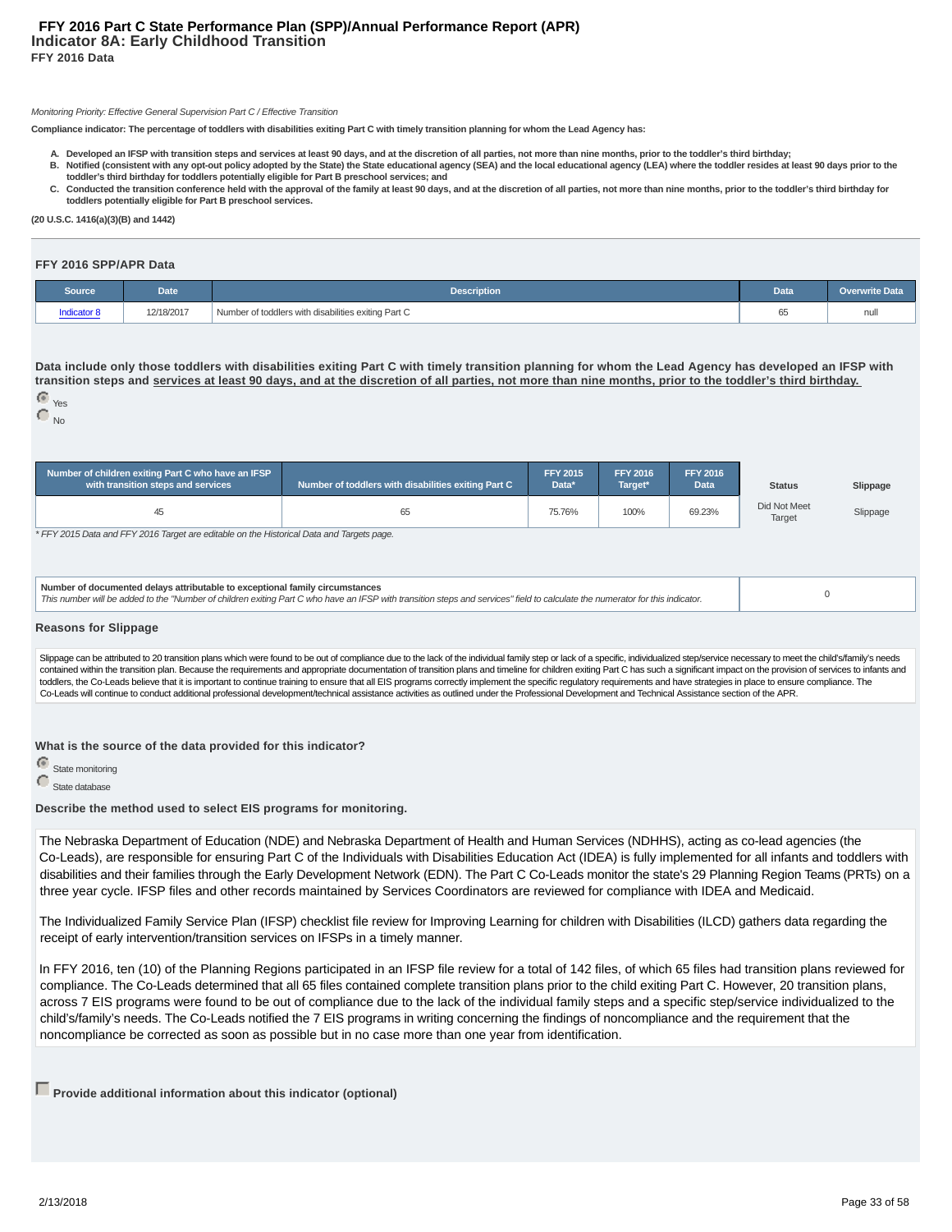# FFY 2016 Part C State Performance Plan (SPP)/Annual Performance Report (APR)

## Indicator 8A: Early Childhood Transition

**FFY 2016 Data**

*Monitoring Priority: Effective General Supervision Part C / Effective Transition*

**Compliance indicator: The percentage of toddlers with disabilities exiting Part C with timely transition planning for whom the Lead Agency has:**

A. **Developed an IFSP with transition steps and services at least 90 days, and at the discretion of all parties, not more than nine months, prior to the toddler's third birthday;**
B. **Notified (consistent with any opt-out policy adopted by the State) the State educational agency (SEA) and the local educational agency (LEA) where the toddler resides at least 90 days prior to the toddler's third birthday for toddlers potentially eligible for Part B preschool services; and**
C. **Conducted the transition conference held with the approval of the family at least 90 days, and at the discretion of all parties, not more than nine months, prior to the toddler's third birthday for toddlers potentially eligible for Part B preschool services.**

**(20 U.S.C. 1416(a)(3)(B) and 1442)**

### FFY 2016 SPP/APR Data

| Source | Date | Description | Data | Overwrite Data |
|---|---|---|---|---|
| Indicator 8 | 12/18/2017 | Number of toddlers with disabilities exiting Part C | 65 | null |

**Data include only those toddlers with disabilities exiting Part C with timely transition planning for whom the Lead Agency has developed an IFSP with transition steps and services at least 90 days, and at the discretion of all parties, not more than nine months, prior to the toddler's third birthday.**

- (selected) Yes
- No

| Number of children exiting Part C who have an IFSP with transition steps and services | Number of toddlers with disabilities exiting Part C | FFY 2015 Data* | FFY 2016 Target* | FFY 2016 Data | Status | Slippage |
|---|---|---|---|---|---|---|
| 45 | 65 | 75.76% | 100% | 69.23% | Did Not Meet Target | Slippage |

*\* FFY 2015 Data and FFY 2016 Target are editable on the Historical Data and Targets page.*

| Number of documented delays attributable to exceptional family circumstances<br>*This number will be added to the "Number of children exiting Part C who have an IFSP with transition steps and services" field to calculate the numerator for this indicator.* | 0 |
|---|---|

### Reasons for Slippage

Slippage can be attributed to 20 transition plans which were found to be out of compliance due to the lack of the individual family step or lack of a specific, individualized step/service necessary to meet the child's/family's needs contained within the transition plan. Because the requirements and appropriate documentation of transition plans and timeline for children exiting Part C has such a significant impact on the provision of services to infants and toddlers, the Co-Leads believe that it is important to continue training to ensure that all EIS programs correctly implement the specific regulatory requirements and have strategies in place to ensure compliance. The Co-Leads will continue to conduct additional professional development/technical assistance activities as outlined under the Professional Development and Technical Assistance section of the APR.

**What is the source of the data provided for this indicator?**

- (selected) State monitoring
- State database

**Describe the method used to select EIS programs for monitoring.**

The Nebraska Department of Education (NDE) and Nebraska Department of Health and Human Services (NDHHS), acting as co-lead agencies (the Co-Leads), are responsible for ensuring Part C of the Individuals with Disabilities Education Act (IDEA) is fully implemented for all infants and toddlers with disabilities and their families through the Early Development Network (EDN). The Part C Co-Leads monitor the state's 29 Planning Region Teams (PRTs) on a three year cycle. IFSP files and other records maintained by Services Coordinators are reviewed for compliance with IDEA and Medicaid.

The Individualized Family Service Plan (IFSP) checklist file review for Improving Learning for children with Disabilities (ILCD) gathers data regarding the receipt of early intervention/transition services on IFSPs in a timely manner.

In FFY 2016, ten (10) of the Planning Regions participated in an IFSP file review for a total of 142 files, of which 65 files had transition plans reviewed for compliance. The Co-Leads determined that all 65 files contained complete transition plans prior to the child exiting Part C. However, 20 transition plans, across 7 EIS programs were found to be out of compliance due to the lack of the individual family steps and a specific step/service individualized to the child's/family's needs. The Co-Leads notified the 7 EIS programs in writing concerning the findings of noncompliance and the requirement that the noncompliance be corrected as soon as possible but in no case more than one year from identification.

- [ ] **Provide additional information about this indicator (optional)**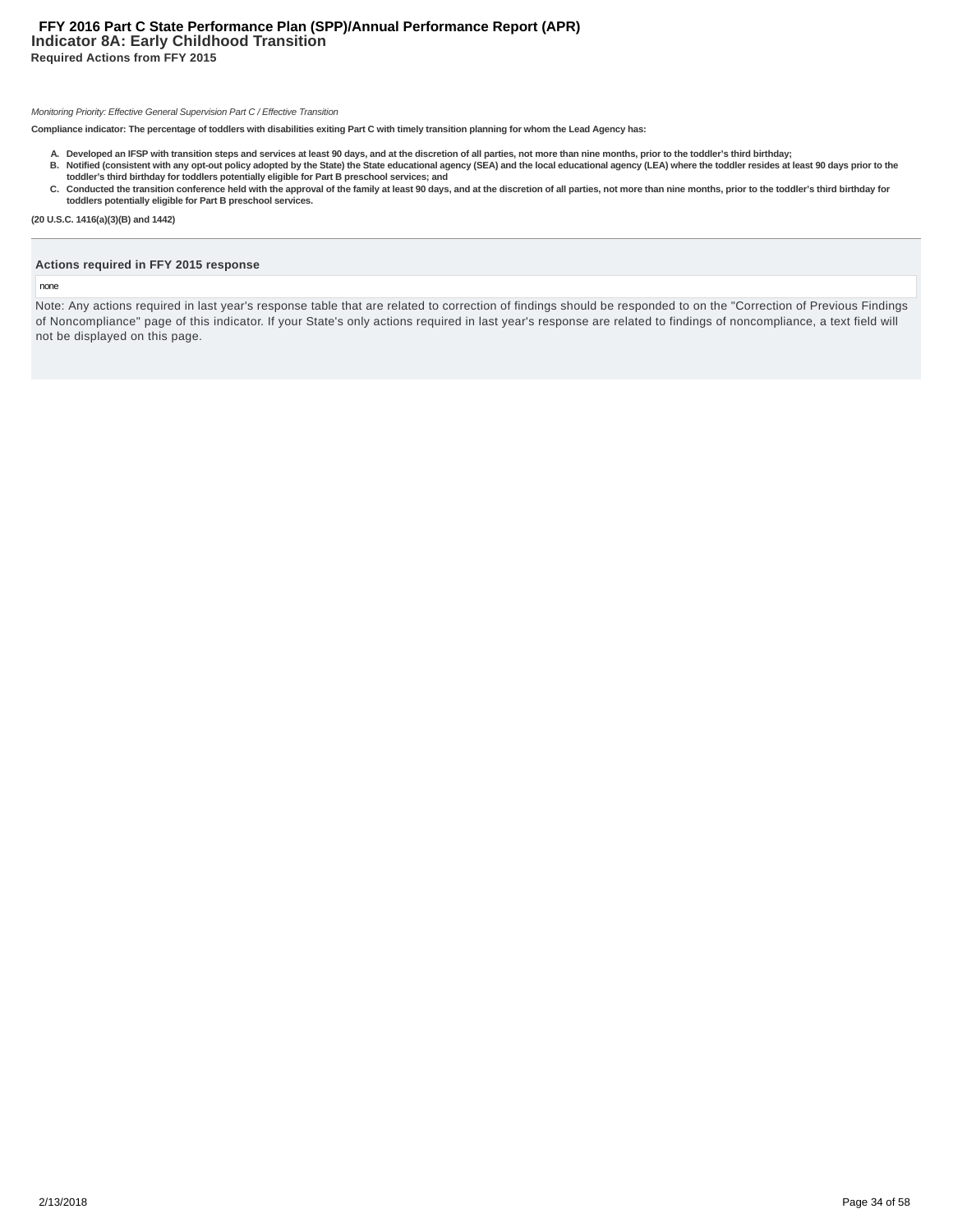# Indicator 8A: Early Childhood Transition

## Required Actions from FFY 2015

*Monitoring Priority: Effective General Supervision Part C / Effective Transition*

**Compliance indicator: The percentage of toddlers with disabilities exiting Part C with timely transition planning for whom the Lead Agency has:**

- **A. Developed an IFSP with transition steps and services at least 90 days, and at the discretion of all parties, not more than nine months, prior to the toddler's third birthday;**
- **B. Notified (consistent with any opt-out policy adopted by the State) the State educational agency (SEA) and the local educational agency (LEA) where the toddler resides at least 90 days prior to the toddler's third birthday for toddlers potentially eligible for Part B preschool services; and**
- **C. Conducted the transition conference held with the approval of the family at least 90 days, and at the discretion of all parties, not more than nine months, prior to the toddler's third birthday for toddlers potentially eligible for Part B preschool services.**

**(20 U.S.C. 1416(a)(3)(B) and 1442)**

**Actions required in FFY 2015 response**

none

Note: Any actions required in last year's response table that are related to correction of findings should be responded to on the "Correction of Previous Findings of Noncompliance" page of this indicator. If your State's only actions required in last year's response are related to findings of noncompliance, a text field will not be displayed on this page.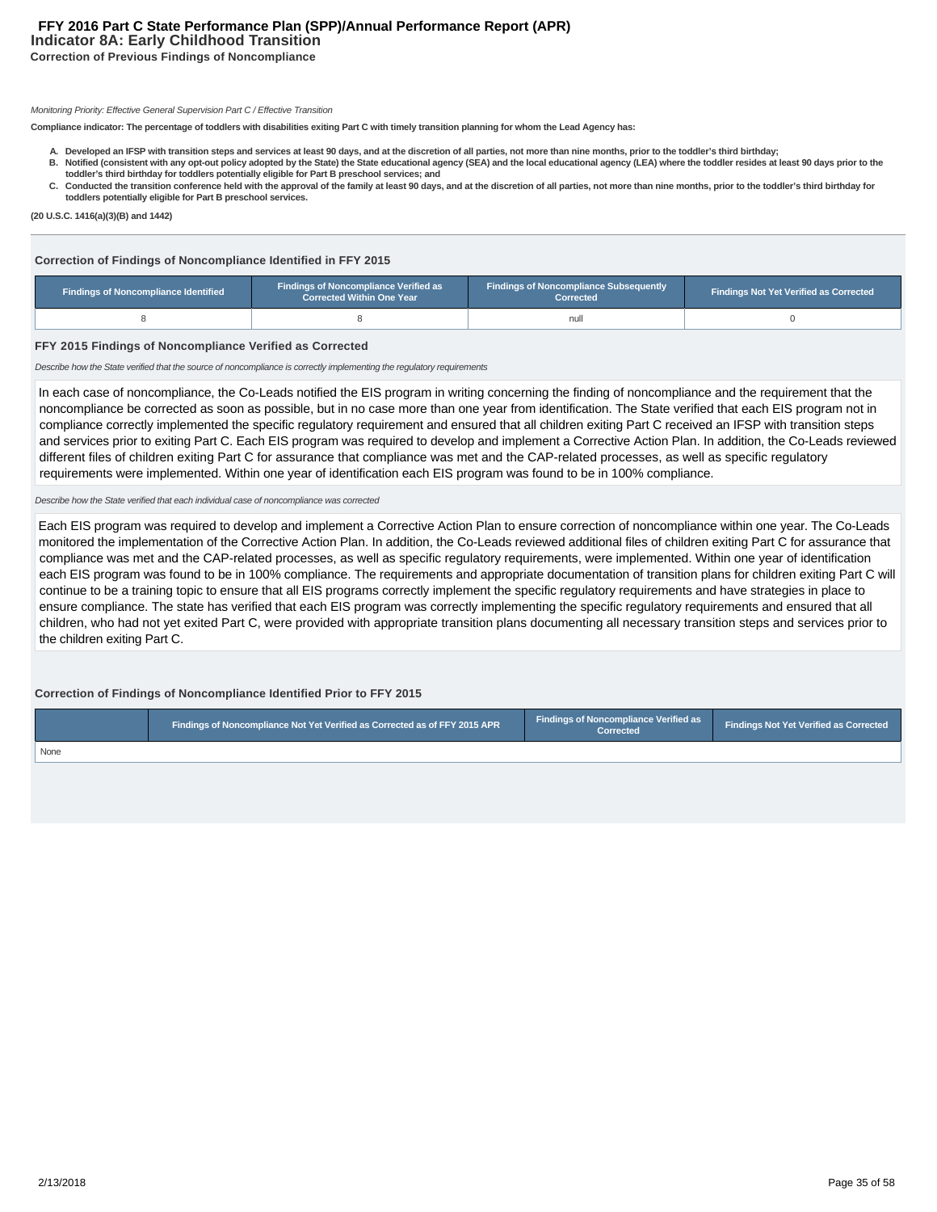# FFY 2016 Part C State Performance Plan (SPP)/Annual Performance Report (APR)

## Indicator 8A: Early Childhood Transition

### Correction of Previous Findings of Noncompliance

*Monitoring Priority: Effective General Supervision Part C / Effective Transition*

**Compliance indicator: The percentage of toddlers with disabilities exiting Part C with timely transition planning for whom the Lead Agency has:**

- **A. Developed an IFSP with transition steps and services at least 90 days, and at the discretion of all parties, not more than nine months, prior to the toddler's third birthday;**
- **B. Notified (consistent with any opt-out policy adopted by the State) the State educational agency (SEA) and the local educational agency (LEA) where the toddler resides at least 90 days prior to the toddler's third birthday for toddlers potentially eligible for Part B preschool services; and**
- **C. Conducted the transition conference held with the approval of the family at least 90 days, and at the discretion of all parties, not more than nine months, prior to the toddler's third birthday for toddlers potentially eligible for Part B preschool services.**

**(20 U.S.C. 1416(a)(3)(B) and 1442)**

### Correction of Findings of Noncompliance Identified in FFY 2015

| Findings of Noncompliance Identified | Findings of Noncompliance Verified as Corrected Within One Year | Findings of Noncompliance Subsequently Corrected | Findings Not Yet Verified as Corrected |
|---|---|---|---|
| 8 | 8 | null | 0 |

### FFY 2015 Findings of Noncompliance Verified as Corrected

*Describe how the State verified that the source of noncompliance is correctly implementing the regulatory requirements*

In each case of noncompliance, the Co-Leads notified the EIS program in writing concerning the finding of noncompliance and the requirement that the noncompliance be corrected as soon as possible, but in no case more than one year from identification. The State verified that each EIS program not in compliance correctly implemented the specific regulatory requirement and ensured that all children exiting Part C received an IFSP with transition steps and services prior to exiting Part C. Each EIS program was required to develop and implement a Corrective Action Plan. In addition, the Co-Leads reviewed different files of children exiting Part C for assurance that compliance was met and the CAP-related processes, as well as specific regulatory requirements were implemented. Within one year of identification each EIS program was found to be in 100% compliance.

*Describe how the State verified that each individual case of noncompliance was corrected*

Each EIS program was required to develop and implement a Corrective Action Plan to ensure correction of noncompliance within one year. The Co-Leads monitored the implementation of the Corrective Action Plan. In addition, the Co-Leads reviewed additional files of children exiting Part C for assurance that compliance was met and the CAP-related processes, as well as specific regulatory requirements, were implemented. Within one year of identification each EIS program was found to be in 100% compliance. The requirements and appropriate documentation of transition plans for children exiting Part C will continue to be a training topic to ensure that all EIS programs correctly implement the specific regulatory requirements and have strategies in place to ensure compliance. The state has verified that each EIS program was correctly implementing the specific regulatory requirements and ensured that all children, who had not yet exited Part C, were provided with appropriate transition plans documenting all necessary transition steps and services prior to the children exiting Part C.

### Correction of Findings of Noncompliance Identified Prior to FFY 2015

| | Findings of Noncompliance Not Yet Verified as Corrected as of FFY 2015 APR | Findings of Noncompliance Verified as Corrected | Findings Not Yet Verified as Corrected |
|---|---|---|---|
| None | | | |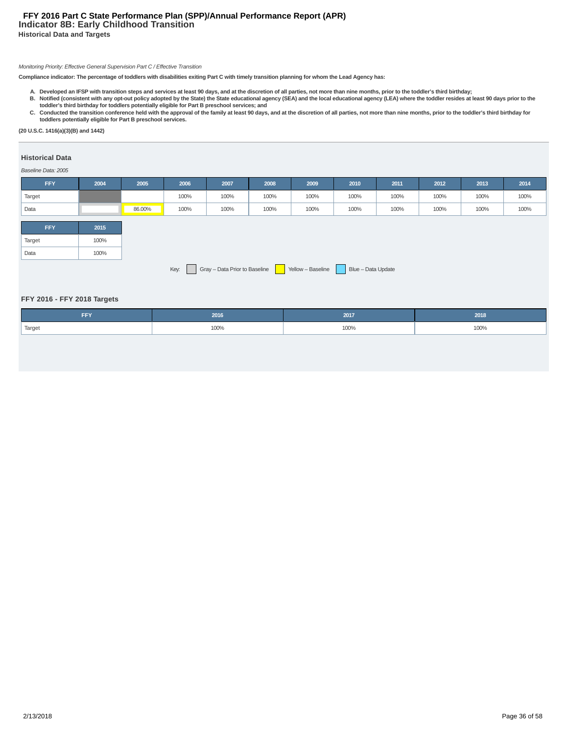# FFY 2016 Part C State Performance Plan (SPP)/Annual Performance Report (APR)

## Indicator 8B: Early Childhood Transition

### Historical Data and Targets

*Monitoring Priority: Effective General Supervision Part C / Effective Transition*

**Compliance indicator: The percentage of toddlers with disabilities exiting Part C with timely transition planning for whom the Lead Agency has:**

A. **Developed an IFSP with transition steps and services at least 90 days, and at the discretion of all parties, not more than nine months, prior to the toddler's third birthday;**
B. **Notified (consistent with any opt-out policy adopted by the State) the State educational agency (SEA) and the local educational agency (LEA) where the toddler resides at least 90 days prior to the toddler's third birthday for toddlers potentially eligible for Part B preschool services; and**
C. **Conducted the transition conference held with the approval of the family at least 90 days, and at the discretion of all parties, not more than nine months, prior to the toddler's third birthday for toddlers potentially eligible for Part B preschool services.**

**(20 U.S.C. 1416(a)(3)(B) and 1442)**

### Historical Data

*Baseline Data: 2005*

| FFY | 2004 | 2005 | 2006 | 2007 | 2008 | 2009 | 2010 | 2011 | 2012 | 2013 | 2014 | 2015 |
|---|---|---|---|---|---|---|---|---|---|---|---|---|
| Target | | | 100% | 100% | 100% | 100% | 100% | 100% | 100% | 100% | 100% | 100% |
| Data | | 86.00% | 100% | 100% | 100% | 100% | 100% | 100% | 100% | 100% | 100% | 100% |

Key: Gray – Data Prior to Baseline | Yellow – Baseline | Blue – Data Update

### FFY 2016 - FFY 2018 Targets

| FFY | 2016 | 2017 | 2018 |
|---|---|---|---|
| Target | 100% | 100% | 100% |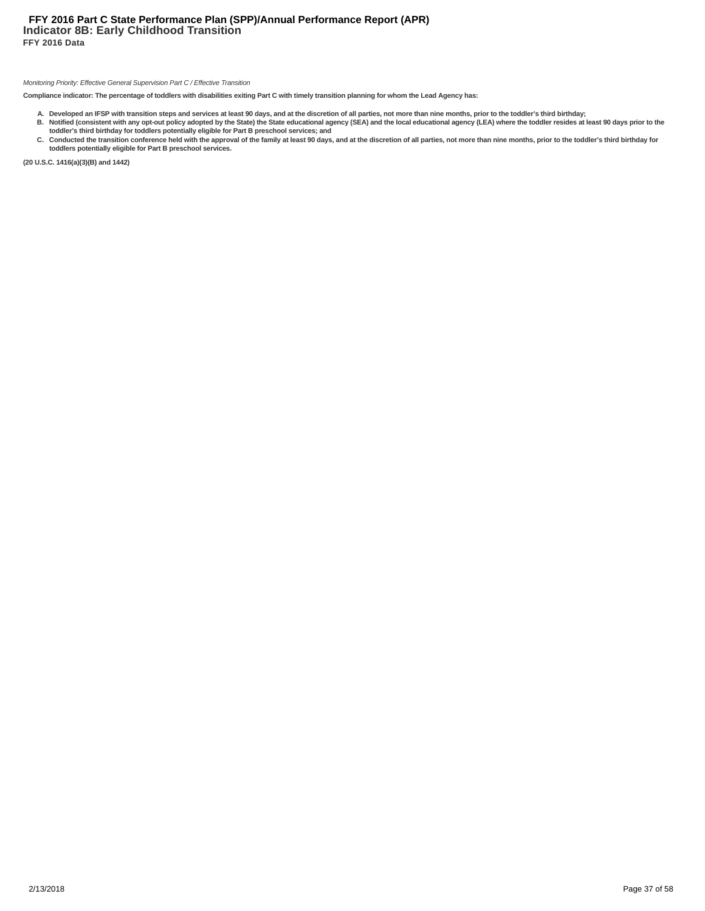## Indicator 8B: Early Childhood Transition

**FFY 2016 Data**

*Monitoring Priority: Effective General Supervision Part C / Effective Transition*

**Compliance indicator: The percentage of toddlers with disabilities exiting Part C with timely transition planning for whom the Lead Agency has:**

- **A. Developed an IFSP with transition steps and services at least 90 days, and at the discretion of all parties, not more than nine months, prior to the toddler's third birthday;**
- **B. Notified (consistent with any opt-out policy adopted by the State) the State educational agency (SEA) and the local educational agency (LEA) where the toddler resides at least 90 days prior to the toddler's third birthday for toddlers potentially eligible for Part B preschool services; and**
- **C. Conducted the transition conference held with the approval of the family at least 90 days, and at the discretion of all parties, not more than nine months, prior to the toddler's third birthday for toddlers potentially eligible for Part B preschool services.**

**(20 U.S.C. 1416(a)(3)(B) and 1442)**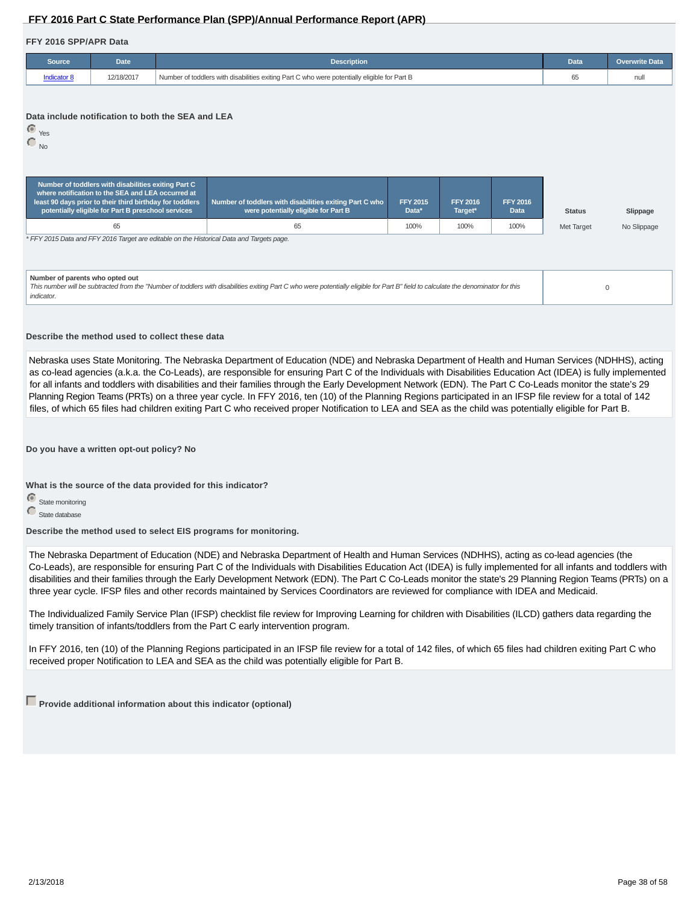## FFY 2016 SPP/APR Data

| Source | Date | Description | Data | Overwrite Data |
|---|---|---|---|---|
| Indicator 8 | 12/18/2017 | Number of toddlers with disabilities exiting Part C who were potentially eligible for Part B | 65 | null |

**Data include notification to both the SEA and LEA**

- (selected) Yes
- No

| Number of toddlers with disabilities exiting Part C where notification to the SEA and LEA occurred at least 90 days prior to their third birthday for toddlers potentially eligible for Part B preschool services | Number of toddlers with disabilities exiting Part C who were potentially eligible for Part B | FFY 2015 Data* | FFY 2016 Target* | FFY 2016 Data | Status | Slippage |
|---|---|---|---|---|---|---|
| 65 | 65 | 100% | 100% | 100% | Met Target | No Slippage |

*\* FFY 2015 Data and FFY 2016 Target are editable on the Historical Data and Targets page.*

| Number of parents who opted out<br>*This number will be subtracted from the "Number of toddlers with disabilities exiting Part C who were potentially eligible for Part B" field to calculate the denominator for this indicator.* | 0 |
|---|---|

**Describe the method used to collect these data**

Nebraska uses State Monitoring. The Nebraska Department of Education (NDE) and Nebraska Department of Health and Human Services (NDHHS), acting as co-lead agencies (a.k.a. the Co-Leads), are responsible for ensuring Part C of the Individuals with Disabilities Education Act (IDEA) is fully implemented for all infants and toddlers with disabilities and their families through the Early Development Network (EDN). The Part C Co-Leads monitor the state's 29 Planning Region Teams (PRTs) on a three year cycle. In FFY 2016, ten (10) of the Planning Regions participated in an IFSP file review for a total of 142 files, of which 65 files had children exiting Part C who received proper Notification to LEA and SEA as the child was potentially eligible for Part B.

**Do you have a written opt-out policy? No**

**What is the source of the data provided for this indicator?**

- (selected) State monitoring
- State database

**Describe the method used to select EIS programs for monitoring.**

The Nebraska Department of Education (NDE) and Nebraska Department of Health and Human Services (NDHHS), acting as co-lead agencies (the Co-Leads), are responsible for ensuring Part C of the Individuals with Disabilities Education Act (IDEA) is fully implemented for all infants and toddlers with disabilities and their families through the Early Development Network (EDN). The Part C Co-Leads monitor the state's 29 Planning Region Teams (PRTs) on a three year cycle. IFSP files and other records maintained by Services Coordinators are reviewed for compliance with IDEA and Medicaid.

The Individualized Family Service Plan (IFSP) checklist file review for Improving Learning for children with Disabilities (ILCD) gathers data regarding the timely transition of infants/toddlers from the Part C early intervention program.

In FFY 2016, ten (10) of the Planning Regions participated in an IFSP file review for a total of 142 files, of which 65 files had children exiting Part C who received proper Notification to LEA and SEA as the child was potentially eligible for Part B.

- [ ] **Provide additional information about this indicator (optional)**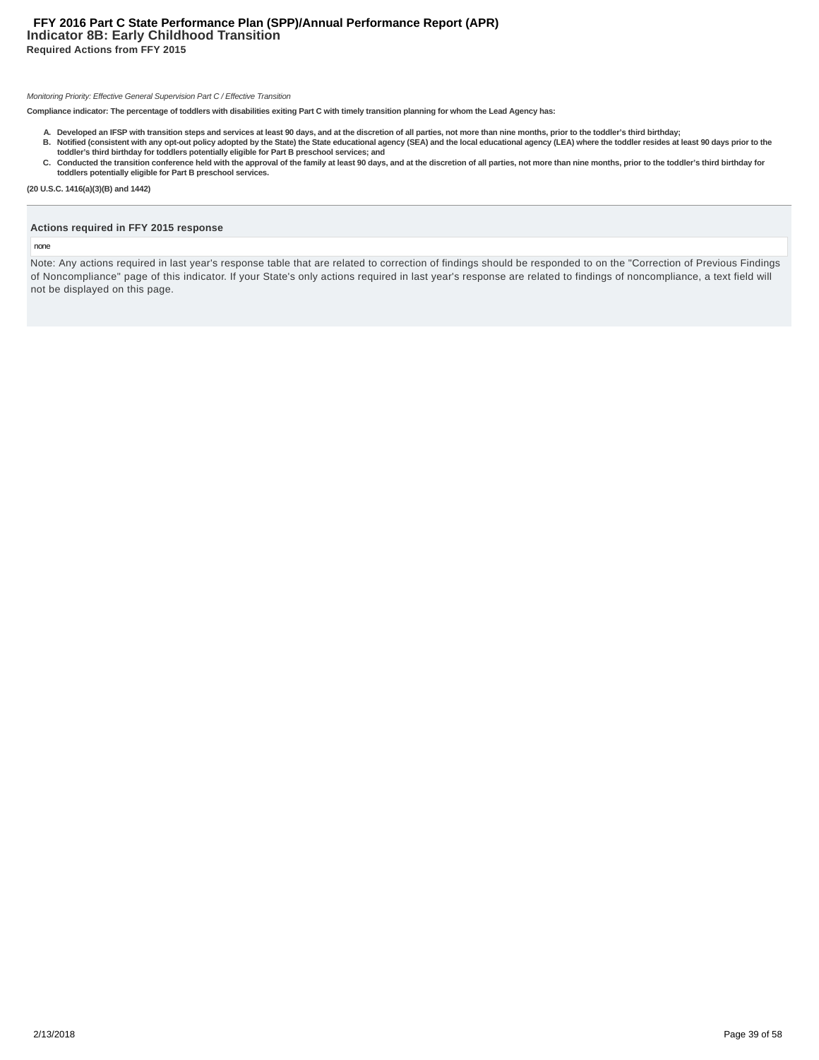# FFY 2016 Part C State Performance Plan (SPP)/Annual Performance Report (APR)

## Indicator 8B: Early Childhood Transition

### Required Actions from FFY 2015

*Monitoring Priority: Effective General Supervision Part C / Effective Transition*

**Compliance indicator: The percentage of toddlers with disabilities exiting Part C with timely transition planning for whom the Lead Agency has:**

A. **Developed an IFSP with transition steps and services at least 90 days, and at the discretion of all parties, not more than nine months, prior to the toddler's third birthday;**
B. **Notified (consistent with any opt-out policy adopted by the State) the State educational agency (SEA) and the local educational agency (LEA) where the toddler resides at least 90 days prior to the toddler's third birthday for toddlers potentially eligible for Part B preschool services; and**
C. **Conducted the transition conference held with the approval of the family at least 90 days, and at the discretion of all parties, not more than nine months, prior to the toddler's third birthday for toddlers potentially eligible for Part B preschool services.**

**(20 U.S.C. 1416(a)(3)(B) and 1442)**

**Actions required in FFY 2015 response**

none

Note: Any actions required in last year's response table that are related to correction of findings should be responded to on the "Correction of Previous Findings of Noncompliance" page of this indicator. If your State's only actions required in last year's response are related to findings of noncompliance, a text field will not be displayed on this page.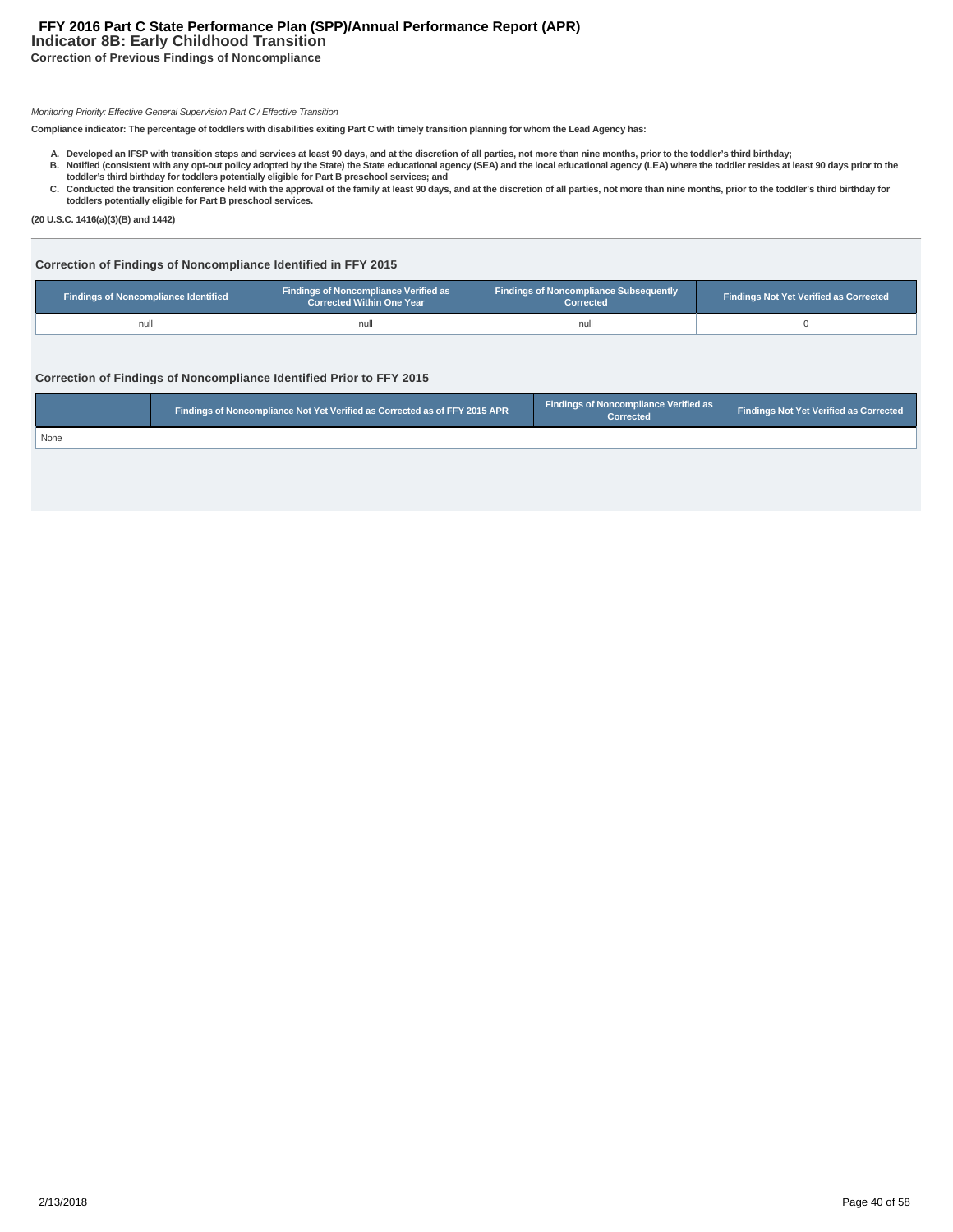# FFY 2016 Part C State Performance Plan (SPP)/Annual Performance Report (APR)

## Indicator 8B: Early Childhood Transition

### Correction of Previous Findings of Noncompliance

*Monitoring Priority: Effective General Supervision Part C / Effective Transition*

**Compliance indicator: The percentage of toddlers with disabilities exiting Part C with timely transition planning for whom the Lead Agency has:**

- **A. Developed an IFSP with transition steps and services at least 90 days, and at the discretion of all parties, not more than nine months, prior to the toddler's third birthday;**
- **B. Notified (consistent with any opt-out policy adopted by the State) the State educational agency (SEA) and the local educational agency (LEA) where the toddler resides at least 90 days prior to the toddler's third birthday for toddlers potentially eligible for Part B preschool services; and**
- **C. Conducted the transition conference held with the approval of the family at least 90 days, and at the discretion of all parties, not more than nine months, prior to the toddler's third birthday for toddlers potentially eligible for Part B preschool services.**

**(20 U.S.C. 1416(a)(3)(B) and 1442)**

#### Correction of Findings of Noncompliance Identified in FFY 2015

| Findings of Noncompliance Identified | Findings of Noncompliance Verified as Corrected Within One Year | Findings of Noncompliance Subsequently Corrected | Findings Not Yet Verified as Corrected |
|---|---|---|---|
| null | null | null | 0 |

#### Correction of Findings of Noncompliance Identified Prior to FFY 2015

| | Findings of Noncompliance Not Yet Verified as Corrected as of FFY 2015 APR | Findings of Noncompliance Verified as Corrected | Findings Not Yet Verified as Corrected |
|---|---|---|---|
| None | | | |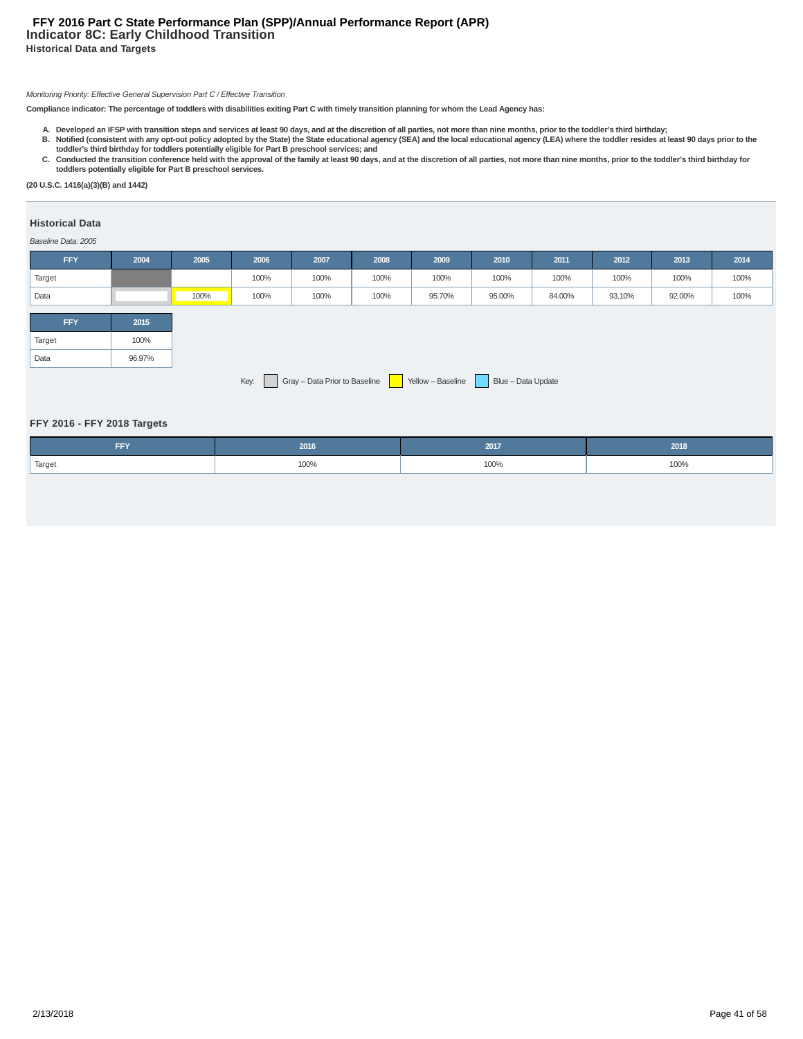# FFY 2016 Part C State Performance Plan (SPP)/Annual Performance Report (APR)

## Indicator 8C: Early Childhood Transition

### Historical Data and Targets

*Monitoring Priority: Effective General Supervision Part C / Effective Transition*

**Compliance indicator: The percentage of toddlers with disabilities exiting Part C with timely transition planning for whom the Lead Agency has:**

- **A. Developed an IFSP with transition steps and services at least 90 days, and at the discretion of all parties, not more than nine months, prior to the toddler's third birthday;**
- **B. Notified (consistent with any opt-out policy adopted by the State) the State educational agency (SEA) and the local educational agency (LEA) where the toddler resides at least 90 days prior to the toddler's third birthday for toddlers potentially eligible for Part B preschool services; and**
- **C. Conducted the transition conference held with the approval of the family at least 90 days, and at the discretion of all parties, not more than nine months, prior to the toddler's third birthday for toddlers potentially eligible for Part B preschool services.**

**(20 U.S.C. 1416(a)(3)(B) and 1442)**

### Historical Data

*Baseline Data: 2005*

| FFY | 2004 | 2005 | 2006 | 2007 | 2008 | 2009 | 2010 | 2011 | 2012 | 2013 | 2014 | 2015 |
|---|---|---|---|---|---|---|---|---|---|---|---|---|
| Target | | | 100% | 100% | 100% | 100% | 100% | 100% | 100% | 100% | 100% | 100% |
| Data | | 100% | 100% | 100% | 100% | 95.70% | 95.00% | 84.00% | 93.10% | 92.00% | 100% | 96.97% |

Key: Gray – Data Prior to Baseline; Yellow – Baseline; Blue – Data Update

### FFY 2016 - FFY 2018 Targets

| FFY | 2016 | 2017 | 2018 |
|---|---|---|---|
| Target | 100% | 100% | 100% |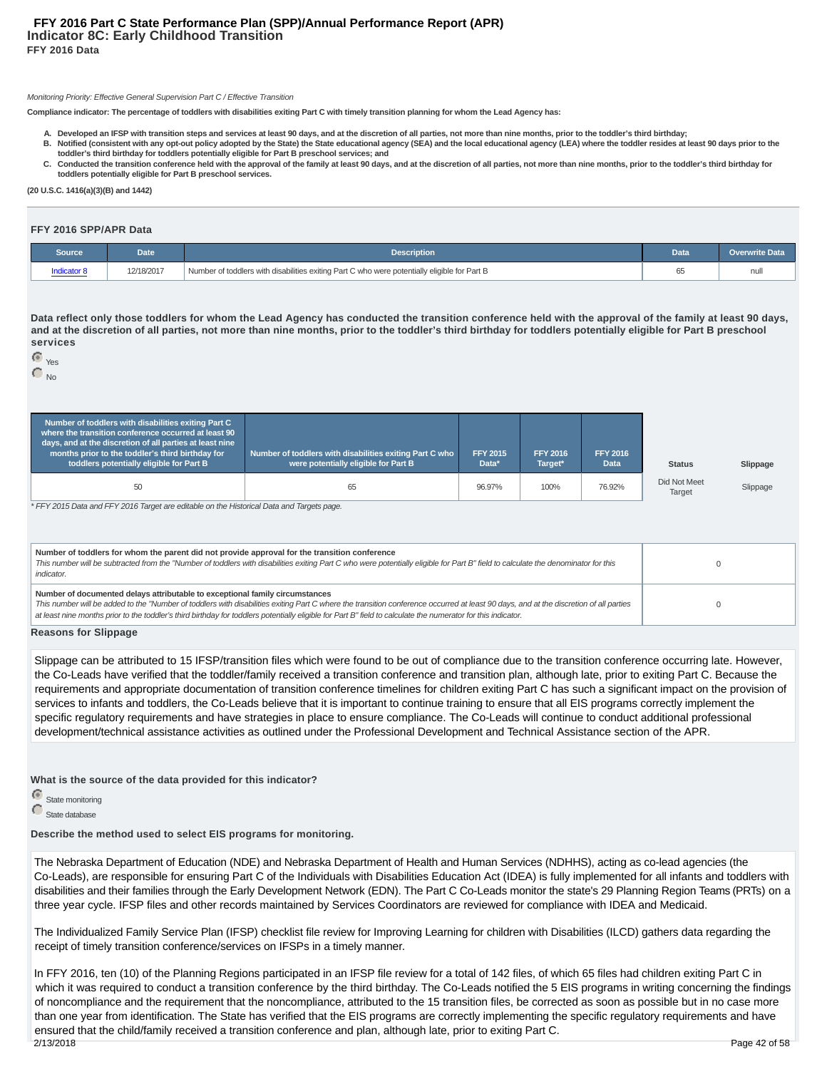# FFY 2016 Part C State Performance Plan (SPP)/Annual Performance Report (APR)

## Indicator 8C: Early Childhood Transition

**FFY 2016 Data**

*Monitoring Priority: Effective General Supervision Part C / Effective Transition*

**Compliance indicator: The percentage of toddlers with disabilities exiting Part C with timely transition planning for whom the Lead Agency has:**

A. **Developed an IFSP with transition steps and services at least 90 days, and at the discretion of all parties, not more than nine months, prior to the toddler's third birthday;**
B. **Notified (consistent with any opt-out policy adopted by the State) the State educational agency (SEA) and the local educational agency (LEA) where the toddler resides at least 90 days prior to the toddler's third birthday for toddlers potentially eligible for Part B preschool services; and**
C. **Conducted the transition conference held with the approval of the family at least 90 days, and at the discretion of all parties, not more than nine months, prior to the toddler's third birthday for toddlers potentially eligible for Part B preschool services.**

**(20 U.S.C. 1416(a)(3)(B) and 1442)**

### FFY 2016 SPP/APR Data

| Source | Date | Description | Data | Overwrite Data |
|---|---|---|---|---|
| Indicator 8 | 12/18/2017 | Number of toddlers with disabilities exiting Part C who were potentially eligible for Part B | 65 | null |

**Data reflect only those toddlers for whom the Lead Agency has conducted the transition conference held with the approval of the family at least 90 days, and at the discretion of all parties, not more than nine months, prior to the toddler's third birthday for toddlers potentially eligible for Part B preschool services**

- (selected) Yes
- No

| Number of toddlers with disabilities exiting Part C where the transition conference occurred at least 90 days, and at the discretion of all parties at least nine months prior to the toddler's third birthday for toddlers potentially eligible for Part B | Number of toddlers with disabilities exiting Part C who were potentially eligible for Part B | FFY 2015 Data* | FFY 2016 Target* | FFY 2016 Data | Status | Slippage |
|---|---|---|---|---|---|---|
| 50 | 65 | 96.97% | 100% | 76.92% | Did Not Meet Target | Slippage |

*\* FFY 2015 Data and FFY 2016 Target are editable on the Historical Data and Targets page.*

| | |
|---|---|
| **Number of toddlers for whom the parent did not provide approval for the transition conference**<br>*This number will be subtracted from the "Number of toddlers with disabilities exiting Part C who were potentially eligible for Part B" field to calculate the denominator for this indicator.* | 0 |
| **Number of documented delays attributable to exceptional family circumstances**<br>*This number will be added to the "Number of toddlers with disabilities exiting Part C where the transition conference occurred at least 90 days, and at the discretion of all parties at least nine months prior to the toddler's third birthday for toddlers potentially eligible for Part B" field to calculate the numerator for this indicator.* | 0 |

**Reasons for Slippage**

Slippage can be attributed to 15 IFSP/transition files which were found to be out of compliance due to the transition conference occurring late. However, the Co-Leads have verified that the toddler/family received a transition conference and transition plan, although late, prior to exiting Part C. Because the requirements and appropriate documentation of transition conference timelines for children exiting Part C has such a significant impact on the provision of services to infants and toddlers, the Co-Leads believe that it is important to continue training to ensure that all EIS programs correctly implement the specific regulatory requirements and have strategies in place to ensure compliance. The Co-Leads will continue to conduct additional professional development/technical assistance activities as outlined under the Professional Development and Technical Assistance section of the APR.

**What is the source of the data provided for this indicator?**

- (selected) State monitoring
- State database

**Describe the method used to select EIS programs for monitoring.**

The Nebraska Department of Education (NDE) and Nebraska Department of Health and Human Services (NDHHS), acting as co-lead agencies (the Co-Leads), are responsible for ensuring Part C of the Individuals with Disabilities Education Act (IDEA) is fully implemented for all infants and toddlers with disabilities and their families through the Early Development Network (EDN). The Part C Co-Leads monitor the state's 29 Planning Region Teams (PRTs) on a three year cycle. IFSP files and other records maintained by Services Coordinators are reviewed for compliance with IDEA and Medicaid.

The Individualized Family Service Plan (IFSP) checklist file review for Improving Learning for children with Disabilities (ILCD) gathers data regarding the receipt of timely transition conference/services on IFSPs in a timely manner.

In FFY 2016, ten (10) of the Planning Regions participated in an IFSP file review for a total of 142 files, of which 65 files had children exiting Part C in which it was required to conduct a transition conference by the third birthday. The Co-Leads notified the 5 EIS programs in writing concerning the findings of noncompliance and the requirement that the noncompliance, attributed to the 15 transition files, be corrected as soon as possible but in no case more than one year from identification. The State has verified that the EIS programs are correctly implementing the specific regulatory requirements and have ensured that the child/family received a transition conference and plan, although late, prior to exiting Part C.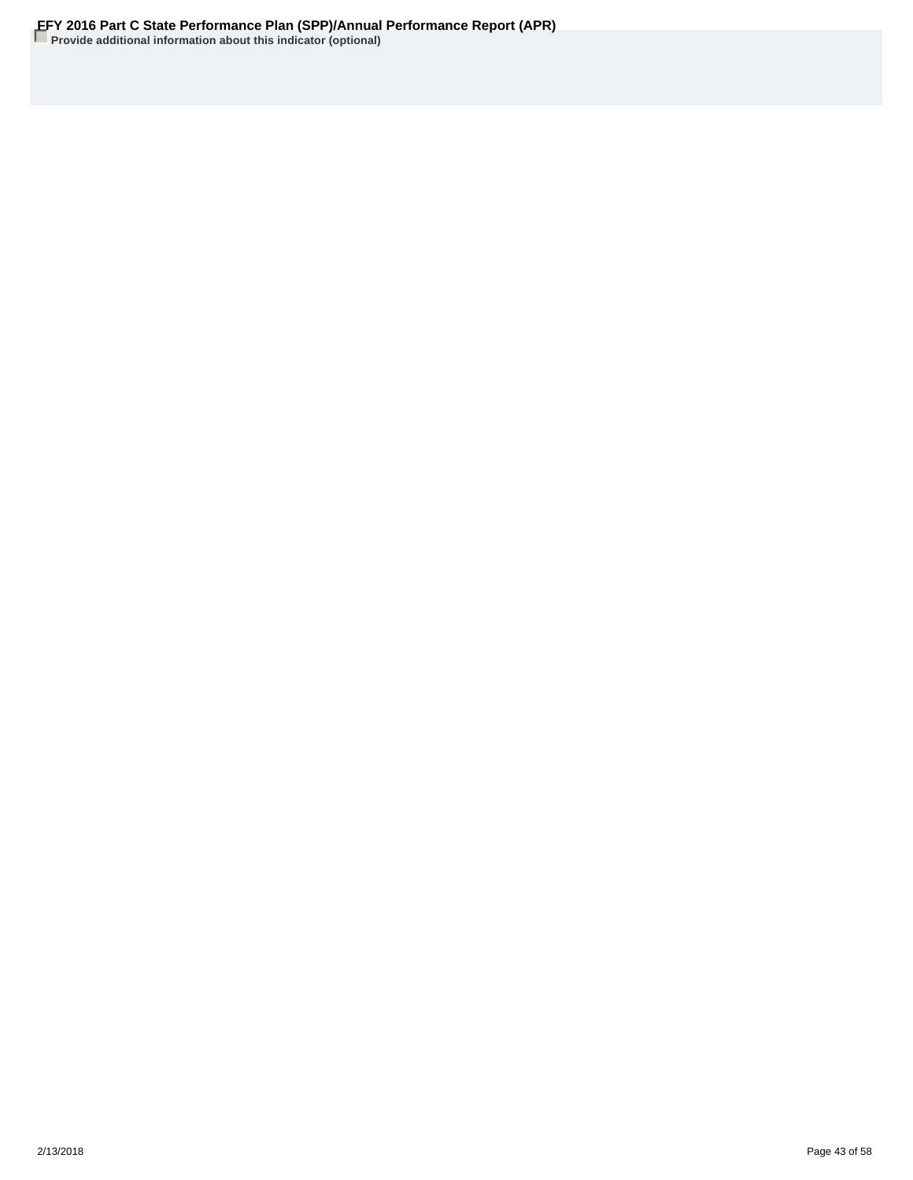**Provide additional information about this indicator (optional)**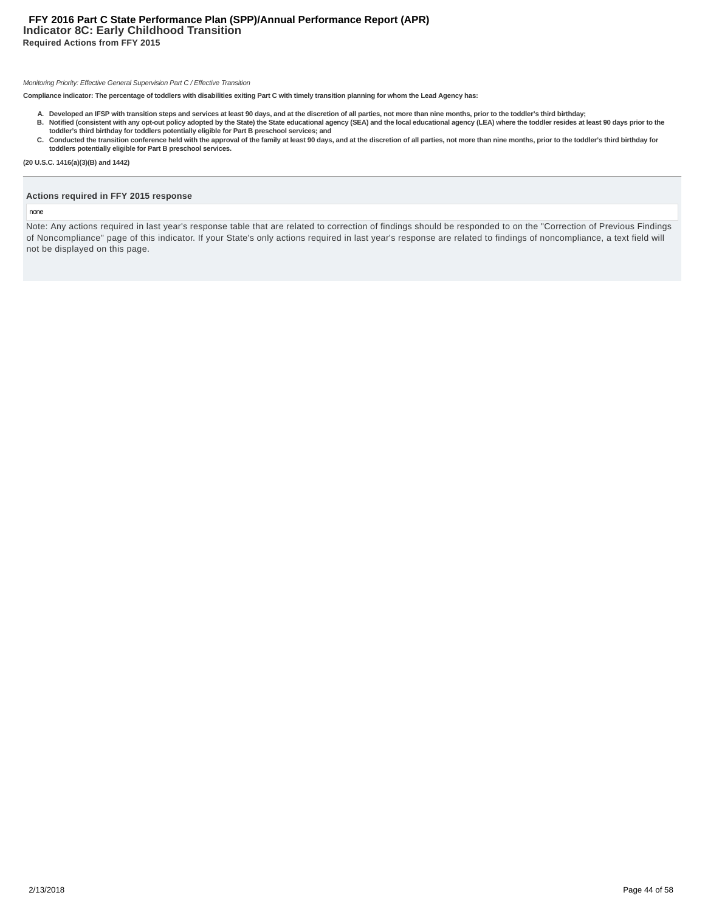# FFY 2016 Part C State Performance Plan (SPP)/Annual Performance Report (APR)

## Indicator 8C: Early Childhood Transition

### Required Actions from FFY 2015

*Monitoring Priority: Effective General Supervision Part C / Effective Transition*

**Compliance indicator: The percentage of toddlers with disabilities exiting Part C with timely transition planning for whom the Lead Agency has:**

A. **Developed an IFSP with transition steps and services at least 90 days, and at the discretion of all parties, not more than nine months, prior to the toddler's third birthday;**
B. **Notified (consistent with any opt-out policy adopted by the State) the State educational agency (SEA) and the local educational agency (LEA) where the toddler resides at least 90 days prior to the toddler's third birthday for toddlers potentially eligible for Part B preschool services; and**
C. **Conducted the transition conference held with the approval of the family at least 90 days, and at the discretion of all parties, not more than nine months, prior to the toddler's third birthday for toddlers potentially eligible for Part B preschool services.**

**(20 U.S.C. 1416(a)(3)(B) and 1442)**

**Actions required in FFY 2015 response**

none

Note: Any actions required in last year's response table that are related to correction of findings should be responded to on the "Correction of Previous Findings of Noncompliance" page of this indicator. If your State's only actions required in last year's response are related to findings of noncompliance, a text field will not be displayed on this page.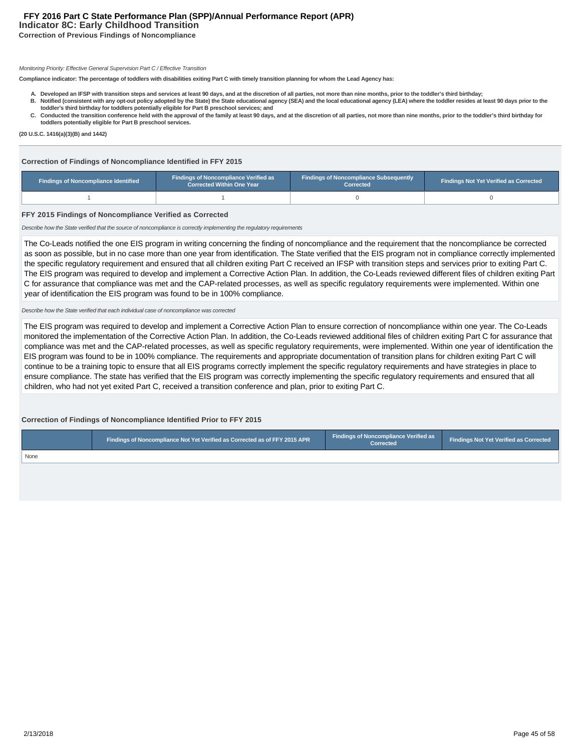# FFY 2016 Part C State Performance Plan (SPP)/Annual Performance Report (APR)

## Indicator 8C: Early Childhood Transition

### Correction of Previous Findings of Noncompliance

*Monitoring Priority: Effective General Supervision Part C / Effective Transition*

**Compliance indicator: The percentage of toddlers with disabilities exiting Part C with timely transition planning for whom the Lead Agency has:**

A. **Developed an IFSP with transition steps and services at least 90 days, and at the discretion of all parties, not more than nine months, prior to the toddler's third birthday;**
B. **Notified (consistent with any opt-out policy adopted by the State) the State educational agency (SEA) and the local educational agency (LEA) where the toddler resides at least 90 days prior to the toddler's third birthday for toddlers potentially eligible for Part B preschool services; and**
C. **Conducted the transition conference held with the approval of the family at least 90 days, and at the discretion of all parties, not more than nine months, prior to the toddler's third birthday for toddlers potentially eligible for Part B preschool services.**

**(20 U.S.C. 1416(a)(3)(B) and 1442)**

### Correction of Findings of Noncompliance Identified in FFY 2015

| Findings of Noncompliance Identified | Findings of Noncompliance Verified as Corrected Within One Year | Findings of Noncompliance Subsequently Corrected | Findings Not Yet Verified as Corrected |
|---|---|---|---|
| 1 | 1 | 0 | 0 |

### FFY 2015 Findings of Noncompliance Verified as Corrected

*Describe how the State verified that the source of noncompliance is correctly implementing the regulatory requirements*

The Co-Leads notified the one EIS program in writing concerning the finding of noncompliance and the requirement that the noncompliance be corrected as soon as possible, but in no case more than one year from identification. The State verified that the EIS program not in compliance correctly implemented the specific regulatory requirement and ensured that all children exiting Part C received an IFSP with transition steps and services prior to exiting Part C. The EIS program was required to develop and implement a Corrective Action Plan. In addition, the Co-Leads reviewed different files of children exiting Part C for assurance that compliance was met and the CAP-related processes, as well as specific regulatory requirements were implemented. Within one year of identification the EIS program was found to be in 100% compliance.

*Describe how the State verified that each individual case of noncompliance was corrected*

The EIS program was required to develop and implement a Corrective Action Plan to ensure correction of noncompliance within one year. The Co-Leads monitored the implementation of the Corrective Action Plan. In addition, the Co-Leads reviewed additional files of children exiting Part C for assurance that compliance was met and the CAP-related processes, as well as specific regulatory requirements, were implemented. Within one year of identification the EIS program was found to be in 100% compliance. The requirements and appropriate documentation of transition plans for children exiting Part C will continue to be a training topic to ensure that all EIS programs correctly implement the specific regulatory requirements and have strategies in place to ensure compliance. The state has verified that the EIS program was correctly implementing the specific regulatory requirements and ensured that all children, who had not yet exited Part C, received a transition conference and plan, prior to exiting Part C.

### Correction of Findings of Noncompliance Identified Prior to FFY 2015

| | Findings of Noncompliance Not Yet Verified as Corrected as of FFY 2015 APR | Findings of Noncompliance Verified as Corrected | Findings Not Yet Verified as Corrected |
|---|---|---|---|
| None | | | |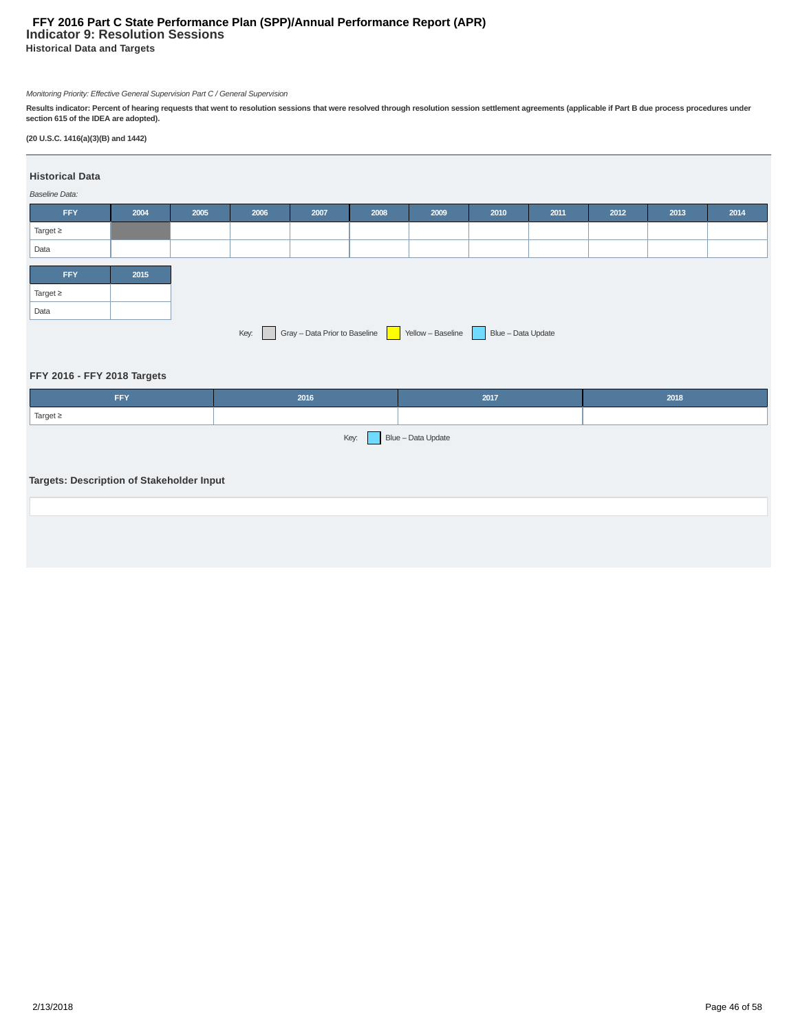# FFY 2016 Part C State Performance Plan (SPP)/Annual Performance Report (APR)

## Indicator 9: Resolution Sessions

### Historical Data and Targets

*Monitoring Priority: Effective General Supervision Part C / General Supervision*

**Results indicator: Percent of hearing requests that went to resolution sessions that were resolved through resolution session settlement agreements (applicable if Part B due process procedures under section 615 of the IDEA are adopted).**

**(20 U.S.C. 1416(a)(3)(B) and 1442)**

### Historical Data

*Baseline Data:*

| FFY | 2004 | 2005 | 2006 | 2007 | 2008 | 2009 | 2010 | 2011 | 2012 | 2013 | 2014 |
|---|---|---|---|---|---|---|---|---|---|---|---|
| Target ≥ | | | | | | | | | | | |
| Data | | | | | | | | | | | |

| FFY | 2015 |
|---|---|
| Target ≥ | |
| Data | |

Key: Gray – Data Prior to Baseline; Yellow – Baseline; Blue – Data Update

### FFY 2016 - FFY 2018 Targets

| FFY | 2016 | 2017 | 2018 |
|---|---|---|---|
| Target ≥ | | | |

Key: Blue – Data Update

### Targets: Description of Stakeholder Input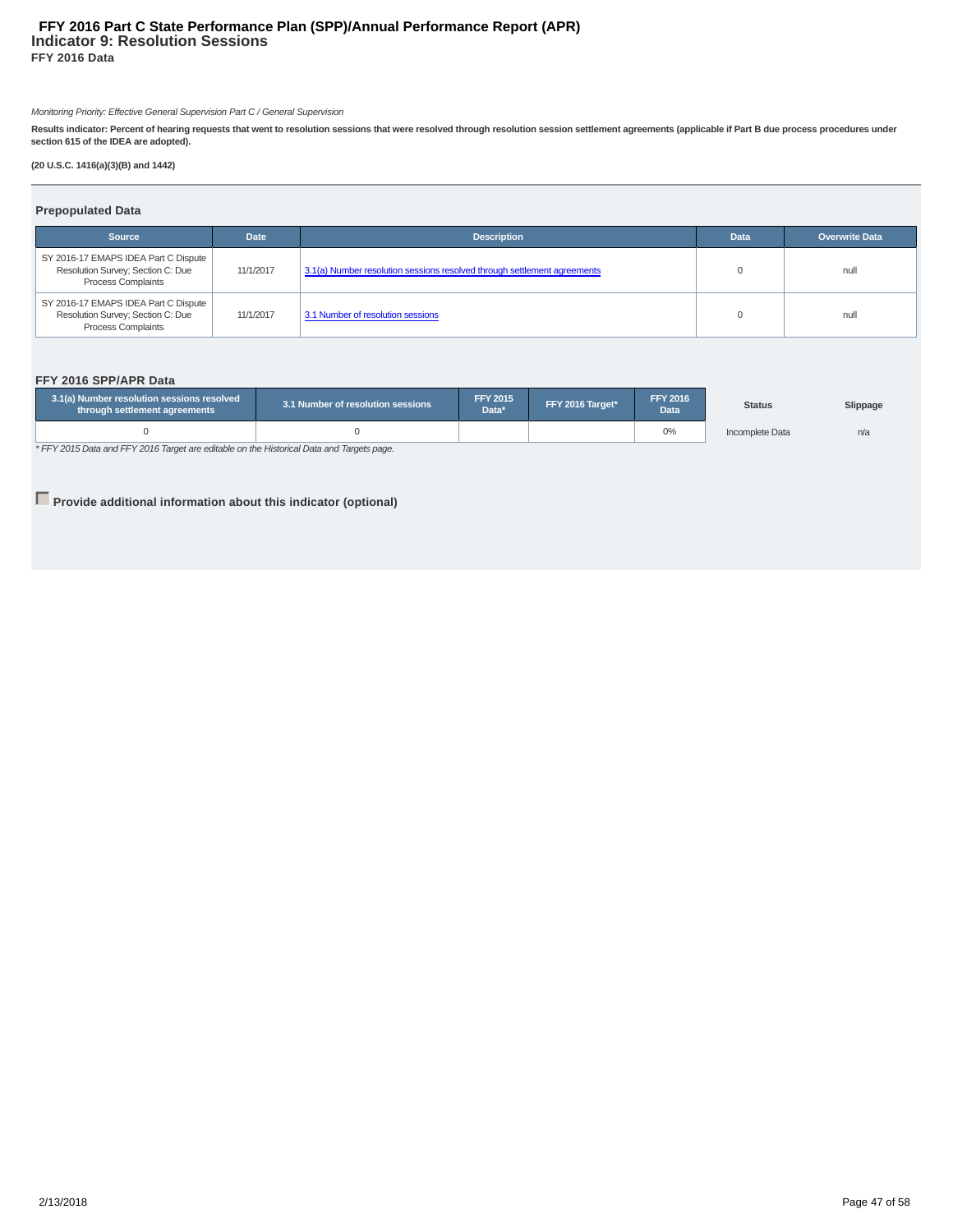# Indicator 9: Resolution Sessions

**FFY 2016 Data**

*Monitoring Priority: Effective General Supervision Part C / General Supervision*

**Results indicator: Percent of hearing requests that went to resolution sessions that were resolved through resolution session settlement agreements (applicable if Part B due process procedures under section 615 of the IDEA are adopted).**

**(20 U.S.C. 1416(a)(3)(B) and 1442)**

## Prepopulated Data

| Source | Date | Description | Data | Overwrite Data |
|---|---|---|---|---|
| SY 2016-17 EMAPS IDEA Part C Dispute Resolution Survey; Section C: Due Process Complaints | 11/1/2017 | 3.1(a) Number resolution sessions resolved through settlement agreements | 0 | null |
| SY 2016-17 EMAPS IDEA Part C Dispute Resolution Survey; Section C: Due Process Complaints | 11/1/2017 | 3.1 Number of resolution sessions | 0 | null |

## FFY 2016 SPP/APR Data

| 3.1(a) Number resolution sessions resolved through settlement agreements | 3.1 Number of resolution sessions | FFY 2015 Data* | FFY 2016 Target* | FFY 2016 Data | Status | Slippage |
|---|---|---|---|---|---|---|
| 0 | 0 | | | 0% | Incomplete Data | n/a |

*\* FFY 2015 Data and FFY 2016 Target are editable on the Historical Data and Targets page.*

**Provide additional information about this indicator (optional)**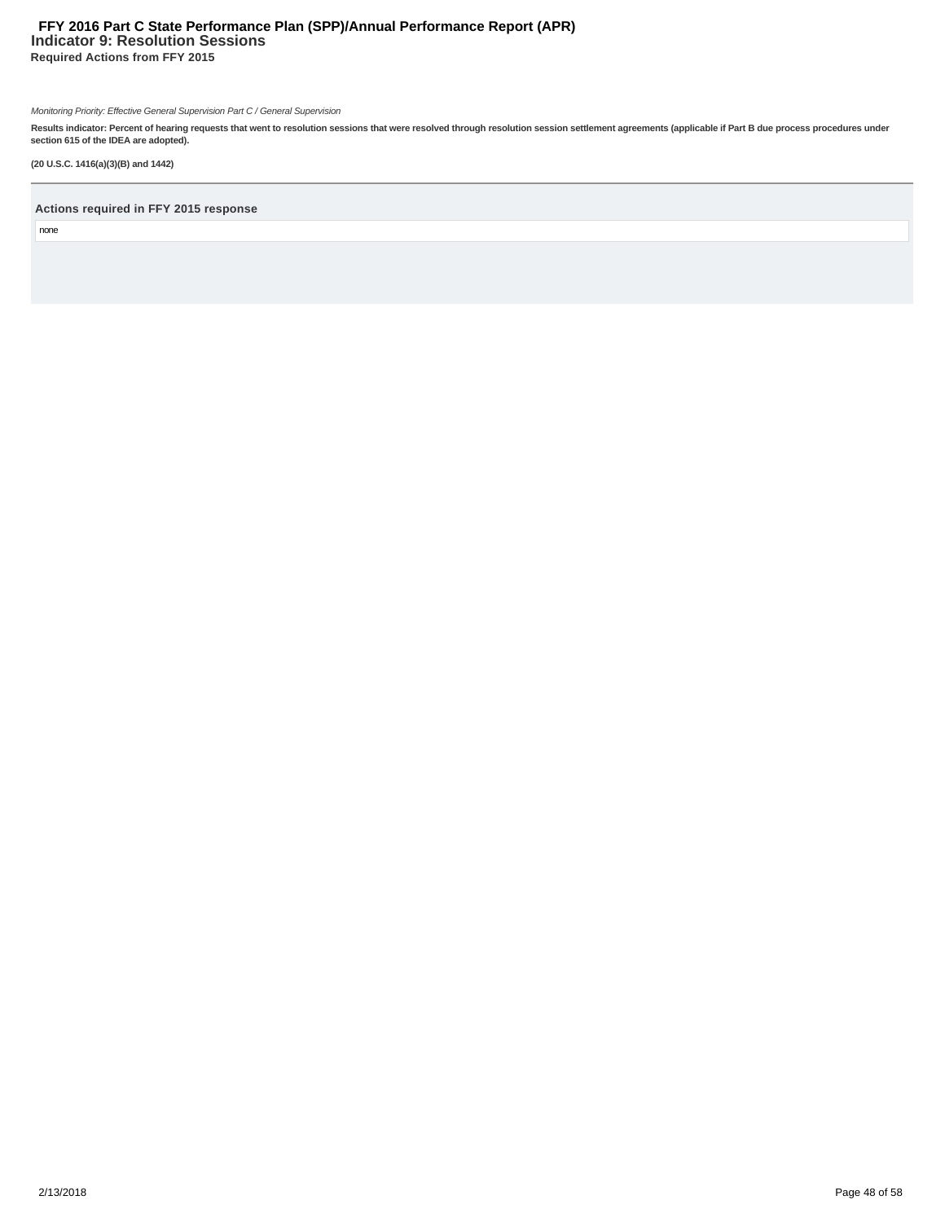# FFY 2016 Part C State Performance Plan (SPP)/Annual Performance Report (APR)

## Indicator 9: Resolution Sessions

### Required Actions from FFY 2015

*Monitoring Priority: Effective General Supervision Part C / General Supervision*

**Results indicator: Percent of hearing requests that went to resolution sessions that were resolved through resolution session settlement agreements (applicable if Part B due process procedures under section 615 of the IDEA are adopted).**

**(20 U.S.C. 1416(a)(3)(B) and 1442)**

**Actions required in FFY 2015 response**

none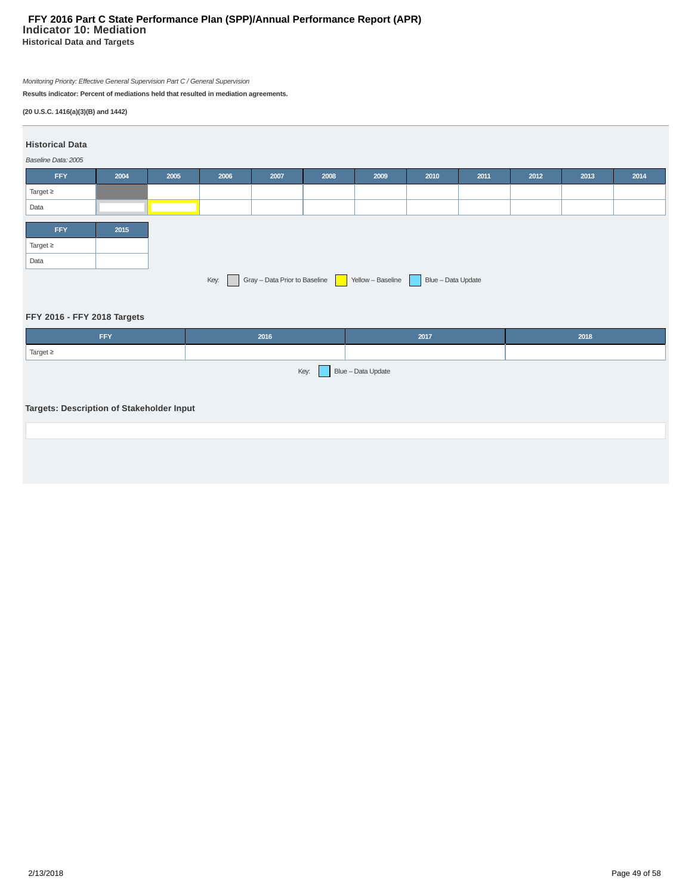# FFY 2016 Part C State Performance Plan (SPP)/Annual Performance Report (APR)

## Indicator 10: Mediation

### Historical Data and Targets

*Monitoring Priority: Effective General Supervision Part C / General Supervision*

**Results indicator: Percent of mediations held that resulted in mediation agreements.**

**(20 U.S.C. 1416(a)(3)(B) and 1442)**

### Historical Data

*Baseline Data: 2005*

| FFY | 2004 | 2005 | 2006 | 2007 | 2008 | 2009 | 2010 | 2011 | 2012 | 2013 | 2014 |
|---|---|---|---|---|---|---|---|---|---|---|---|
| Target ≥ | | | | | | | | | | | |
| Data | | | | | | | | | | | |

| FFY | 2015 |
|---|---|
| Target ≥ | |
| Data | |

Key: Gray – Data Prior to Baseline, Yellow – Baseline, Blue – Data Update

### FFY 2016 - FFY 2018 Targets

| FFY | 2016 | 2017 | 2018 |
|---|---|---|---|
| Target ≥ | | | |

Key: Blue – Data Update

### Targets: Description of Stakeholder Input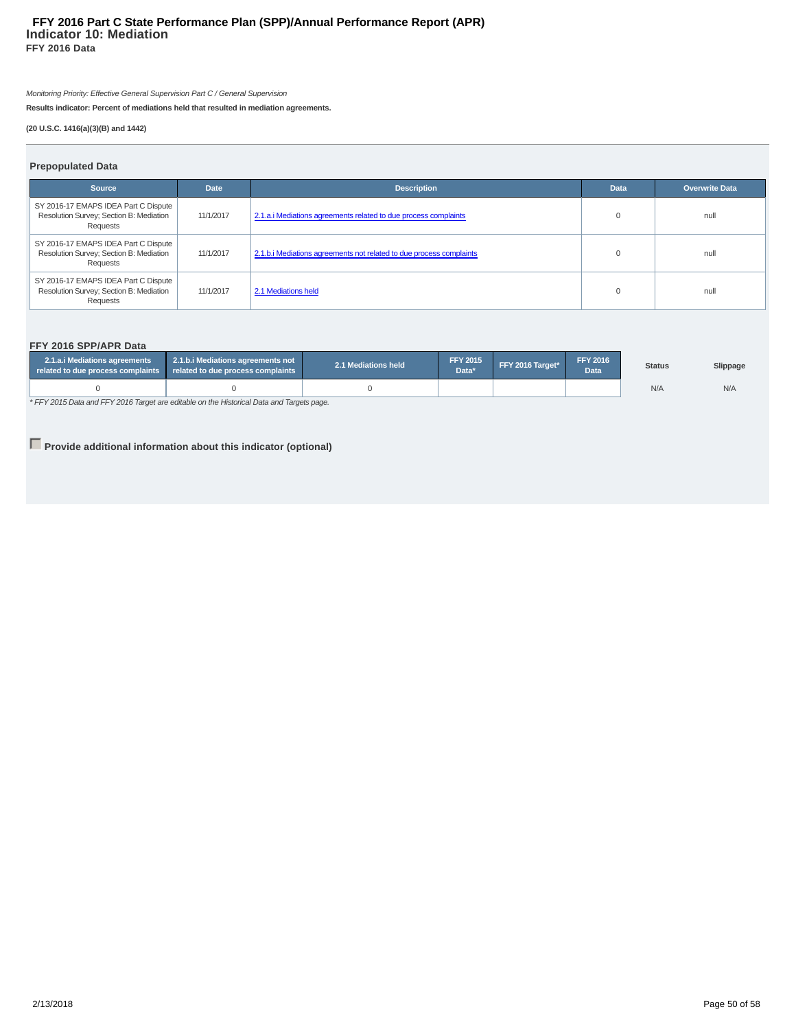# FFY 2016 Part C State Performance Plan (SPP)/Annual Performance Report (APR)

## Indicator 10: Mediation

### FFY 2016 Data

*Monitoring Priority: Effective General Supervision Part C / General Supervision*

**Results indicator: Percent of mediations held that resulted in mediation agreements.**

**(20 U.S.C. 1416(a)(3)(B) and 1442)**

#### Prepopulated Data

| Source | Date | Description | Data | Overwrite Data |
|---|---|---|---|---|
| SY 2016-17 EMAPS IDEA Part C Dispute Resolution Survey; Section B: Mediation Requests | 11/1/2017 | 2.1.a.i Mediations agreements related to due process complaints | 0 | null |
| SY 2016-17 EMAPS IDEA Part C Dispute Resolution Survey; Section B: Mediation Requests | 11/1/2017 | 2.1.b.i Mediations agreements not related to due process complaints | 0 | null |
| SY 2016-17 EMAPS IDEA Part C Dispute Resolution Survey; Section B: Mediation Requests | 11/1/2017 | 2.1 Mediations held | 0 | null |

#### FFY 2016 SPP/APR Data

| 2.1.a.i Mediations agreements related to due process complaints | 2.1.b.i Mediations agreements not related to due process complaints | 2.1 Mediations held | FFY 2015 Data* | FFY 2016 Target* | FFY 2016 Data | Status | Slippage |
|---|---|---|---|---|---|---|---|
| 0 | 0 | 0 | | | | N/A | N/A |

*\* FFY 2015 Data and FFY 2016 Target are editable on the Historical Data and Targets page.*

**Provide additional information about this indicator (optional)**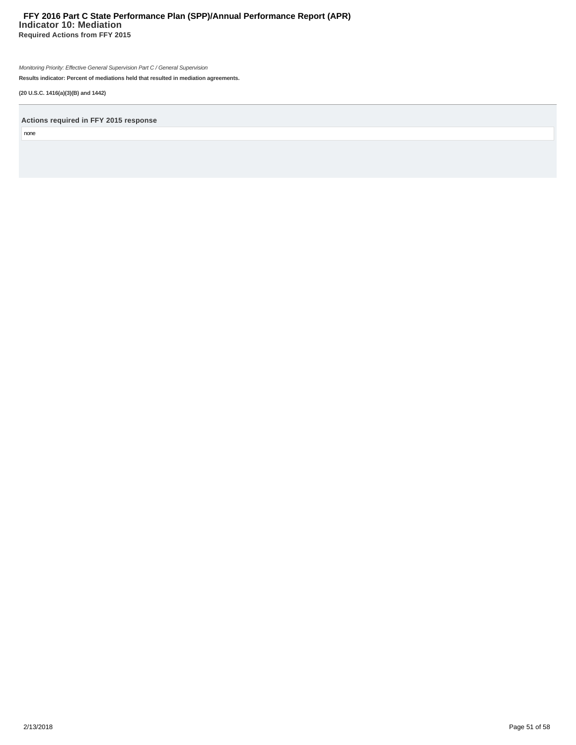# FFY 2016 Part C State Performance Plan (SPP)/Annual Performance Report (APR)

## Indicator 10: Mediation

### Required Actions from FFY 2015

*Monitoring Priority: Effective General Supervision Part C / General Supervision*

**Results indicator: Percent of mediations held that resulted in mediation agreements.**

**(20 U.S.C. 1416(a)(3)(B) and 1442)**

---

**Actions required in FFY 2015 response**

none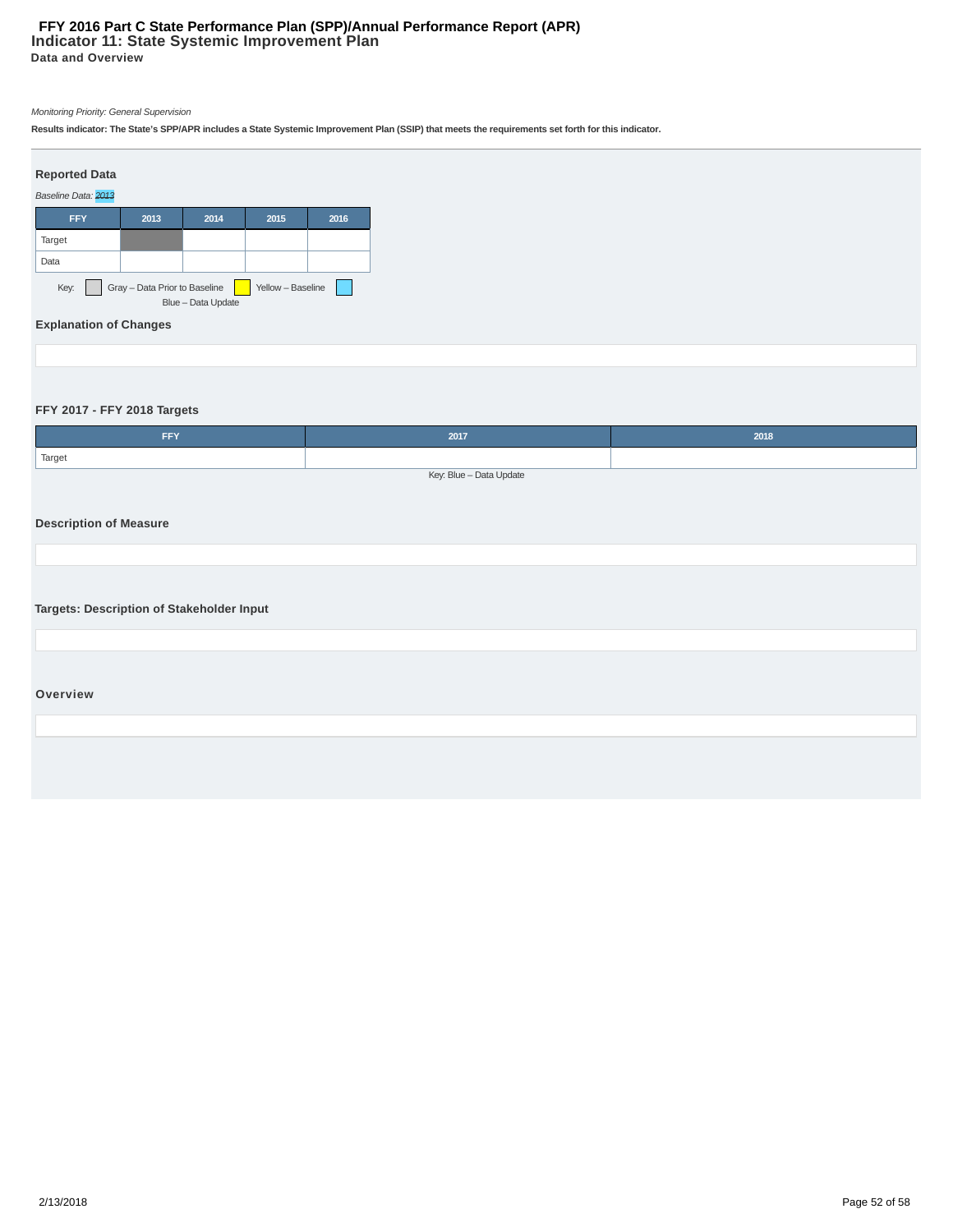# FFY 2016 Part C State Performance Plan (SPP)/Annual Performance Report (APR)

## Indicator 11: State Systemic Improvement Plan

### Data and Overview

*Monitoring Priority: General Supervision*

**Results indicator: The State's SPP/APR includes a State Systemic Improvement Plan (SSIP) that meets the requirements set forth for this indicator.**

### Reported Data

*Baseline Data: 2013*

| FFY | 2013 | 2014 | 2015 | 2016 |
|---|---|---|---|---|
| Target | | | | |
| Data | | | | |

Key: Gray – Data Prior to Baseline; Yellow – Baseline; Blue – Data Update

### Explanation of Changes

### FFY 2017 - FFY 2018 Targets

| FFY | 2017 | 2018 |
|---|---|---|
| Target | | |

Key: Blue – Data Update

### Description of Measure

### Targets: Description of Stakeholder Input

### Overview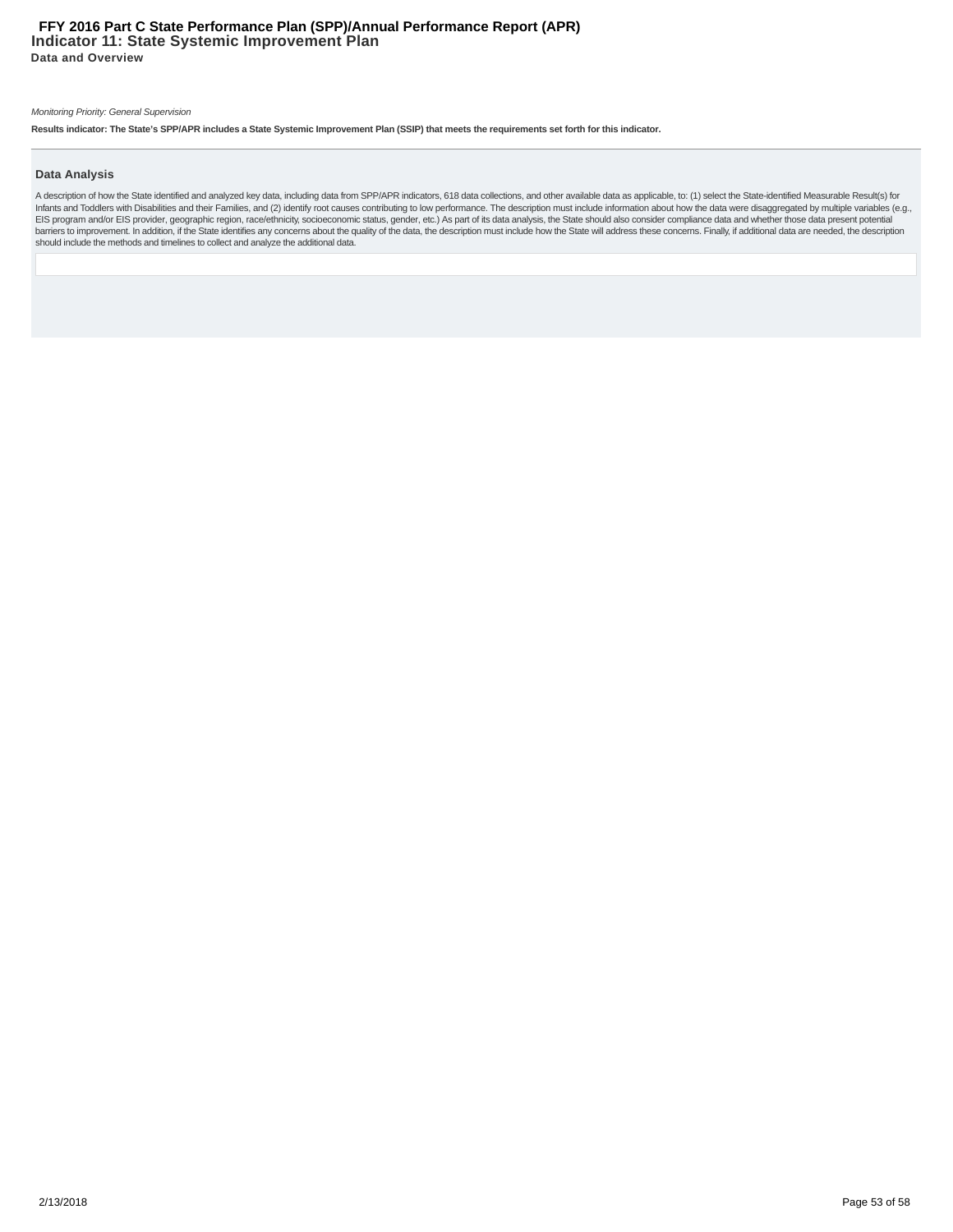# Indicator 11: State Systemic Improvement Plan

**Data and Overview**

*Monitoring Priority: General Supervision*

**Results indicator: The State's SPP/APR includes a State Systemic Improvement Plan (SSIP) that meets the requirements set forth for this indicator.**

## Data Analysis

A description of how the State identified and analyzed key data, including data from SPP/APR indicators, 618 data collections, and other available data as applicable, to: (1) select the State-identified Measurable Result(s) for Infants and Toddlers with Disabilities and their Families, and (2) identify root causes contributing to low performance. The description must include information about how the data were disaggregated by multiple variables (e.g., EIS program and/or EIS provider, geographic region, race/ethnicity, socioeconomic status, gender, etc.) As part of its data analysis, the State should also consider compliance data and whether those data present potential barriers to improvement. In addition, if the State identifies any concerns about the quality of the data, the description must include how the State will address these concerns. Finally, if additional data are needed, the description should include the methods and timelines to collect and analyze the additional data.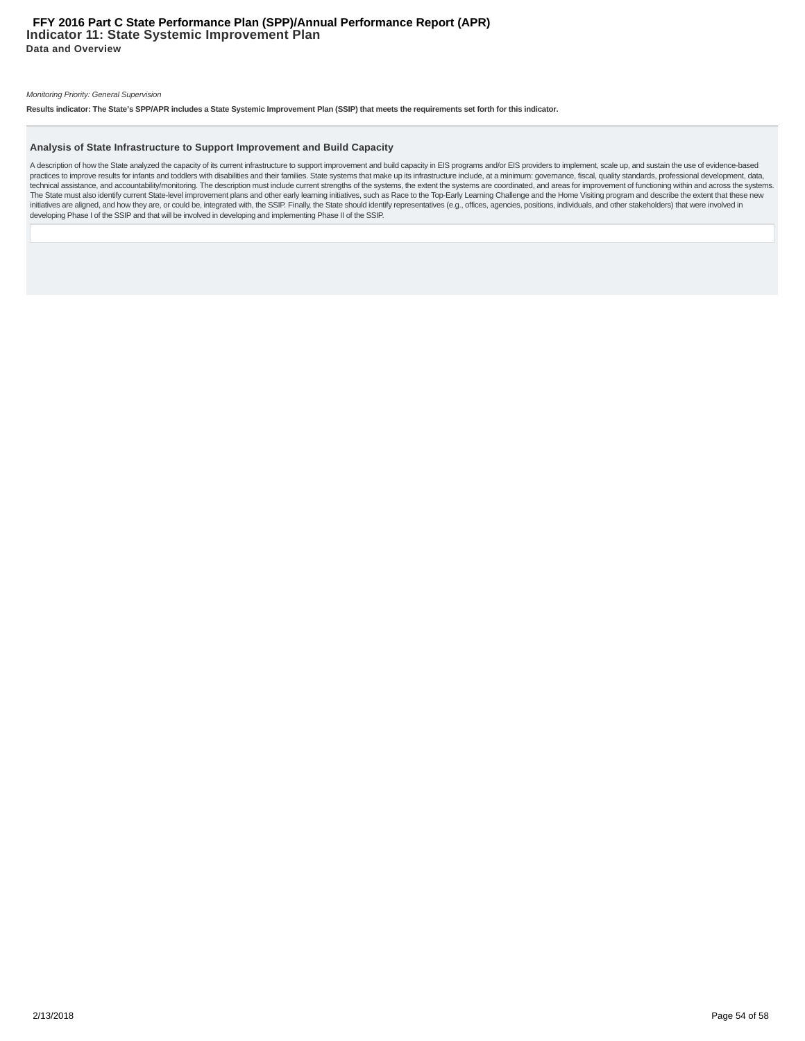# Indicator 11: State Systemic Improvement Plan

**Data and Overview**

*Monitoring Priority: General Supervision*

**Results indicator: The State's SPP/APR includes a State Systemic Improvement Plan (SSIP) that meets the requirements set forth for this indicator.**

### Analysis of State Infrastructure to Support Improvement and Build Capacity

A description of how the State analyzed the capacity of its current infrastructure to support improvement and build capacity in EIS programs and/or EIS providers to implement, scale up, and sustain the use of evidence-based practices to improve results for infants and toddlers with disabilities and their families. State systems that make up its infrastructure include, at a minimum: governance, fiscal, quality standards, professional development, data, technical assistance, and accountability/monitoring. The description must include current strengths of the systems, the extent the systems are coordinated, and areas for improvement of functioning within and across the systems. The State must also identify current State-level improvement plans and other early learning initiatives, such as Race to the Top-Early Learning Challenge and the Home Visiting program and describe the extent that these new initiatives are aligned, and how they are, or could be, integrated with, the SSIP. Finally, the State should identify representatives (e.g., offices, agencies, positions, individuals, and other stakeholders) that were involved in developing Phase I of the SSIP and that will be involved in developing and implementing Phase II of the SSIP.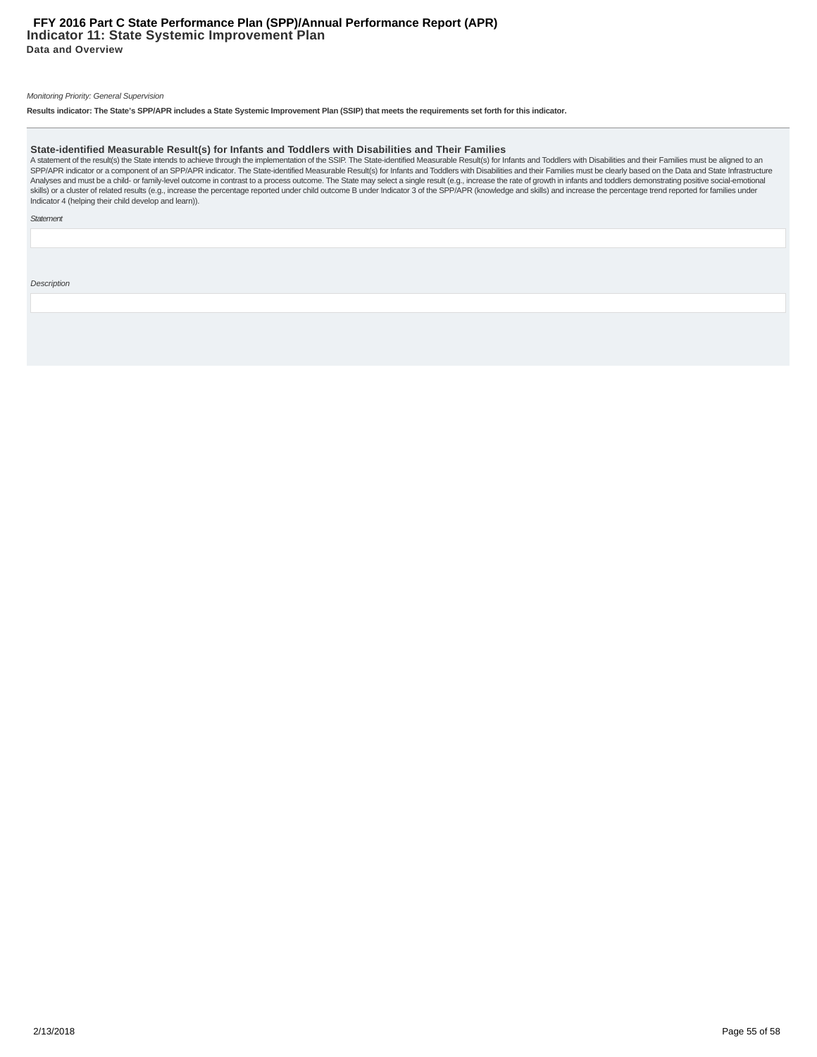# Indicator 11: State Systemic Improvement Plan

**Data and Overview**

*Monitoring Priority: General Supervision*

**Results indicator: The State's SPP/APR includes a State Systemic Improvement Plan (SSIP) that meets the requirements set forth for this indicator.**

## State-identified Measurable Result(s) for Infants and Toddlers with Disabilities and Their Families

A statement of the result(s) the State intends to achieve through the implementation of the SSIP. The State-identified Measurable Result(s) for Infants and Toddlers with Disabilities and their Families must be aligned to an SPP/APR indicator or a component of an SPP/APR indicator. The State-identified Measurable Result(s) for Infants and Toddlers with Disabilities and their Families must be clearly based on the Data and State Infrastructure Analyses and must be a child- or family-level outcome in contrast to a process outcome. The State may select a single result (e.g., increase the rate of growth in infants and toddlers demonstrating positive social-emotional skills) or a cluster of related results (e.g., increase the percentage reported under child outcome B under Indicator 3 of the SPP/APR (knowledge and skills) and increase the percentage trend reported for families under Indicator 4 (helping their child develop and learn)).

*Statement*

*Description*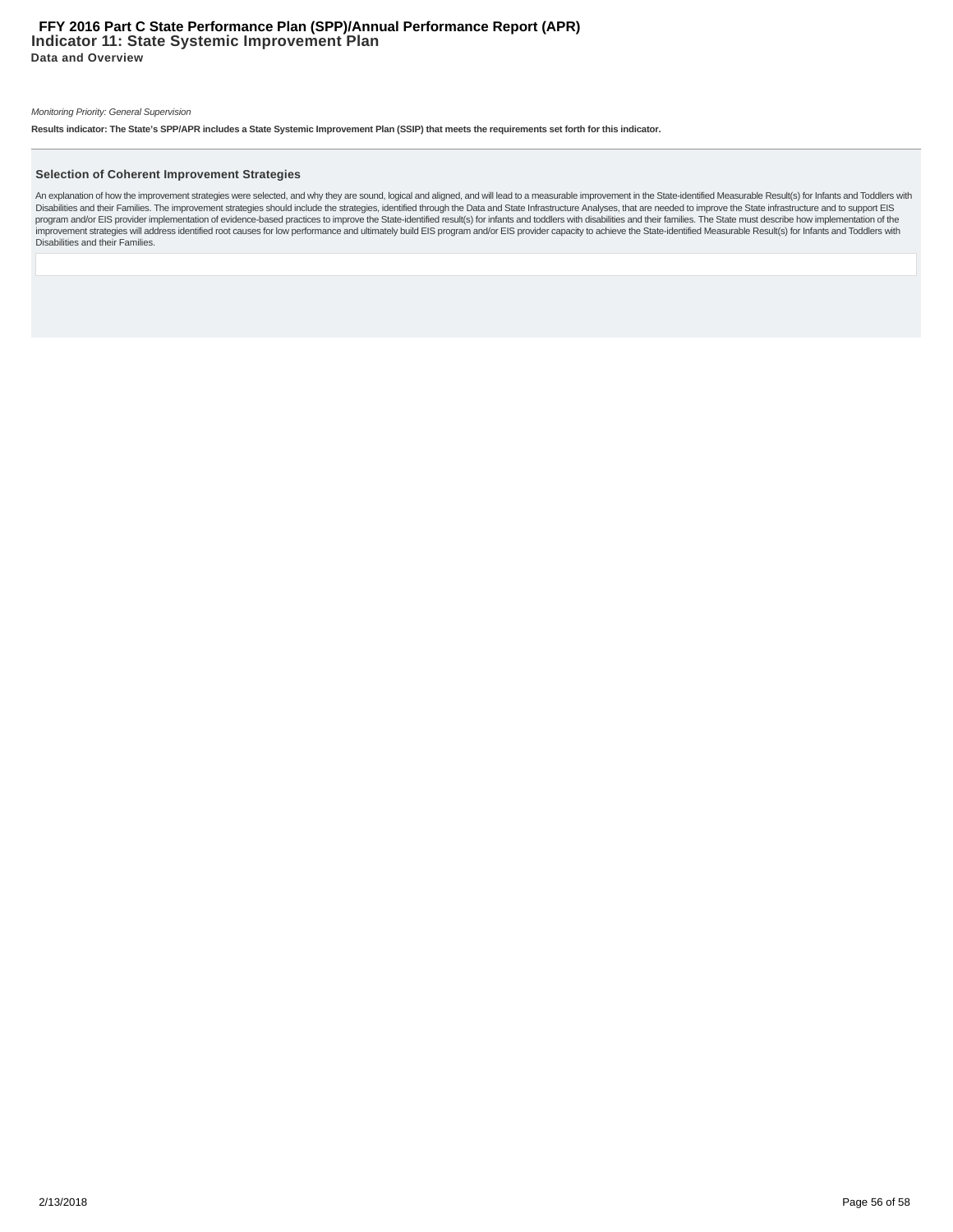# FFY 2016 Part C State Performance Plan (SPP)/Annual Performance Report (APR)

## Indicator 11: State Systemic Improvement Plan

**Data and Overview**

*Monitoring Priority: General Supervision*

**Results indicator: The State's SPP/APR includes a State Systemic Improvement Plan (SSIP) that meets the requirements set forth for this indicator.**

### Selection of Coherent Improvement Strategies

An explanation of how the improvement strategies were selected, and why they are sound, logical and aligned, and will lead to a measurable improvement in the State-identified Measurable Result(s) for Infants and Toddlers with Disabilities and their Families. The improvement strategies should include the strategies, identified through the Data and State Infrastructure Analyses, that are needed to improve the State infrastructure and to support EIS program and/or EIS provider implementation of evidence-based practices to improve the State-identified result(s) for infants and toddlers with disabilities and their families. The State must describe how implementation of the improvement strategies will address identified root causes for low performance and ultimately build EIS program and/or EIS provider capacity to achieve the State-identified Measurable Result(s) for Infants and Toddlers with Disabilities and their Families.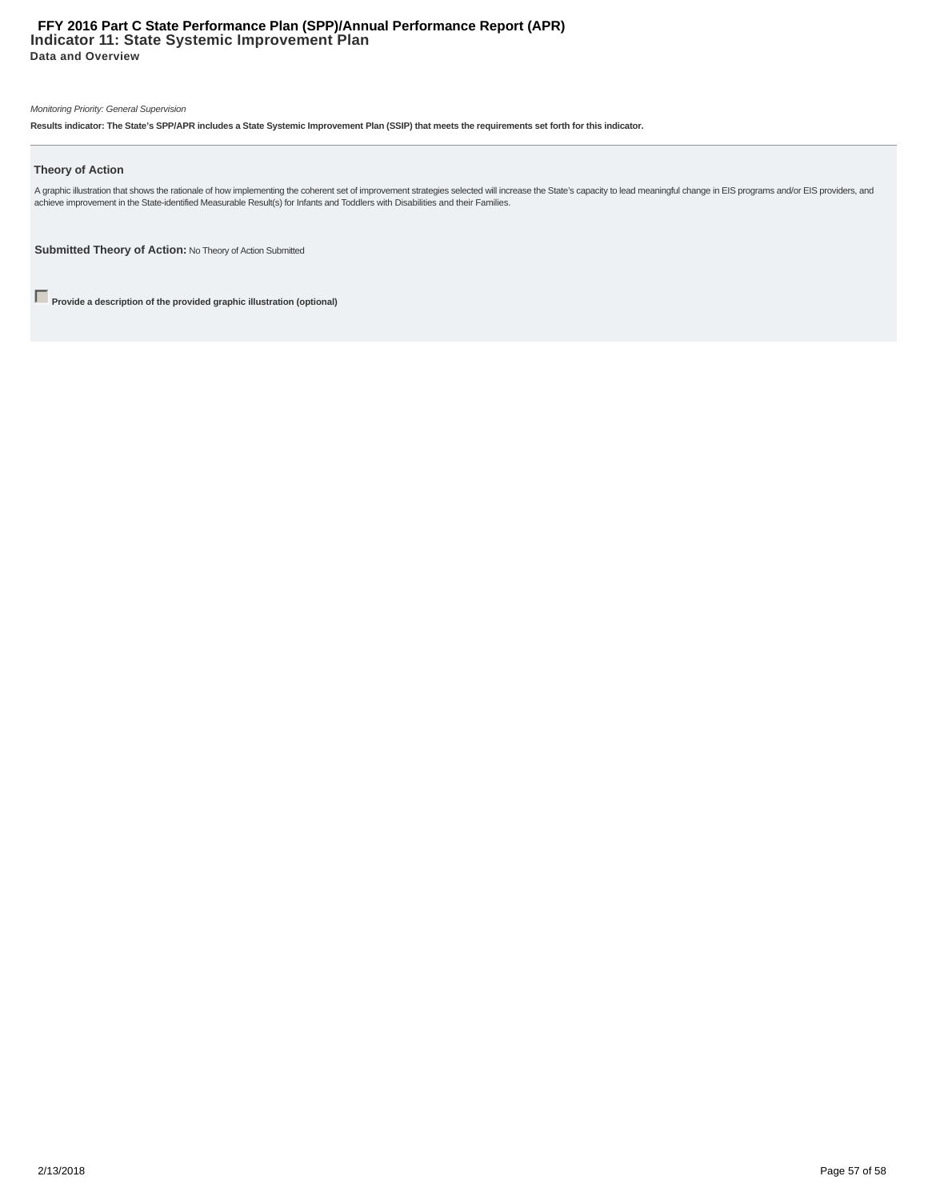# Indicator 11: State Systemic Improvement Plan

**Data and Overview**

*Monitoring Priority: General Supervision*

**Results indicator: The State's SPP/APR includes a State Systemic Improvement Plan (SSIP) that meets the requirements set forth for this indicator.**

---

### Theory of Action

A graphic illustration that shows the rationale of how implementing the coherent set of improvement strategies selected will increase the State's capacity to lead meaningful change in EIS programs and/or EIS providers, and achieve improvement in the State-identified Measurable Result(s) for Infants and Toddlers with Disabilities and their Families.

**Submitted Theory of Action:** No Theory of Action Submitted

☐ **Provide a description of the provided graphic illustration (optional)**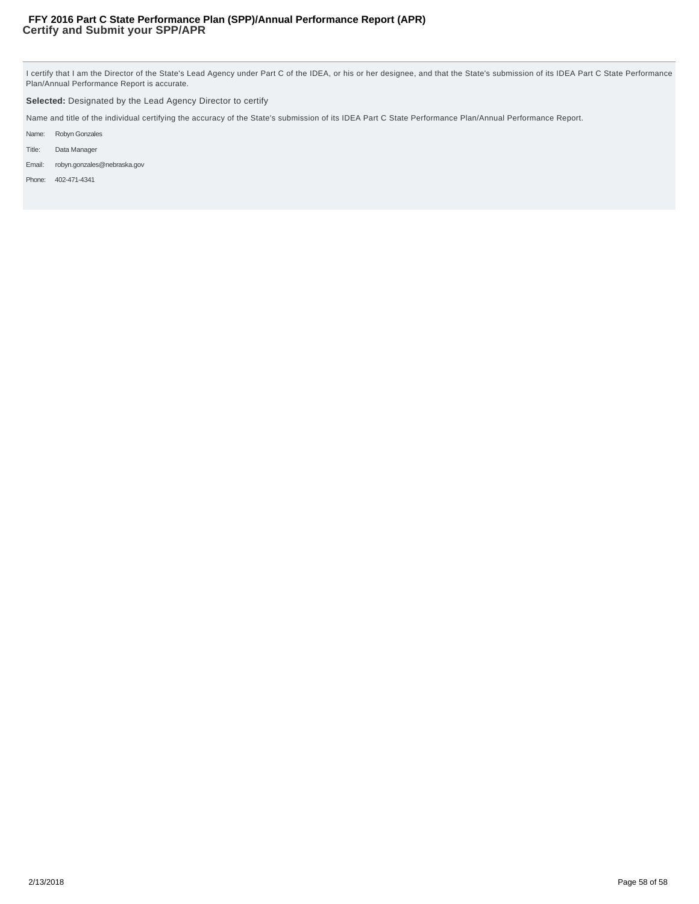## Certify and Submit your SPP/APR

I certify that I am the Director of the State's Lead Agency under Part C of the IDEA, or his or her designee, and that the State's submission of its IDEA Part C State Performance Plan/Annual Performance Report is accurate.

**Selected:** Designated by the Lead Agency Director to certify

Name and title of the individual certifying the accuracy of the State's submission of its IDEA Part C State Performance Plan/Annual Performance Report.

Name: Robyn Gonzales

Title: Data Manager

Email: robyn.gonzales@nebraska.gov

Phone: 402-471-4341